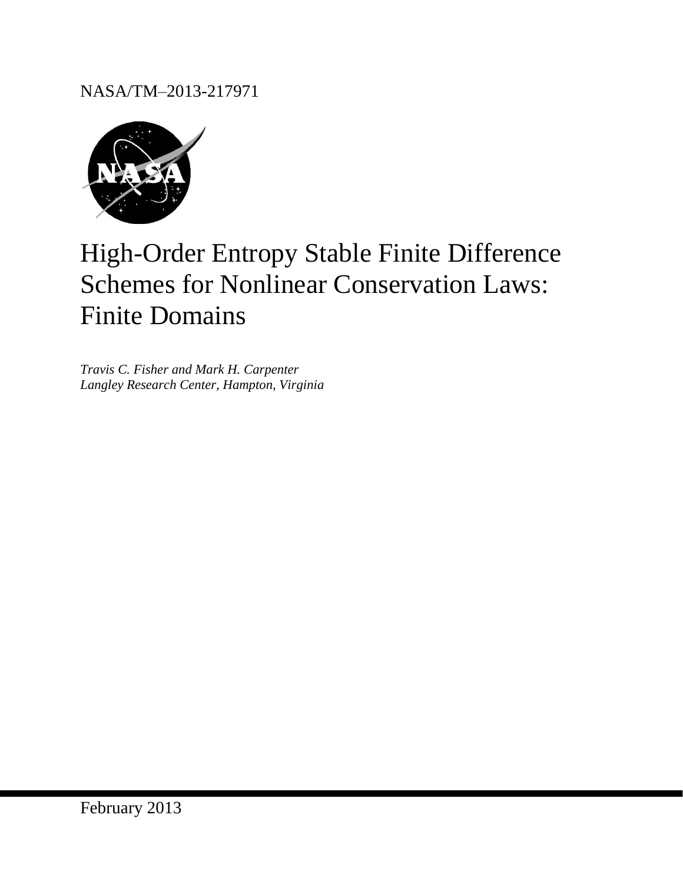NASA/TM–2013-217971

# High-Order Entropy Stable Finite Difference Schemes for Nonlinear Conservation Laws: Finite Domains

*Travis C. Fisher and Mark H. Carpenter*
*Langley Research Center, Hampton, Virginia*

February 2013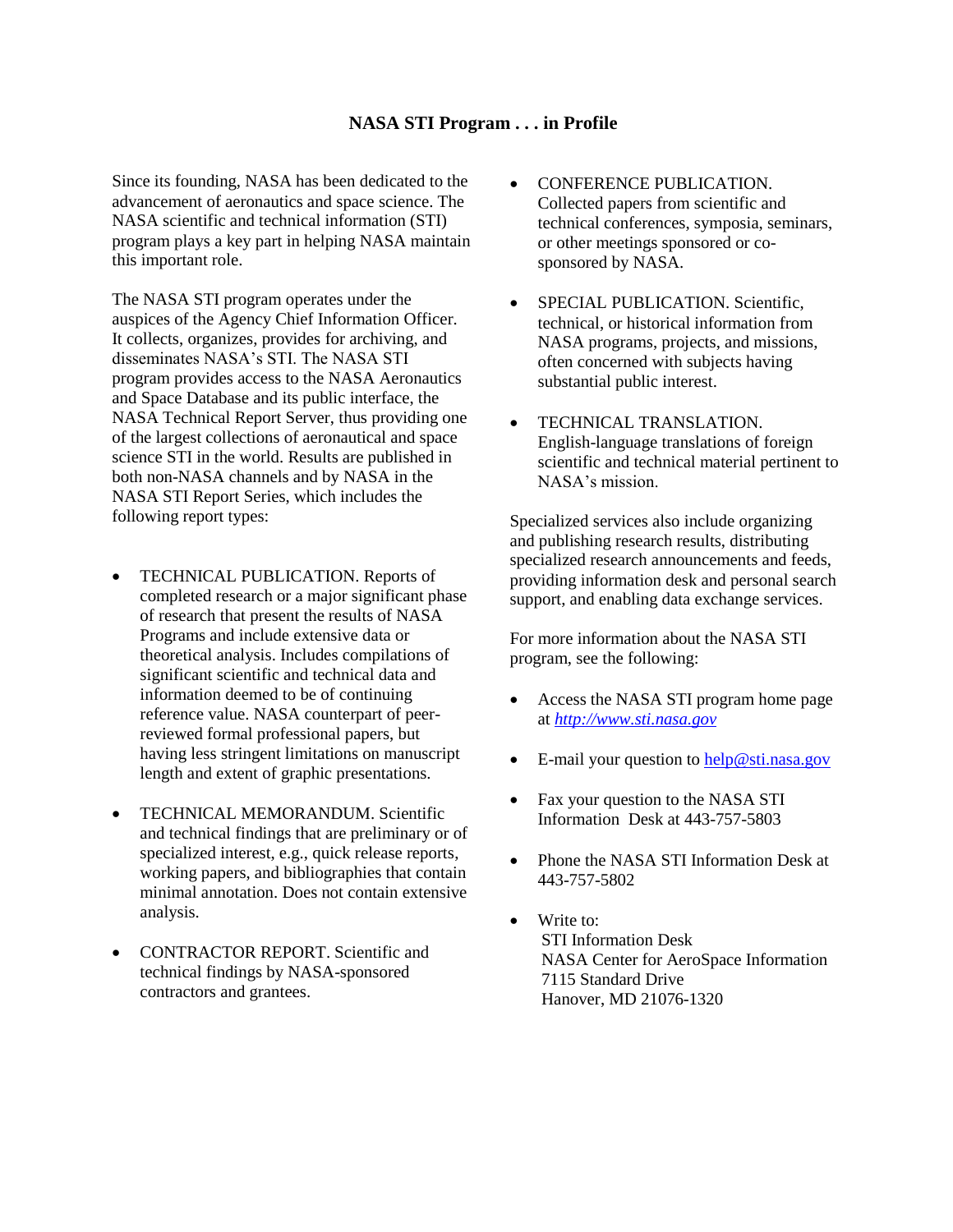# NASA STI Program . . . in Profile

Since its founding, NASA has been dedicated to the advancement of aeronautics and space science. The NASA scientific and technical information (STI) program plays a key part in helping NASA maintain this important role.

The NASA STI program operates under the auspices of the Agency Chief Information Officer. It collects, organizes, provides for archiving, and disseminates NASA's STI. The NASA STI program provides access to the NASA Aeronautics and Space Database and its public interface, the NASA Technical Report Server, thus providing one of the largest collections of aeronautical and space science STI in the world. Results are published in both non-NASA channels and by NASA in the NASA STI Report Series, which includes the following report types:

- TECHNICAL PUBLICATION. Reports of completed research or a major significant phase of research that present the results of NASA Programs and include extensive data or theoretical analysis. Includes compilations of significant scientific and technical data and information deemed to be of continuing reference value. NASA counterpart of peer-reviewed formal professional papers, but having less stringent limitations on manuscript length and extent of graphic presentations.

- TECHNICAL MEMORANDUM. Scientific and technical findings that are preliminary or of specialized interest, e.g., quick release reports, working papers, and bibliographies that contain minimal annotation. Does not contain extensive analysis.

- CONTRACTOR REPORT. Scientific and technical findings by NASA-sponsored contractors and grantees.

- CONFERENCE PUBLICATION. Collected papers from scientific and technical conferences, symposia, seminars, or other meetings sponsored or co-sponsored by NASA.

- SPECIAL PUBLICATION. Scientific, technical, or historical information from NASA programs, projects, and missions, often concerned with subjects having substantial public interest.

- TECHNICAL TRANSLATION. English-language translations of foreign scientific and technical material pertinent to NASA's mission.

Specialized services also include organizing and publishing research results, distributing specialized research announcements and feeds, providing information desk and personal search support, and enabling data exchange services.

For more information about the NASA STI program, see the following:

- Access the NASA STI program home page at *http://www.sti.nasa.gov*

- E-mail your question to help@sti.nasa.gov

- Fax your question to the NASA STI Information Desk at 443-757-5803

- Phone the NASA STI Information Desk at 443-757-5802

- Write to:
  STI Information Desk
  NASA Center for AeroSpace Information
  7115 Standard Drive
  Hanover, MD 21076-1320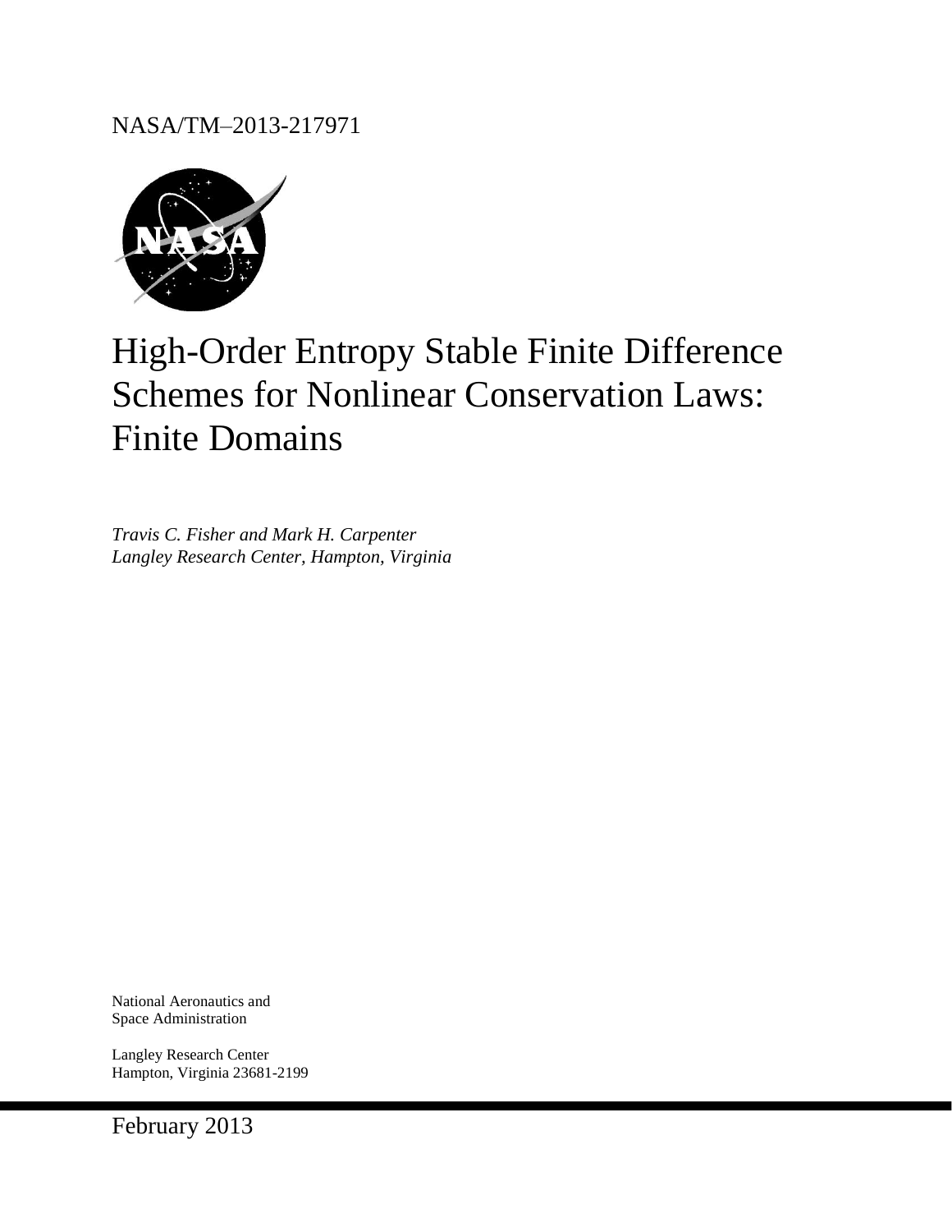NASA/TM–2013-217971

# High-Order Entropy Stable Finite Difference Schemes for Nonlinear Conservation Laws: Finite Domains

*Travis C. Fisher and Mark H. Carpenter*
*Langley Research Center, Hampton, Virginia*

National Aeronautics and
Space Administration

Langley Research Center
Hampton, Virginia 23681-2199

February 2013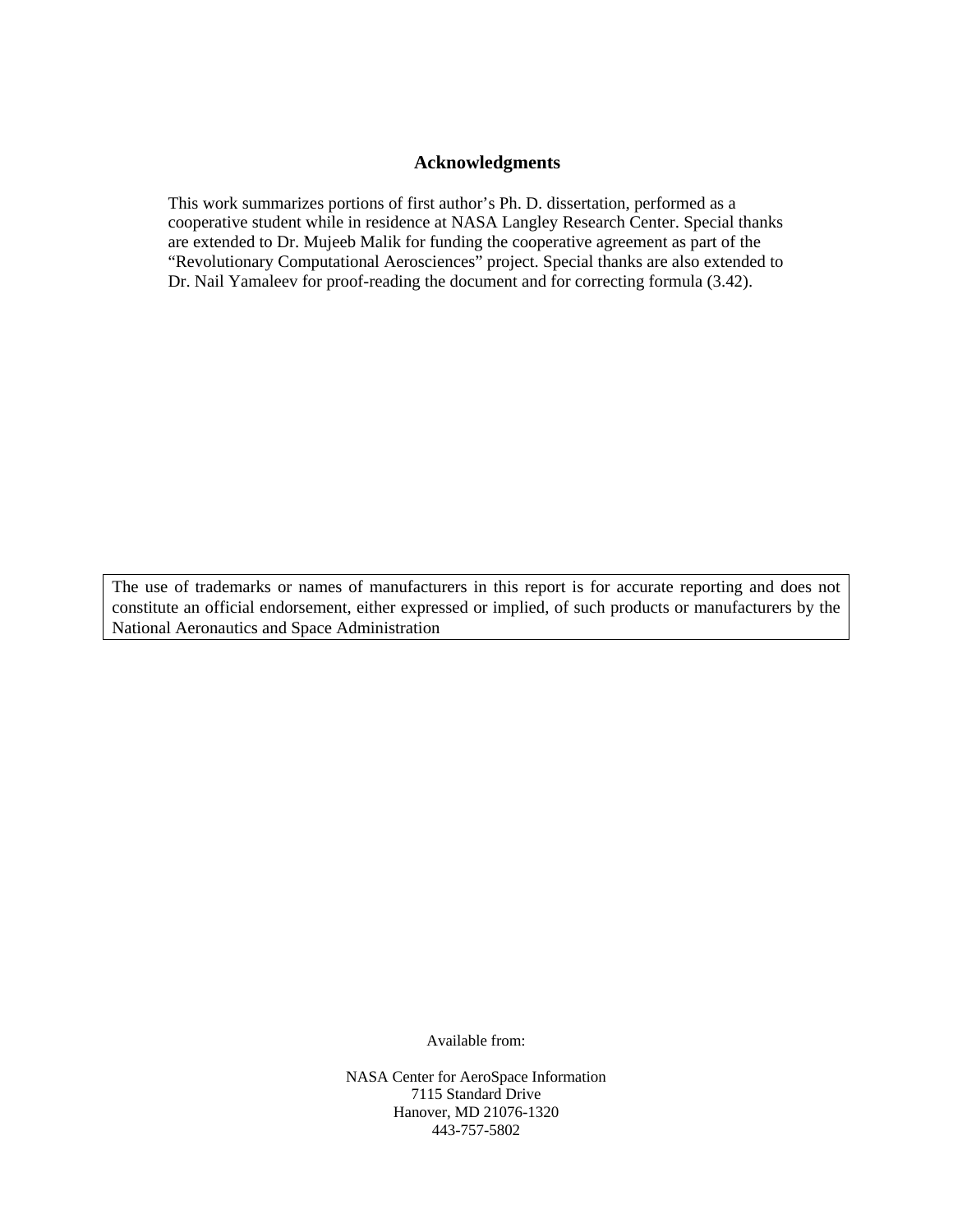## Acknowledgments

This work summarizes portions of first author's Ph. D. dissertation, performed as a cooperative student while in residence at NASA Langley Research Center. Special thanks are extended to Dr. Mujeeb Malik for funding the cooperative agreement as part of the "Revolutionary Computational Aerosciences" project. Special thanks are also extended to Dr. Nail Yamaleev for proof-reading the document and for correcting formula (3.42).

The use of trademarks or names of manufacturers in this report is for accurate reporting and does not constitute an official endorsement, either expressed or implied, of such products or manufacturers by the National Aeronautics and Space Administration

Available from:

NASA Center for AeroSpace Information
7115 Standard Drive
Hanover, MD 21076-1320
443-757-5802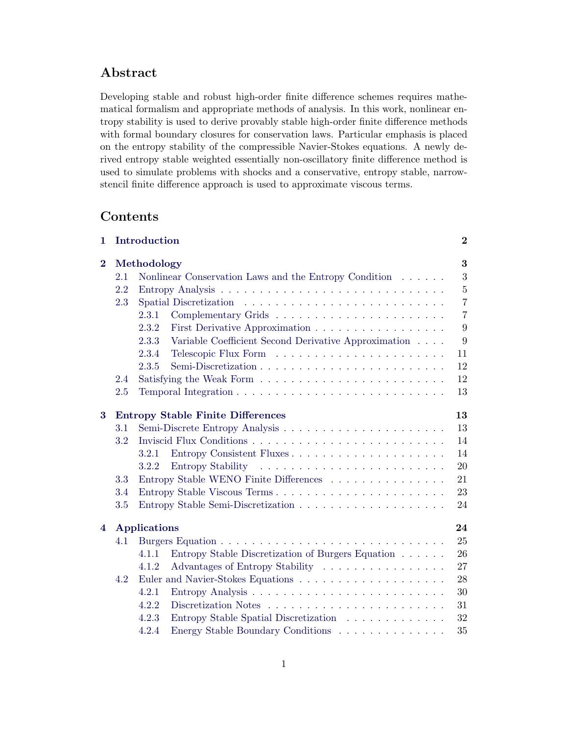## Abstract

Developing stable and robust high-order finite difference schemes requires mathematical formalism and appropriate methods of analysis. In this work, nonlinear entropy stability is used to derive provably stable high-order finite difference methods with formal boundary closures for conservation laws. Particular emphasis is placed on the entropy stability of the compressible Navier-Stokes equations. A newly derived entropy stable weighted essentially non-oscillatory finite difference method is used to simulate problems with shocks and a conservative, entropy stable, narrow-stencil finite difference approach is used to approximate viscous terms.

## Contents

- **1 Introduction** — 2
- **2 Methodology** — 3
  - 2.1 Nonlinear Conservation Laws and the Entropy Condition — 3
  - 2.2 Entropy Analysis — 5
  - 2.3 Spatial Discretization — 7
    - 2.3.1 Complementary Grids — 7
    - 2.3.2 First Derivative Approximation — 9
    - 2.3.3 Variable Coefficient Second Derivative Approximation — 9
    - 2.3.4 Telescopic Flux Form — 11
    - 2.3.5 Semi-Discretization — 12
  - 2.4 Satisfying the Weak Form — 12
  - 2.5 Temporal Integration — 13
- **3 Entropy Stable Finite Differences** — 13
  - 3.1 Semi-Discrete Entropy Analysis — 13
  - 3.2 Inviscid Flux Conditions — 14
    - 3.2.1 Entropy Consistent Fluxes — 14
    - 3.2.2 Entropy Stability — 20
  - 3.3 Entropy Stable WENO Finite Differences — 21
  - 3.4 Entropy Stable Viscous Terms — 23
  - 3.5 Entropy Stable Semi-Discretization — 24
- **4 Applications** — 24
  - 4.1 Burgers Equation — 25
    - 4.1.1 Entropy Stable Discretization of Burgers Equation — 26
    - 4.1.2 Advantages of Entropy Stability — 27
  - 4.2 Euler and Navier-Stokes Equations — 28
    - 4.2.1 Entropy Analysis — 30
    - 4.2.2 Discretization Notes — 31
    - 4.2.3 Entropy Stable Spatial Discretization — 32
    - 4.2.4 Energy Stable Boundary Conditions — 35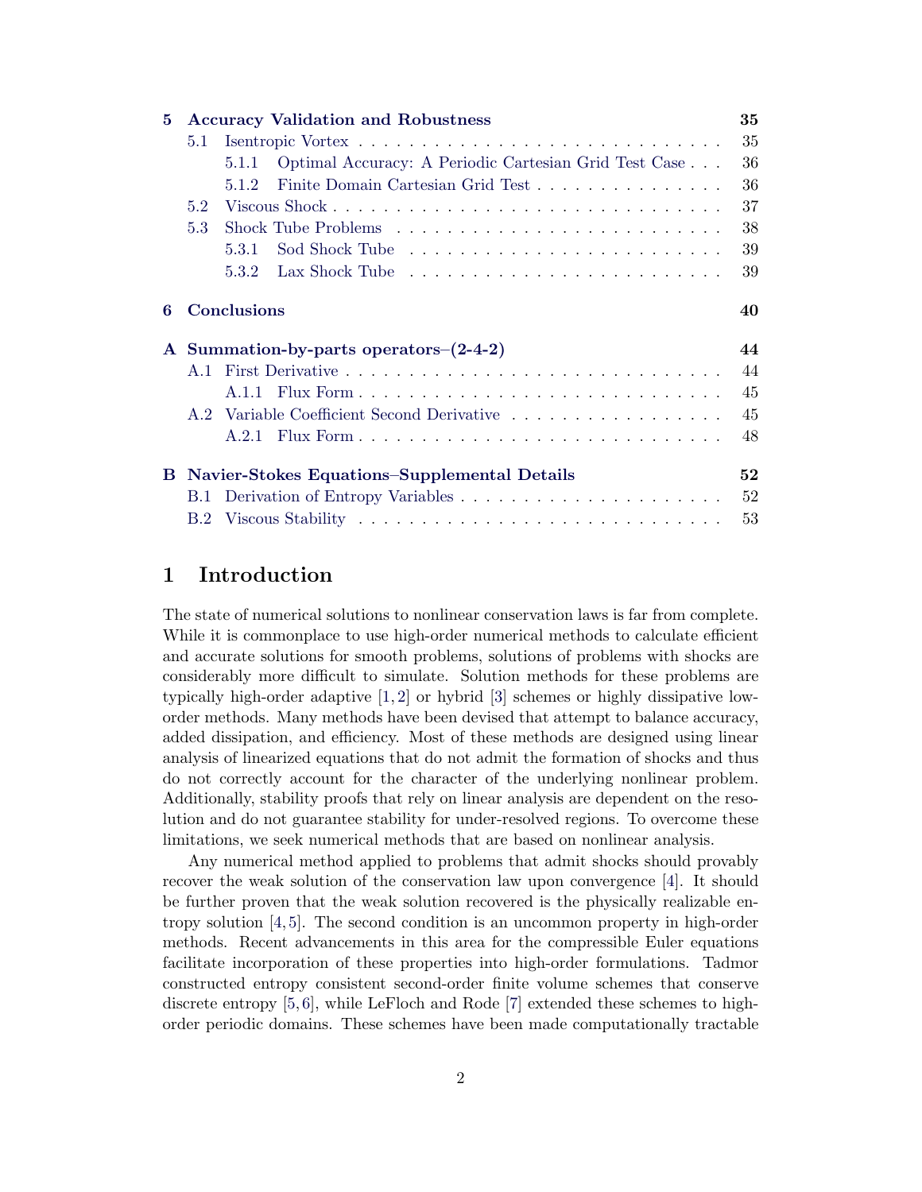| | | |
|---|---|---|
| **5** | **Accuracy Validation and Robustness** | **35** |
| 5.1 | Isentropic Vortex | 35 |
| 5.1.1 | Optimal Accuracy: A Periodic Cartesian Grid Test Case | 36 |
| 5.1.2 | Finite Domain Cartesian Grid Test | 36 |
| 5.2 | Viscous Shock | 37 |
| 5.3 | Shock Tube Problems | 38 |
| 5.3.1 | Sod Shock Tube | 39 |
| 5.3.2 | Lax Shock Tube | 39 |
| **6** | **Conclusions** | **40** |
| **A** | **Summation-by-parts operators–(2-4-2)** | **44** |
| A.1 | First Derivative | 44 |
| A.1.1 | Flux Form | 45 |
| A.2 | Variable Coefficient Second Derivative | 45 |
| A.2.1 | Flux Form | 48 |
| **B** | **Navier-Stokes Equations–Supplemental Details** | **52** |
| B.1 | Derivation of Entropy Variables | 52 |
| B.2 | Viscous Stability | 53 |

# 1 Introduction

The state of numerical solutions to nonlinear conservation laws is far from complete. While it is commonplace to use high-order numerical methods to calculate efficient and accurate solutions for smooth problems, solutions of problems with shocks are considerably more difficult to simulate. Solution methods for these problems are typically high-order adaptive [1, 2] or hybrid [3] schemes or highly dissipative low-order methods. Many methods have been devised that attempt to balance accuracy, added dissipation, and efficiency. Most of these methods are designed using linear analysis of linearized equations that do not admit the formation of shocks and thus do not correctly account for the character of the underlying nonlinear problem. Additionally, stability proofs that rely on linear analysis are dependent on the resolution and do not guarantee stability for under-resolved regions. To overcome these limitations, we seek numerical methods that are based on nonlinear analysis.

Any numerical method applied to problems that admit shocks should provably recover the weak solution of the conservation law upon convergence [4]. It should be further proven that the weak solution recovered is the physically realizable entropy solution [4, 5]. The second condition is an uncommon property in high-order methods. Recent advancements in this area for the compressible Euler equations facilitate incorporation of these properties into high-order formulations. Tadmor constructed entropy consistent second-order finite volume schemes that conserve discrete entropy [5, 6], while LeFloch and Rode [7] extended these schemes to high-order periodic domains. These schemes have been made computationally tractable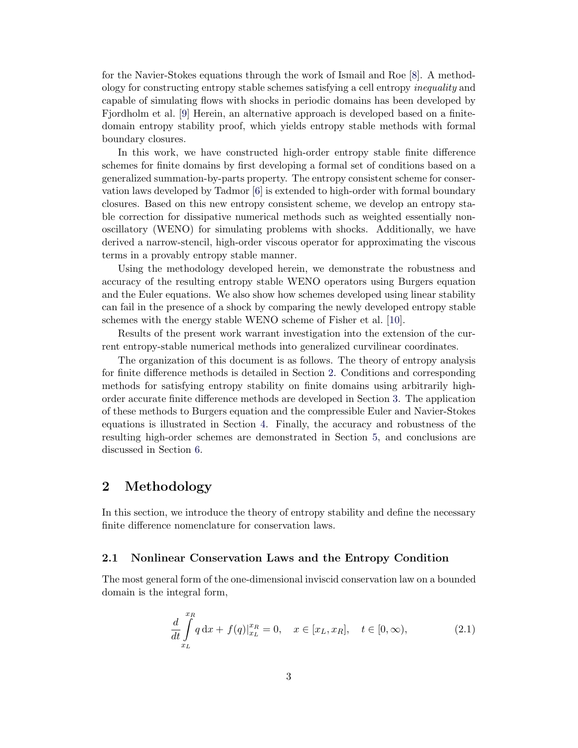for the Navier-Stokes equations through the work of Ismail and Roe [8]. A methodology for constructing entropy stable schemes satisfying a cell entropy *inequality* and capable of simulating flows with shocks in periodic domains has been developed by Fjordholm et al. [9] Herein, an alternative approach is developed based on a finite-domain entropy stability proof, which yields entropy stable methods with formal boundary closures.

In this work, we have constructed high-order entropy stable finite difference schemes for finite domains by first developing a formal set of conditions based on a generalized summation-by-parts property. The entropy consistent scheme for conservation laws developed by Tadmor [6] is extended to high-order with formal boundary closures. Based on this new entropy consistent scheme, we develop an entropy stable correction for dissipative numerical methods such as weighted essentially non-oscillatory (WENO) for simulating problems with shocks. Additionally, we have derived a narrow-stencil, high-order viscous operator for approximating the viscous terms in a provably entropy stable manner.

Using the methodology developed herein, we demonstrate the robustness and accuracy of the resulting entropy stable WENO operators using Burgers equation and the Euler equations. We also show how schemes developed using linear stability can fail in the presence of a shock by comparing the newly developed entropy stable schemes with the energy stable WENO scheme of Fisher et al. [10].

Results of the present work warrant investigation into the extension of the current entropy-stable numerical methods into generalized curvilinear coordinates.

The organization of this document is as follows. The theory of entropy analysis for finite difference methods is detailed in Section 2. Conditions and corresponding methods for satisfying entropy stability on finite domains using arbitrarily high-order accurate finite difference methods are developed in Section 3. The application of these methods to Burgers equation and the compressible Euler and Navier-Stokes equations is illustrated in Section 4. Finally, the accuracy and robustness of the resulting high-order schemes are demonstrated in Section 5, and conclusions are discussed in Section 6.

## 2 Methodology

In this section, we introduce the theory of entropy stability and define the necessary finite difference nomenclature for conservation laws.

### 2.1 Nonlinear Conservation Laws and the Entropy Condition

The most general form of the one-dimensional inviscid conservation law on a bounded domain is the integral form,

$$\frac{d}{dt}\int_{x_L}^{x_R} q \,\mathrm{d}x + f(q)\big|_{x_L}^{x_R} = 0, \quad x \in [x_L, x_R], \quad t \in [0, \infty), \tag{2.1}$$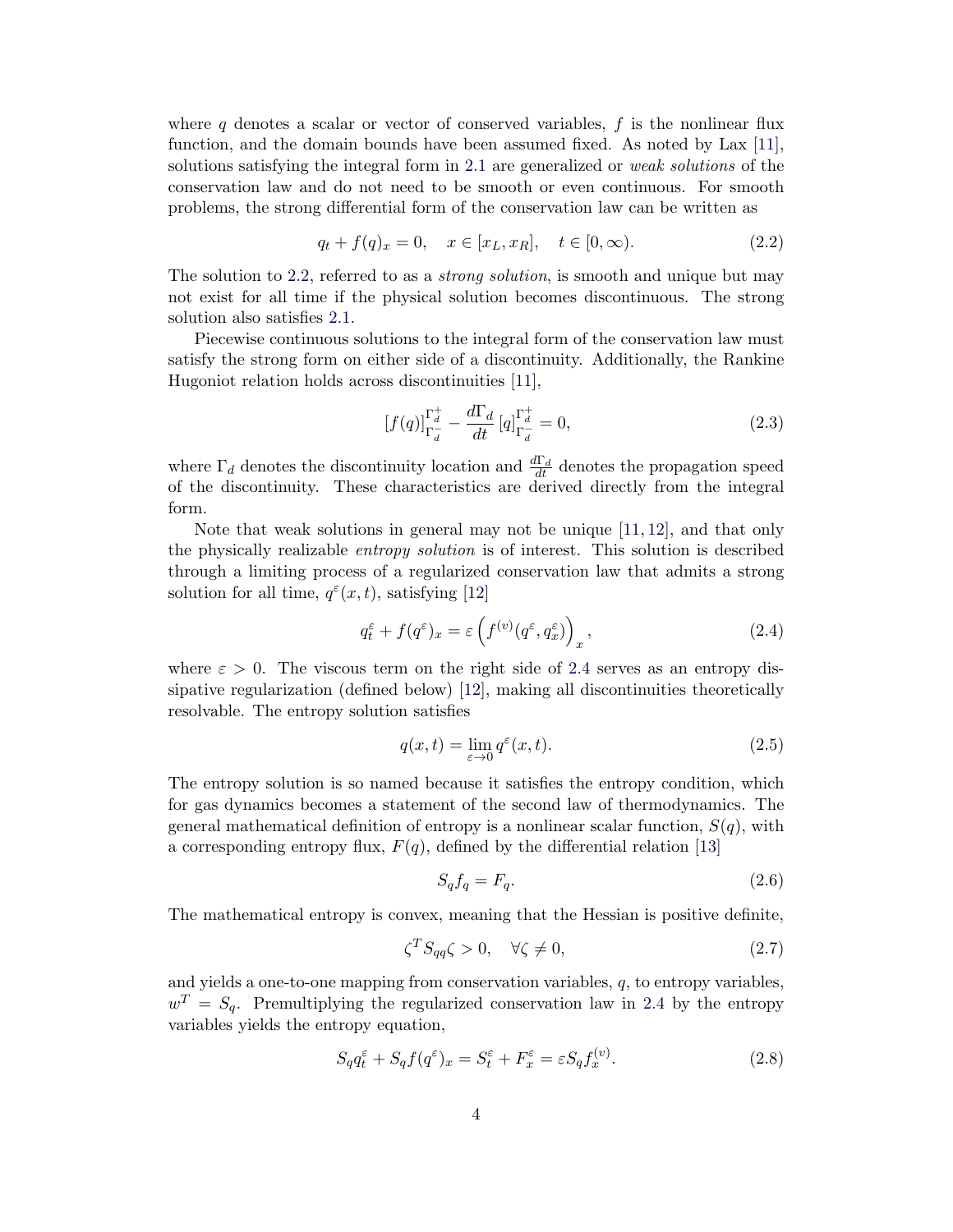where $q$ denotes a scalar or vector of conserved variables, $f$ is the nonlinear flux function, and the domain bounds have been assumed fixed. As noted by Lax [11], solutions satisfying the integral form in 2.1 are generalized or *weak solutions* of the conservation law and do not need to be smooth or even continuous. For smooth problems, the strong differential form of the conservation law can be written as

$$q_t + f(q)_x = 0, \quad x \in [x_L, x_R], \quad t \in [0, \infty). \tag{2.2}$$

The solution to 2.2, referred to as a *strong solution*, is smooth and unique but may not exist for all time if the physical solution becomes discontinuous. The strong solution also satisfies 2.1.

Piecewise continuous solutions to the integral form of the conservation law must satisfy the strong form on either side of a discontinuity. Additionally, the Rankine Hugoniot relation holds across discontinuities [11],

$$[f(q)]_{\Gamma_d^-}^{\Gamma_d^+} - \frac{d\Gamma_d}{dt}\,[q]_{\Gamma_d^-}^{\Gamma_d^+} = 0, \tag{2.3}$$

where $\Gamma_d$ denotes the discontinuity location and $\frac{d\Gamma_d}{dt}$ denotes the propagation speed of the discontinuity. These characteristics are derived directly from the integral form.

Note that weak solutions in general may not be unique [11, 12], and that only the physically realizable *entropy solution* is of interest. This solution is described through a limiting process of a regularized conservation law that admits a strong solution for all time, $q^{\varepsilon}(x, t)$, satisfying [12]

$$q_t^{\varepsilon} + f(q^{\varepsilon})_x = \varepsilon \left( f^{(v)}(q^{\varepsilon}, q_x^{\varepsilon}) \right)_x, \tag{2.4}$$

where $\varepsilon > 0$. The viscous term on the right side of 2.4 serves as an entropy dissipative regularization (defined below) [12], making all discontinuities theoretically resolvable. The entropy solution satisfies

$$q(x, t) = \lim_{\varepsilon \to 0} q^{\varepsilon}(x, t). \tag{2.5}$$

The entropy solution is so named because it satisfies the entropy condition, which for gas dynamics becomes a statement of the second law of thermodynamics. The general mathematical definition of entropy is a nonlinear scalar function, $S(q)$, with a corresponding entropy flux, $F(q)$, defined by the differential relation [13]

$$S_q f_q = F_q. \tag{2.6}$$

The mathematical entropy is convex, meaning that the Hessian is positive definite,

$$\zeta^T S_{qq} \zeta > 0, \quad \forall \zeta \neq 0, \tag{2.7}$$

and yields a one-to-one mapping from conservation variables, $q$, to entropy variables, $w^T = S_q$. Premultiplying the regularized conservation law in 2.4 by the entropy variables yields the entropy equation,

$$S_q q_t^{\varepsilon} + S_q f(q^{\varepsilon})_x = S_t^{\varepsilon} + F_x^{\varepsilon} = \varepsilon S_q f_x^{(v)}. \tag{2.8}$$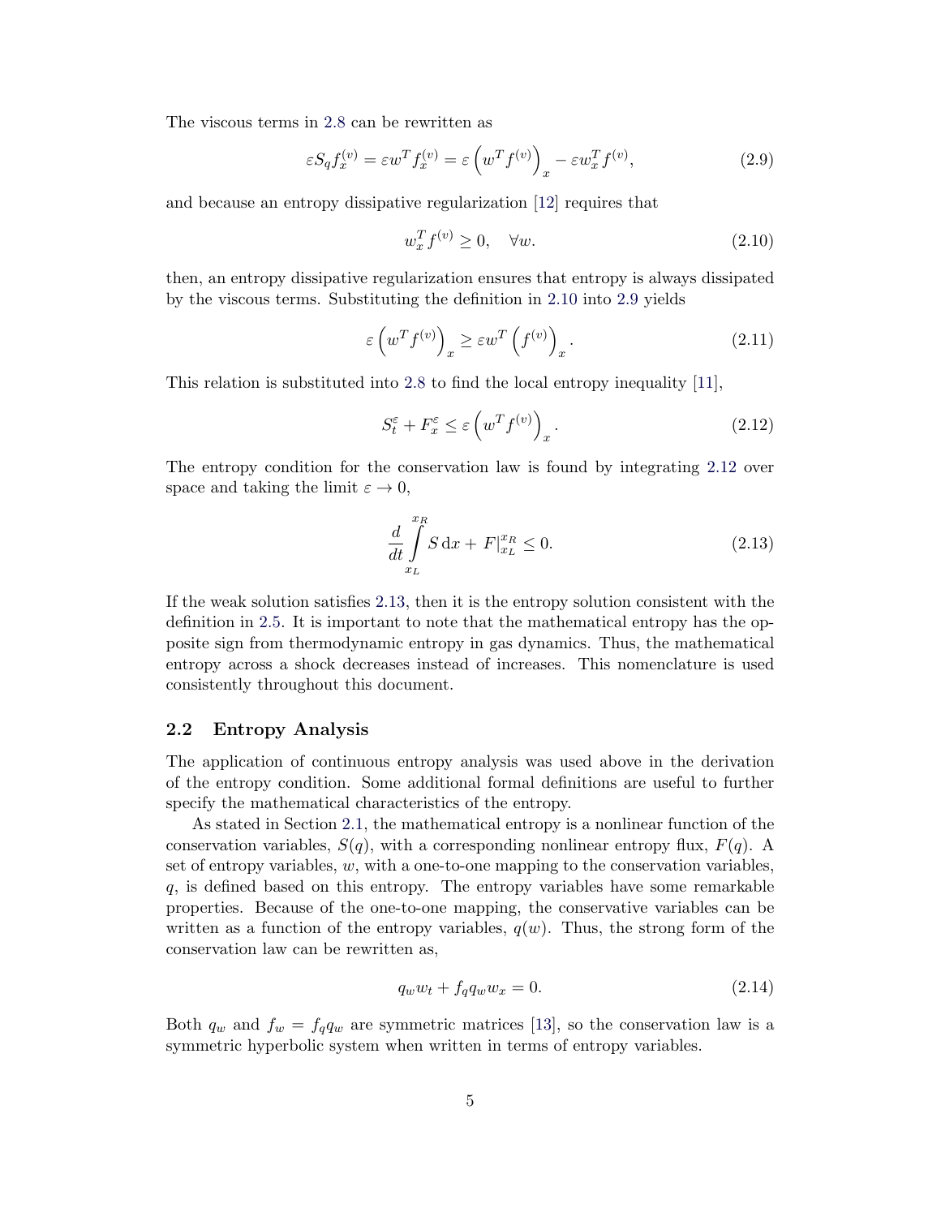The viscous terms in 2.8 can be rewritten as

$$\varepsilon S_q f_x^{(v)} = \varepsilon w^T f_x^{(v)} = \varepsilon \left( w^T f^{(v)} \right)_x - \varepsilon w_x^T f^{(v)}, \tag{2.9}$$

and because an entropy dissipative regularization [12] requires that

$$w_x^T f^{(v)} \geq 0, \quad \forall w. \tag{2.10}$$

then, an entropy dissipative regularization ensures that entropy is always dissipated by the viscous terms. Substituting the definition in 2.10 into 2.9 yields

$$\varepsilon \left( w^T f^{(v)} \right)_x \geq \varepsilon w^T \left( f^{(v)} \right)_x. \tag{2.11}$$

This relation is substituted into 2.8 to find the local entropy inequality [11],

$$S_t^\varepsilon + F_x^\varepsilon \leq \varepsilon \left( w^T f^{(v)} \right)_x. \tag{2.12}$$

The entropy condition for the conservation law is found by integrating 2.12 over space and taking the limit $\varepsilon \to 0$,

$$\frac{d}{dt} \int_{x_L}^{x_R} S \, \mathrm{d}x + F|_{x_L}^{x_R} \leq 0. \tag{2.13}$$

If the weak solution satisfies 2.13, then it is the entropy solution consistent with the definition in 2.5. It is important to note that the mathematical entropy has the opposite sign from thermodynamic entropy in gas dynamics. Thus, the mathematical entropy across a shock decreases instead of increases. This nomenclature is used consistently throughout this document.

## 2.2 Entropy Analysis

The application of continuous entropy analysis was used above in the derivation of the entropy condition. Some additional formal definitions are useful to further specify the mathematical characteristics of the entropy.

As stated in Section 2.1, the mathematical entropy is a nonlinear function of the conservation variables, $S(q)$, with a corresponding nonlinear entropy flux, $F(q)$. A set of entropy variables, $w$, with a one-to-one mapping to the conservation variables, $q$, is defined based on this entropy. The entropy variables have some remarkable properties. Because of the one-to-one mapping, the conservative variables can be written as a function of the entropy variables, $q(w)$. Thus, the strong form of the conservation law can be rewritten as,

$$q_w w_t + f_q q_w w_x = 0. \tag{2.14}$$

Both $q_w$ and $f_w = f_q q_w$ are symmetric matrices [13], so the conservation law is a symmetric hyperbolic system when written in terms of entropy variables.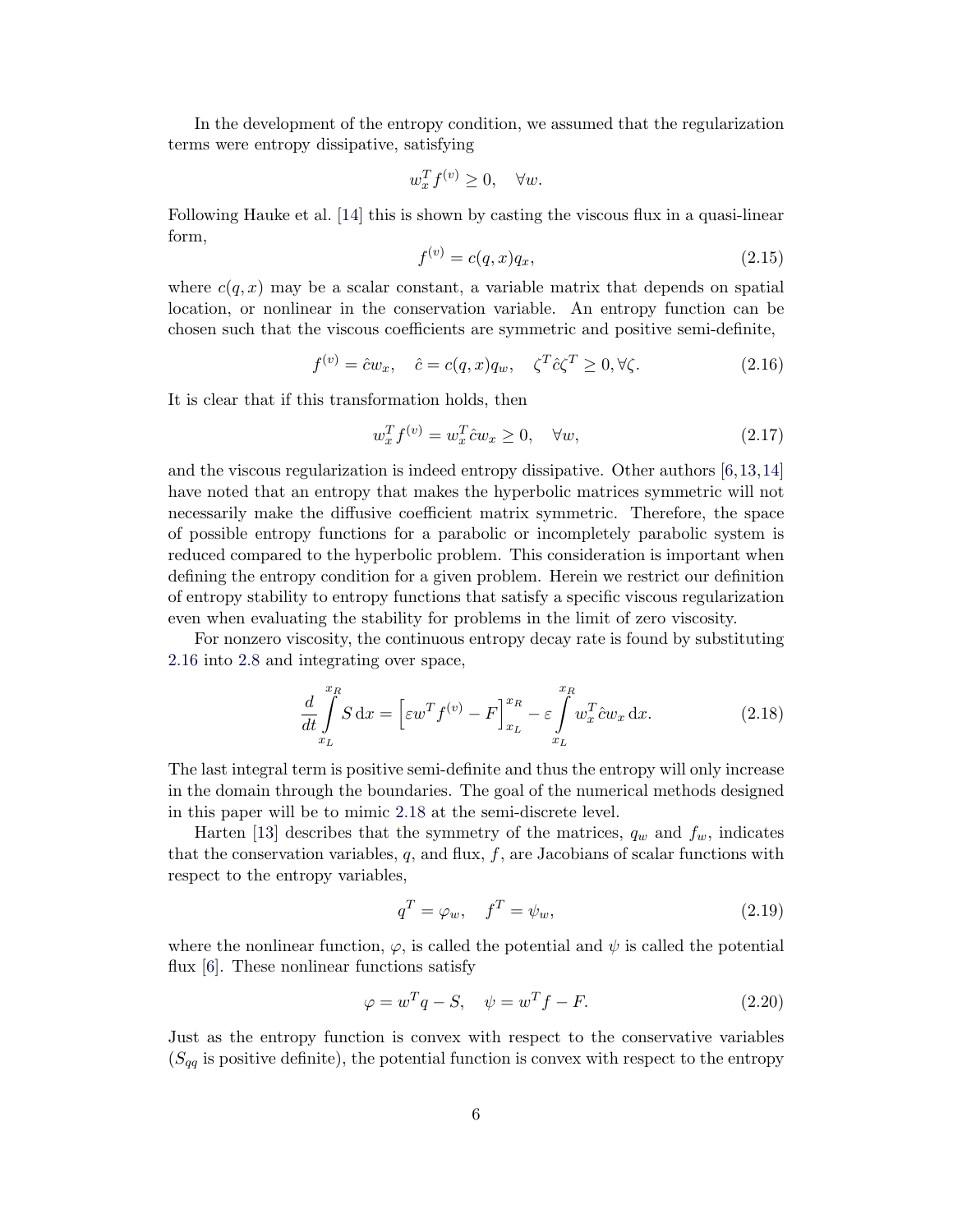In the development of the entropy condition, we assumed that the regularization terms were entropy dissipative, satisfying

$$w_x^T f^{(v)} \geq 0, \quad \forall w.$$

Following Hauke et al. [14] this is shown by casting the viscous flux in a quasi-linear form,

$$f^{(v)} = c(q, x) q_x, \tag{2.15}$$

where $c(q, x)$ may be a scalar constant, a variable matrix that depends on spatial location, or nonlinear in the conservation variable. An entropy function can be chosen such that the viscous coefficients are symmetric and positive semi-definite,

$$f^{(v)} = \hat{c} w_x, \quad \hat{c} = c(q, x) q_w, \quad \zeta^T \hat{c} \zeta^T \geq 0, \forall \zeta. \tag{2.16}$$

It is clear that if this transformation holds, then

$$w_x^T f^{(v)} = w_x^T \hat{c} w_x \geq 0, \quad \forall w, \tag{2.17}$$

and the viscous regularization is indeed entropy dissipative. Other authors [6,13,14] have noted that an entropy that makes the hyperbolic matrices symmetric will not necessarily make the diffusive coefficient matrix symmetric. Therefore, the space of possible entropy functions for a parabolic or incompletely parabolic system is reduced compared to the hyperbolic problem. This consideration is important when defining the entropy condition for a given problem. Herein we restrict our definition of entropy stability to entropy functions that satisfy a specific viscous regularization even when evaluating the stability for problems in the limit of zero viscosity.

For nonzero viscosity, the continuous entropy decay rate is found by substituting 2.16 into 2.8 and integrating over space,

$$\frac{d}{dt} \int_{x_L}^{x_R} S \, \mathrm{d}x = \left[ \varepsilon w^T f^{(v)} - F \right]_{x_L}^{x_R} - \varepsilon \int_{x_L}^{x_R} w_x^T \hat{c} w_x \, \mathrm{d}x. \tag{2.18}$$

The last integral term is positive semi-definite and thus the entropy will only increase in the domain through the boundaries. The goal of the numerical methods designed in this paper will be to mimic 2.18 at the semi-discrete level.

Harten [13] describes that the symmetry of the matrices, $q_w$ and $f_w$, indicates that the conservation variables, $q$, and flux, $f$, are Jacobians of scalar functions with respect to the entropy variables,

$$q^T = \varphi_w, \quad f^T = \psi_w, \tag{2.19}$$

where the nonlinear function, $\varphi$, is called the potential and $\psi$ is called the potential flux [6]. These nonlinear functions satisfy

$$\varphi = w^T q - S, \quad \psi = w^T f - F. \tag{2.20}$$

Just as the entropy function is convex with respect to the conservative variables ($S_{qq}$ is positive definite), the potential function is convex with respect to the entropy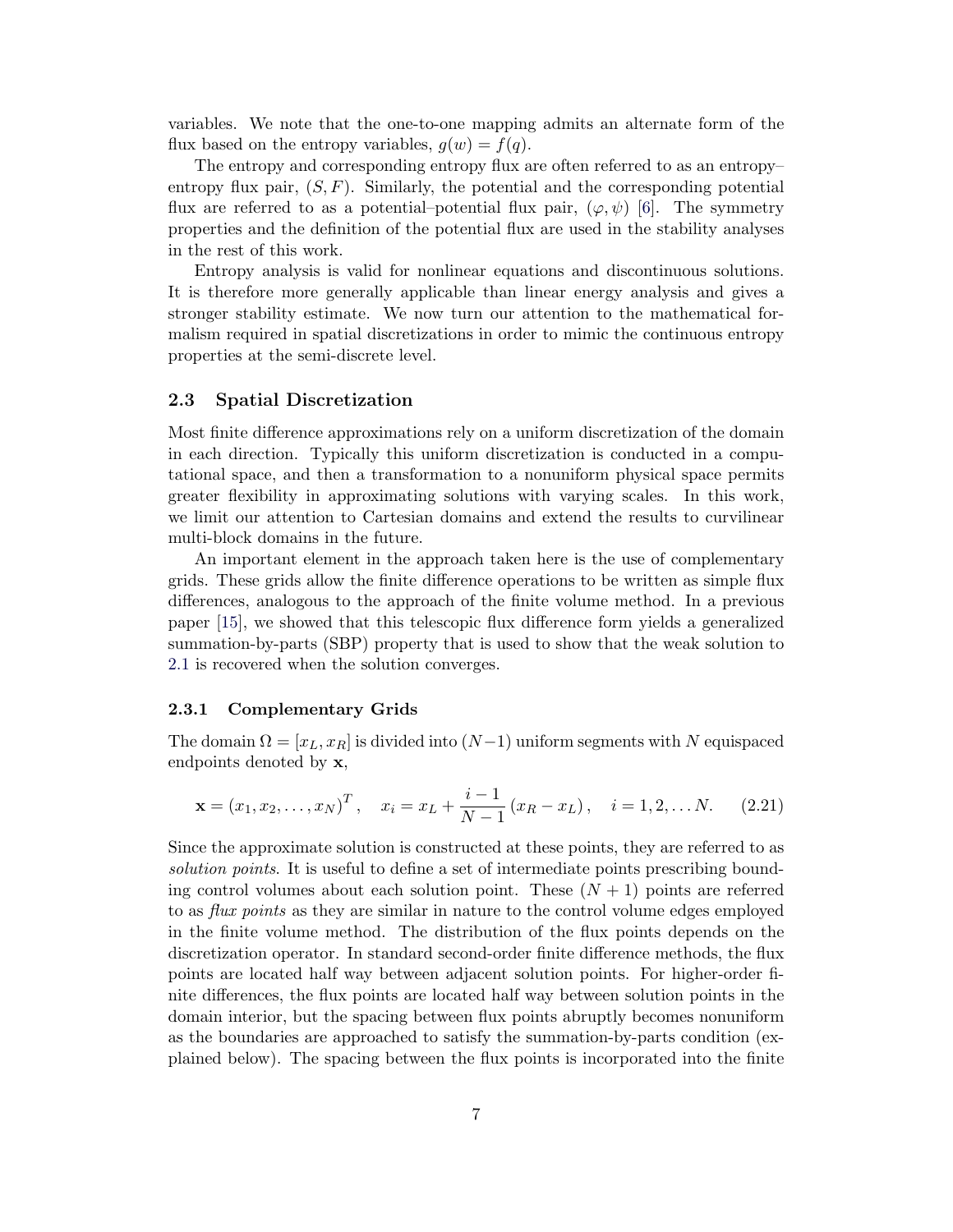variables. We note that the one-to-one mapping admits an alternate form of the flux based on the entropy variables, $g(w) = f(q)$.

The entropy and corresponding entropy flux are often referred to as an entropy–entropy flux pair, $(S, F)$. Similarly, the potential and the corresponding potential flux are referred to as a potential–potential flux pair, $(\varphi, \psi)$ [6]. The symmetry properties and the definition of the potential flux are used in the stability analyses in the rest of this work.

Entropy analysis is valid for nonlinear equations and discontinuous solutions. It is therefore more generally applicable than linear energy analysis and gives a stronger stability estimate. We now turn our attention to the mathematical formalism required in spatial discretizations in order to mimic the continuous entropy properties at the semi-discrete level.

### 2.3 Spatial Discretization

Most finite difference approximations rely on a uniform discretization of the domain in each direction. Typically this uniform discretization is conducted in a computational space, and then a transformation to a nonuniform physical space permits greater flexibility in approximating solutions with varying scales. In this work, we limit our attention to Cartesian domains and extend the results to curvilinear multi-block domains in the future.

An important element in the approach taken here is the use of complementary grids. These grids allow the finite difference operations to be written as simple flux differences, analogous to the approach of the finite volume method. In a previous paper [15], we showed that this telescopic flux difference form yields a generalized summation-by-parts (SBP) property that is used to show that the weak solution to 2.1 is recovered when the solution converges.

#### 2.3.1 Complementary Grids

The domain $\Omega = [x_L, x_R]$ is divided into $(N-1)$ uniform segments with $N$ equispaced endpoints denoted by $\mathbf{x}$,

$$\mathbf{x} = (x_1, x_2, \ldots, x_N)^T, \quad x_i = x_L + \frac{i-1}{N-1}(x_R - x_L), \quad i = 1, 2, \ldots N. \tag{2.21}$$

Since the approximate solution is constructed at these points, they are referred to as *solution points*. It is useful to define a set of intermediate points prescribing bounding control volumes about each solution point. These $(N+1)$ points are referred to as *flux points* as they are similar in nature to the control volume edges employed in the finite volume method. The distribution of the flux points depends on the discretization operator. In standard second-order finite difference methods, the flux points are located half way between adjacent solution points. For higher-order finite differences, the flux points are located half way between solution points in the domain interior, but the spacing between flux points abruptly becomes nonuniform as the boundaries are approached to satisfy the summation-by-parts condition (explained below). The spacing between the flux points is incorporated into the finite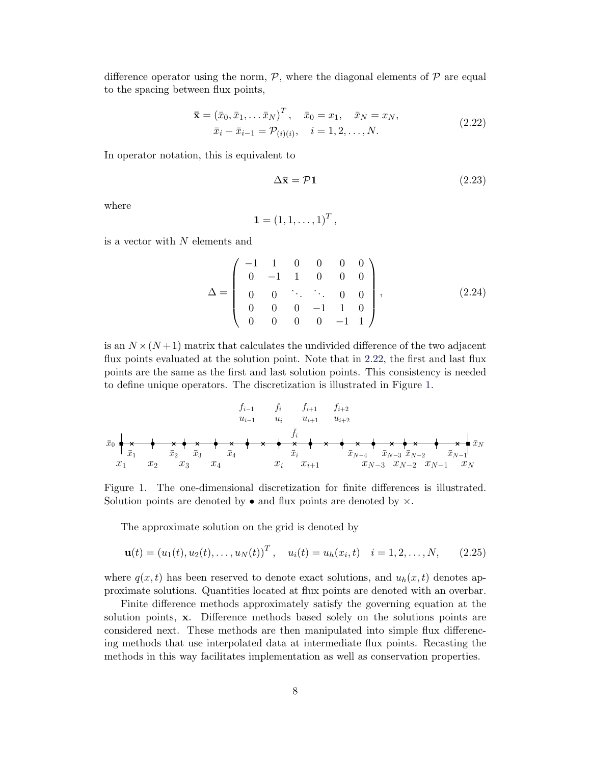difference operator using the norm, $\mathcal{P}$, where the diagonal elements of $\mathcal{P}$ are equal to the spacing between flux points,

$$
\begin{aligned}
\bar{\mathbf{x}} = (\bar{x}_0, \bar{x}_1, \ldots \bar{x}_N)^T, \quad \bar{x}_0 = x_1, \quad \bar{x}_N = x_N, \\
\bar{x}_i - \bar{x}_{i-1} = \mathcal{P}_{(i)(i)}, \quad i = 1, 2, \ldots, N.
\end{aligned}
\tag{2.22}
$$

In operator notation, this is equivalent to

$$
\Delta \bar{\mathbf{x}} = \mathcal{P}\mathbf{1} \tag{2.23}
$$

where

$$
\mathbf{1} = (1, 1, \ldots, 1)^T,
$$

is a vector with $N$ elements and

$$
\Delta = \begin{pmatrix} -1 & 1 & 0 & 0 & 0 & 0 \\ 0 & -1 & 1 & 0 & 0 & 0 \\ 0 & 0 & \ddots & \ddots & 0 & 0 \\ 0 & 0 & 0 & -1 & 1 & 0 \\ 0 & 0 & 0 & 0 & -1 & 1 \end{pmatrix}, \tag{2.24}
$$

is an $N \times (N+1)$ matrix that calculates the undivided difference of the two adjacent flux points evaluated at the solution point. Note that in 2.22, the first and last flux points are the same as the first and last solution points. This consistency is needed to define unique operators. The discretization is illustrated in Figure 1.

$f_{i-1}$ $f_i$ $f_{i+1}$ $f_{i+2}$
$u_{i-1}$ $u_i$ $u_{i+1}$ $u_{i+2}$
$\bar{f}_i$
$\bar{x}_0$ $\bar{x}_N$
$\bar{x}_1$ $\bar{x}_2$ $\bar{x}_3$ $\bar{x}_4$ $\bar{x}_i$ $\bar{x}_{N-4}$ $\bar{x}_{N-3}$ $\bar{x}_{N-2}$ $\bar{x}_{N-1}$
$x_1$ $x_2$ $x_3$ $x_4$ $x_i$ $x_{i+1}$ $x_{N-3}$ $x_{N-2}$ $x_{N-1}$ $x_N$

Figure 1. The one-dimensional discretization for finite differences is illustrated. Solution points are denoted by $\bullet$ and flux points are denoted by $\times$.

The approximate solution on the grid is denoted by

$$
\mathbf{u}(t) = (u_1(t), u_2(t), \ldots, u_N(t))^T, \quad u_i(t) = u_h(x_i, t) \quad i = 1, 2, \ldots, N, \tag{2.25}
$$

where $q(x,t)$ has been reserved to denote exact solutions, and $u_h(x,t)$ denotes approximate solutions. Quantities located at flux points are denoted with an overbar.

Finite difference methods approximately satisfy the governing equation at the solution points, $\mathbf{x}$. Difference methods based solely on the solutions points are considered next. These methods are then manipulated into simple flux differencing methods that use interpolated data at intermediate flux points. Recasting the methods in this way facilitates implementation as well as conservation properties.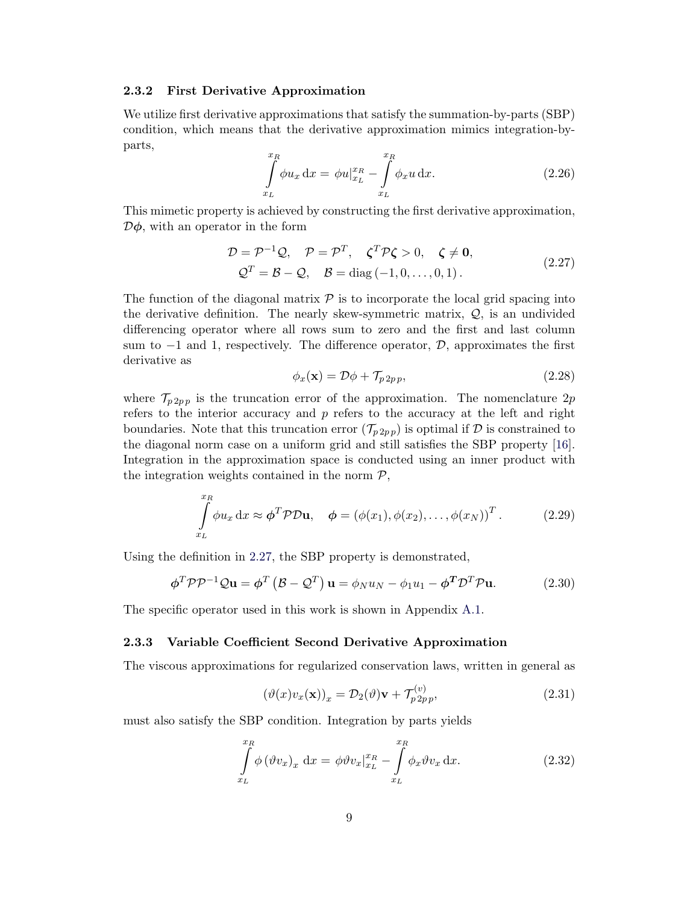### 2.3.2 First Derivative Approximation

We utilize first derivative approximations that satisfy the summation-by-parts (SBP) condition, which means that the derivative approximation mimics integration-by-parts,

$$\int_{x_L}^{x_R} \phi u_x \,\mathrm{d}x = \left.\phi u\right|_{x_L}^{x_R} - \int_{x_L}^{x_R} \phi_x u \,\mathrm{d}x. \tag{2.26}$$

This mimetic property is achieved by constructing the first derivative approximation, $\mathcal{D}\boldsymbol{\phi}$, with an operator in the form

$$\begin{aligned} &\mathcal{D} = \mathcal{P}^{-1}\mathcal{Q}, \quad \mathcal{P} = \mathcal{P}^T, \quad \boldsymbol{\zeta}^T\mathcal{P}\boldsymbol{\zeta} > 0, \quad \boldsymbol{\zeta} \neq \mathbf{0}, \\ &\mathcal{Q}^T = \mathcal{B} - \mathcal{Q}, \quad \mathcal{B} = \operatorname{diag}\left(-1, 0, \ldots, 0, 1\right). \end{aligned} \tag{2.27}$$

The function of the diagonal matrix $\mathcal{P}$ is to incorporate the local grid spacing into the derivative definition. The nearly skew-symmetric matrix, $\mathcal{Q}$, is an undivided differencing operator where all rows sum to zero and the first and last column sum to $-1$ and 1, respectively. The difference operator, $\mathcal{D}$, approximates the first derivative as

$$\phi_x(\mathbf{x}) = \mathcal{D}\phi + \mathcal{T}_{p\,2p\,p}, \tag{2.28}$$

where $\mathcal{T}_{p\,2p\,p}$ is the truncation error of the approximation. The nomenclature $2p$ refers to the interior accuracy and $p$ refers to the accuracy at the left and right boundaries. Note that this truncation error ($\mathcal{T}_{p\,2p\,p}$) is optimal if $\mathcal{D}$ is constrained to the diagonal norm case on a uniform grid and still satisfies the SBP property [16]. Integration in the approximation space is conducted using an inner product with the integration weights contained in the norm $\mathcal{P}$,

$$\int_{x_L}^{x_R} \phi u_x \,\mathrm{d}x \approx \boldsymbol{\phi}^T\mathcal{P}\mathcal{D}\mathbf{u}, \quad \boldsymbol{\phi} = \left(\phi(x_1), \phi(x_2), \ldots, \phi(x_N)\right)^T. \tag{2.29}$$

Using the definition in 2.27, the SBP property is demonstrated,

$$\boldsymbol{\phi}^T\mathcal{P}\mathcal{P}^{-1}\mathcal{Q}\mathbf{u} = \boldsymbol{\phi}^T\left(\mathcal{B} - \mathcal{Q}^T\right)\mathbf{u} = \phi_N u_N - \phi_1 u_1 - \boldsymbol{\phi}^T\mathcal{D}^T\mathcal{P}\mathbf{u}. \tag{2.30}$$

The specific operator used in this work is shown in Appendix A.1.

### 2.3.3 Variable Coefficient Second Derivative Approximation

The viscous approximations for regularized conservation laws, written in general as

$$\left(\vartheta(x)v_x(\mathbf{x})\right)_x = \mathcal{D}_2(\vartheta)\mathbf{v} + \mathcal{T}^{(v)}_{p\,2p\,p}, \tag{2.31}$$

must also satisfy the SBP condition. Integration by parts yields

$$\int_{x_L}^{x_R} \phi\left(\vartheta v_x\right)_x \,\mathrm{d}x = \left.\phi\vartheta v_x\right|_{x_L}^{x_R} - \int_{x_L}^{x_R} \phi_x\vartheta v_x \,\mathrm{d}x. \tag{2.32}$$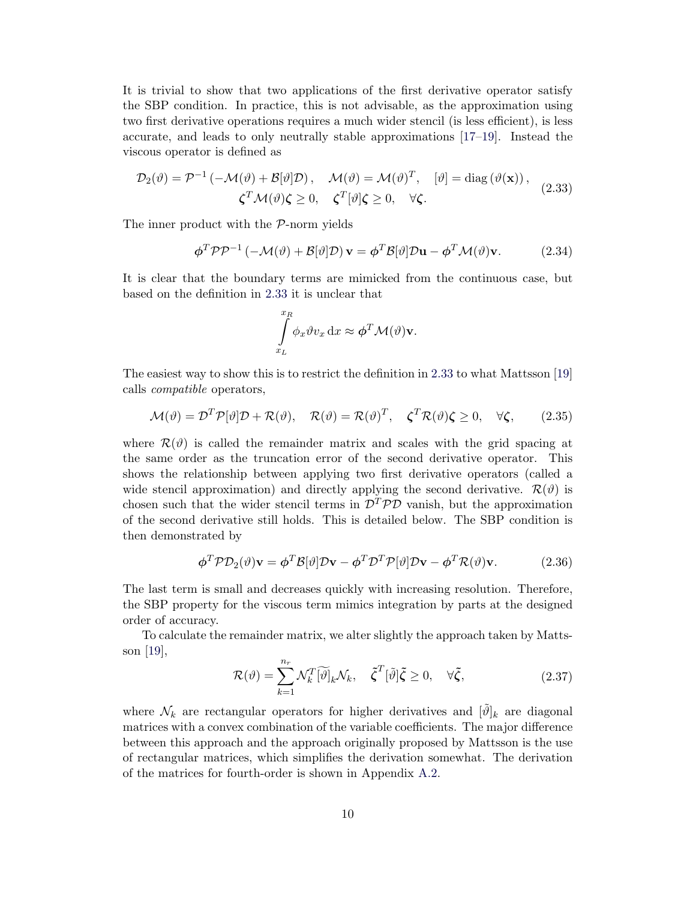It is trivial to show that two applications of the first derivative operator satisfy the SBP condition. In practice, this is not advisable, as the approximation using two first derivative operations requires a much wider stencil (is less efficient), is less accurate, and leads to only neutrally stable approximations [17–19]. Instead the viscous operator is defined as

$$\mathcal{D}_2(\vartheta) = \mathcal{P}^{-1}\left(-\mathcal{M}(\vartheta) + \mathcal{B}[\vartheta]\mathcal{D}\right), \quad \mathcal{M}(\vartheta) = \mathcal{M}(\vartheta)^T, \quad [\vartheta] = \mathrm{diag}\left(\vartheta(\mathbf{x})\right), \\ \boldsymbol{\zeta}^T\mathcal{M}(\vartheta)\boldsymbol{\zeta} \geq 0, \quad \boldsymbol{\zeta}^T[\vartheta]\boldsymbol{\zeta} \geq 0, \quad \forall\boldsymbol{\zeta}. \tag{2.33}$$

The inner product with the $\mathcal{P}$-norm yields

$$\boldsymbol{\phi}^T\mathcal{P}\mathcal{P}^{-1}\left(-\mathcal{M}(\vartheta) + \mathcal{B}[\vartheta]\mathcal{D}\right)\mathbf{v} = \boldsymbol{\phi}^T\mathcal{B}[\vartheta]\mathcal{D}\mathbf{u} - \boldsymbol{\phi}^T\mathcal{M}(\vartheta)\mathbf{v}. \tag{2.34}$$

It is clear that the boundary terms are mimicked from the continuous case, but based on the definition in 2.33 it is unclear that

$$\int_{x_L}^{x_R} \phi_x \vartheta v_x \,\mathrm{d}x \approx \boldsymbol{\phi}^T\mathcal{M}(\vartheta)\mathbf{v}.$$

The easiest way to show this is to restrict the definition in 2.33 to what Mattsson [19] calls *compatible* operators,

$$\mathcal{M}(\vartheta) = \mathcal{D}^T\mathcal{P}[\vartheta]\mathcal{D} + \mathcal{R}(\vartheta), \quad \mathcal{R}(\vartheta) = \mathcal{R}(\vartheta)^T, \quad \boldsymbol{\zeta}^T\mathcal{R}(\vartheta)\boldsymbol{\zeta} \geq 0, \quad \forall\boldsymbol{\zeta}, \tag{2.35}$$

where $\mathcal{R}(\vartheta)$ is called the remainder matrix and scales with the grid spacing at the same order as the truncation error of the second derivative operator. This shows the relationship between applying two first derivative operators (called a wide stencil approximation) and directly applying the second derivative. $\mathcal{R}(\vartheta)$ is chosen such that the wider stencil terms in $\mathcal{D}^T\mathcal{P}\mathcal{D}$ vanish, but the approximation of the second derivative still holds. This is detailed below. The SBP condition is then demonstrated by

$$\boldsymbol{\phi}^T\mathcal{P}\mathcal{D}_2(\vartheta)\mathbf{v} = \boldsymbol{\phi}^T\mathcal{B}[\vartheta]\mathcal{D}\mathbf{v} - \boldsymbol{\phi}^T\mathcal{D}^T\mathcal{P}[\vartheta]\mathcal{D}\mathbf{v} - \boldsymbol{\phi}^T\mathcal{R}(\vartheta)\mathbf{v}. \tag{2.36}$$

The last term is small and decreases quickly with increasing resolution. Therefore, the SBP property for the viscous term mimics integration by parts at the designed order of accuracy.

To calculate the remainder matrix, we alter slightly the approach taken by Mattsson [19],

$$\mathcal{R}(\vartheta) = \sum_{k=1}^{n_r} \mathcal{N}_k^T\widetilde{[\vartheta]}_k\mathcal{N}_k, \quad \tilde{\boldsymbol{\zeta}}^T[\tilde{\vartheta}]\tilde{\boldsymbol{\zeta}} \geq 0, \quad \forall\tilde{\boldsymbol{\zeta}}, \tag{2.37}$$

where $\mathcal{N}_k$ are rectangular operators for higher derivatives and $[\tilde{\vartheta}]_k$ are diagonal matrices with a convex combination of the variable coefficients. The major difference between this approach and the approach originally proposed by Mattsson is the use of rectangular matrices, which simplifies the derivation somewhat. The derivation of the matrices for fourth-order is shown in Appendix A.2.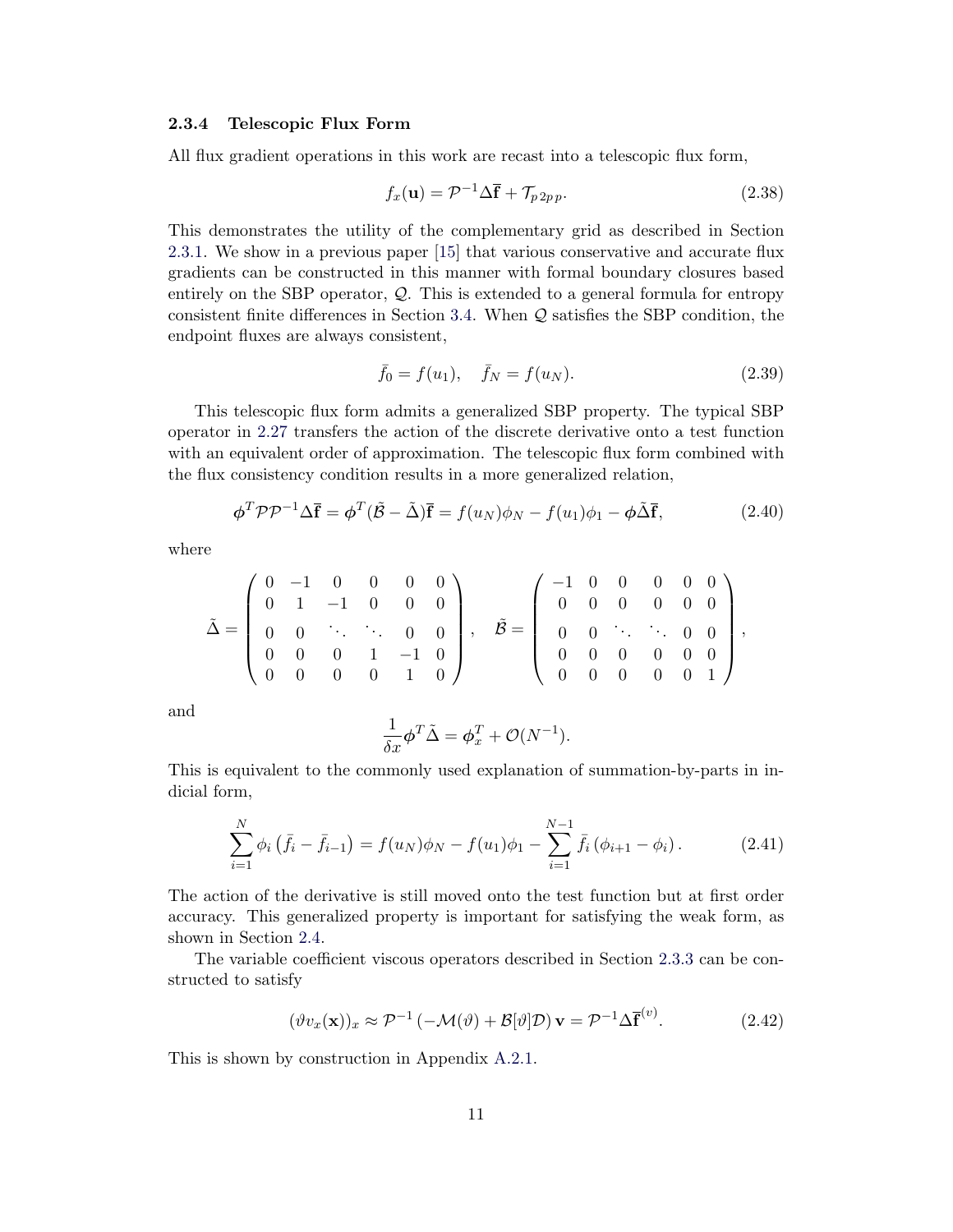### 2.3.4 Telescopic Flux Form

All flux gradient operations in this work are recast into a telescopic flux form,

$$f_x(\mathbf{u}) = \mathcal{P}^{-1}\Delta\overline{\mathbf{f}} + \mathcal{T}_{p\,2p\,p}. \tag{2.38}$$

This demonstrates the utility of the complementary grid as described in Section 2.3.1. We show in a previous paper [15] that various conservative and accurate flux gradients can be constructed in this manner with formal boundary closures based entirely on the SBP operator, $\mathcal{Q}$. This is extended to a general formula for entropy consistent finite differences in Section 3.4. When $\mathcal{Q}$ satisfies the SBP condition, the endpoint fluxes are always consistent,

$$\bar{f}_0 = f(u_1), \quad \bar{f}_N = f(u_N). \tag{2.39}$$

This telescopic flux form admits a generalized SBP property. The typical SBP operator in 2.27 transfers the action of the discrete derivative onto a test function with an equivalent order of approximation. The telescopic flux form combined with the flux consistency condition results in a more generalized relation,

$$\boldsymbol{\phi}^T\mathcal{P}\mathcal{P}^{-1}\Delta\overline{\mathbf{f}} = \boldsymbol{\phi}^T(\tilde{\mathcal{B}} - \tilde{\Delta})\overline{\mathbf{f}} = f(u_N)\phi_N - f(u_1)\phi_1 - \boldsymbol{\phi}\tilde{\Delta}\overline{\mathbf{f}}, \tag{2.40}$$

where

$$\tilde{\Delta} = \begin{pmatrix} 0 & -1 & 0 & 0 & 0 & 0 \\ 0 & 1 & -1 & 0 & 0 & 0 \\ 0 & 0 & \ddots & \ddots & 0 & 0 \\ 0 & 0 & 0 & 1 & -1 & 0 \\ 0 & 0 & 0 & 0 & 1 & 0 \end{pmatrix}, \quad \tilde{\mathcal{B}} = \begin{pmatrix} -1 & 0 & 0 & 0 & 0 & 0 \\ 0 & 0 & 0 & 0 & 0 & 0 \\ 0 & 0 & \ddots & \ddots & 0 & 0 \\ 0 & 0 & 0 & 0 & 0 & 0 \\ 0 & 0 & 0 & 0 & 0 & 1 \end{pmatrix},$$

and

$$\frac{1}{\delta x}\boldsymbol{\phi}^T\tilde{\Delta} = \boldsymbol{\phi}_x^T + \mathcal{O}(N^{-1}).$$

This is equivalent to the commonly used explanation of summation-by-parts in indicial form,

$$\sum_{i=1}^{N}\phi_i\left(\bar{f}_i - \bar{f}_{i-1}\right) = f(u_N)\phi_N - f(u_1)\phi_1 - \sum_{i=1}^{N-1}\bar{f}_i\left(\phi_{i+1} - \phi_i\right). \tag{2.41}$$

The action of the derivative is still moved onto the test function but at first order accuracy. This generalized property is important for satisfying the weak form, as shown in Section 2.4.

The variable coefficient viscous operators described in Section 2.3.3 can be constructed to satisfy

$$(\vartheta v_x(\mathbf{x}))_x \approx \mathcal{P}^{-1}\left(-\mathcal{M}(\vartheta) + \mathcal{B}[\vartheta]\mathcal{D}\right)\mathbf{v} = \mathcal{P}^{-1}\Delta\overline{\mathbf{f}}^{(v)}. \tag{2.42}$$

This is shown by construction in Appendix A.2.1.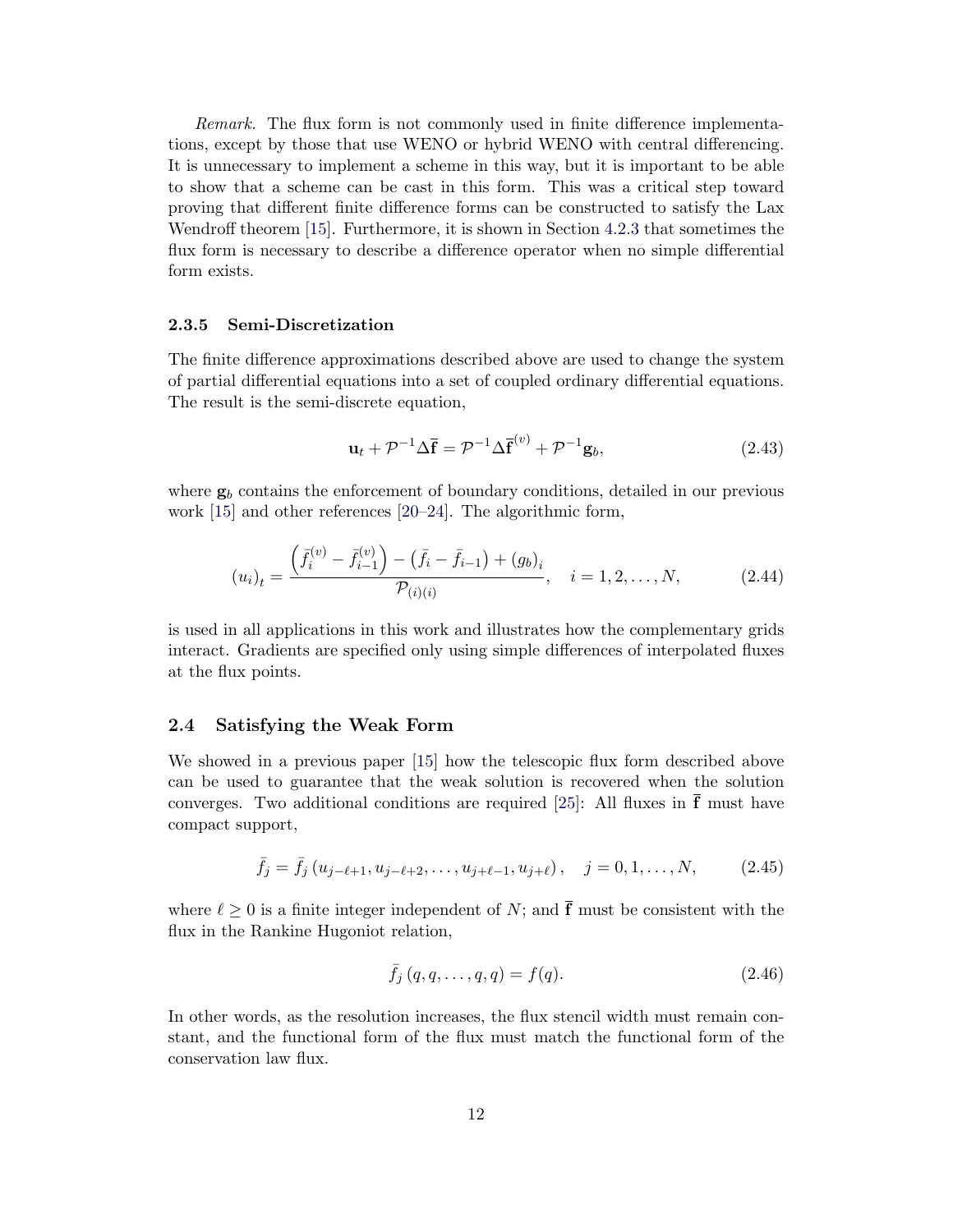*Remark.* The flux form is not commonly used in finite difference implementations, except by those that use WENO or hybrid WENO with central differencing. It is unnecessary to implement a scheme in this way, but it is important to be able to show that a scheme can be cast in this form. This was a critical step toward proving that different finite difference forms can be constructed to satisfy the Lax Wendroff theorem [15]. Furthermore, it is shown in Section 4.2.3 that sometimes the flux form is necessary to describe a difference operator when no simple differential form exists.

### 2.3.5 Semi-Discretization

The finite difference approximations described above are used to change the system of partial differential equations into a set of coupled ordinary differential equations. The result is the semi-discrete equation,

$$\mathbf{u}_t + \mathcal{P}^{-1}\Delta\overline{\mathbf{f}} = \mathcal{P}^{-1}\Delta\overline{\mathbf{f}}^{(v)} + \mathcal{P}^{-1}\mathbf{g}_b, \tag{2.43}$$

where $\mathbf{g}_b$ contains the enforcement of boundary conditions, detailed in our previous work [15] and other references [20–24]. The algorithmic form,

$$(u_i)_t = \frac{\left(\bar{f}_i^{(v)} - \bar{f}_{i-1}^{(v)}\right) - \left(\bar{f}_i - \bar{f}_{i-1}\right) + (g_b)_i}{\mathcal{P}_{(i)(i)}}, \quad i = 1, 2, \ldots, N, \tag{2.44}$$

is used in all applications in this work and illustrates how the complementary grids interact. Gradients are specified only using simple differences of interpolated fluxes at the flux points.

## 2.4 Satisfying the Weak Form

We showed in a previous paper [15] how the telescopic flux form described above can be used to guarantee that the weak solution is recovered when the solution converges. Two additional conditions are required [25]: All fluxes in $\overline{\mathbf{f}}$ must have compact support,

$$\bar{f}_j = \bar{f}_j\left(u_{j-\ell+1}, u_{j-\ell+2}, \ldots, u_{j+\ell-1}, u_{j+\ell}\right), \quad j = 0, 1, \ldots, N, \tag{2.45}$$

where $\ell \geq 0$ is a finite integer independent of $N$; and $\overline{\mathbf{f}}$ must be consistent with the flux in the Rankine Hugoniot relation,

$$\bar{f}_j\left(q, q, \ldots, q, q\right) = f(q). \tag{2.46}$$

In other words, as the resolution increases, the flux stencil width must remain constant, and the functional form of the flux must match the functional form of the conservation law flux.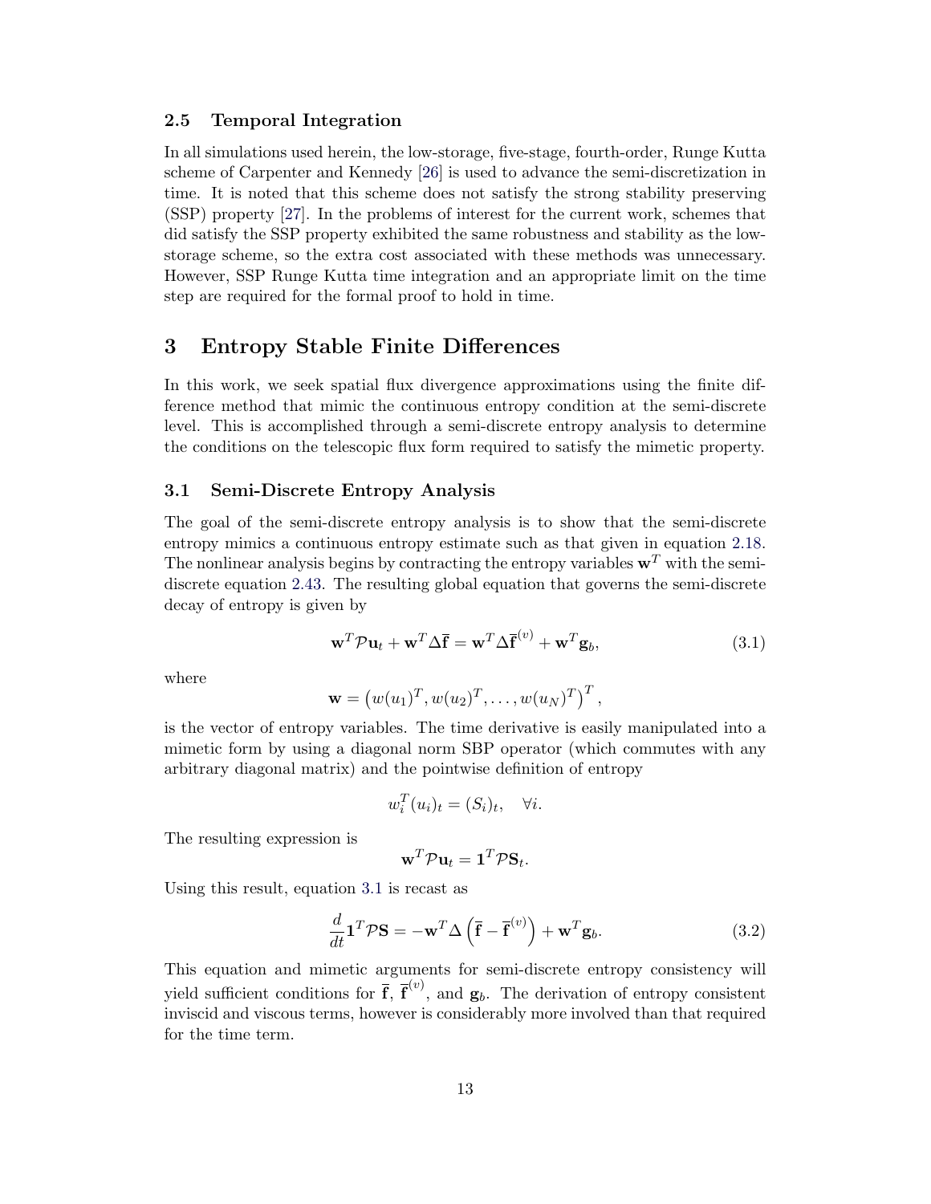### 2.5 Temporal Integration

In all simulations used herein, the low-storage, five-stage, fourth-order, Runge Kutta scheme of Carpenter and Kennedy [26] is used to advance the semi-discretization in time. It is noted that this scheme does not satisfy the strong stability preserving (SSP) property [27]. In the problems of interest for the current work, schemes that did satisfy the SSP property exhibited the same robustness and stability as the low-storage scheme, so the extra cost associated with these methods was unnecessary. However, SSP Runge Kutta time integration and an appropriate limit on the time step are required for the formal proof to hold in time.

## 3 Entropy Stable Finite Differences

In this work, we seek spatial flux divergence approximations using the finite difference method that mimic the continuous entropy condition at the semi-discrete level. This is accomplished through a semi-discrete entropy analysis to determine the conditions on the telescopic flux form required to satisfy the mimetic property.

### 3.1 Semi-Discrete Entropy Analysis

The goal of the semi-discrete entropy analysis is to show that the semi-discrete entropy mimics a continuous entropy estimate such as that given in equation 2.18. The nonlinear analysis begins by contracting the entropy variables $\mathbf{w}^T$ with the semi-discrete equation 2.43. The resulting global equation that governs the semi-discrete decay of entropy is given by

$$\mathbf{w}^T \mathcal{P} \mathbf{u}_t + \mathbf{w}^T \Delta \overline{\mathbf{f}} = \mathbf{w}^T \Delta \overline{\mathbf{f}}^{(v)} + \mathbf{w}^T \mathbf{g}_b, \tag{3.1}$$

where

$$\mathbf{w} = \left( w(u_1)^T, w(u_2)^T, \ldots, w(u_N)^T \right)^T,$$

is the vector of entropy variables. The time derivative is easily manipulated into a mimetic form by using a diagonal norm SBP operator (which commutes with any arbitrary diagonal matrix) and the pointwise definition of entropy

$$w_i^T (u_i)_t = (S_i)_t, \quad \forall i.$$

The resulting expression is

$$\mathbf{w}^T \mathcal{P} \mathbf{u}_t = \mathbf{1}^T \mathcal{P} \mathbf{S}_t.$$

Using this result, equation 3.1 is recast as

$$\frac{d}{dt} \mathbf{1}^T \mathcal{P} \mathbf{S} = -\mathbf{w}^T \Delta \left( \overline{\mathbf{f}} - \overline{\mathbf{f}}^{(v)} \right) + \mathbf{w}^T \mathbf{g}_b. \tag{3.2}$$

This equation and mimetic arguments for semi-discrete entropy consistency will yield sufficient conditions for $\overline{\mathbf{f}}$, $\overline{\mathbf{f}}^{(v)}$, and $\mathbf{g}_b$. The derivation of entropy consistent inviscid and viscous terms, however is considerably more involved than that required for the time term.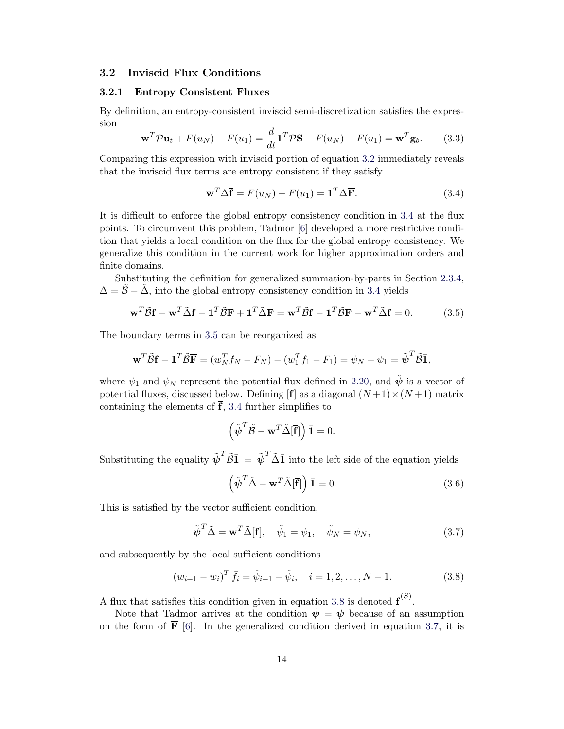### 3.2 Inviscid Flux Conditions

#### 3.2.1 Entropy Consistent Fluxes

By definition, an entropy-consistent inviscid semi-discretization satisfies the expression

$$\mathbf{w}^T \mathcal{P} \mathbf{u}_t + F(u_N) - F(u_1) = \frac{d}{dt} \mathbf{1}^T \mathcal{P} \mathbf{S} + F(u_N) - F(u_1) = \mathbf{w}^T \mathbf{g}_b. \tag{3.3}$$

Comparing this expression with inviscid portion of equation 3.2 immediately reveals that the inviscid flux terms are entropy consistent if they satisfy

$$\mathbf{w}^T \Delta \overline{\mathbf{f}} = F(u_N) - F(u_1) = \mathbf{1}^T \Delta \overline{\mathbf{F}}. \tag{3.4}$$

It is difficult to enforce the global entropy consistency condition in 3.4 at the flux points. To circumvent this problem, Tadmor [6] developed a more restrictive condition that yields a local condition on the flux for the global entropy consistency. We generalize this condition in the current work for higher approximation orders and finite domains.

Substituting the definition for generalized summation-by-parts in Section 2.3.4, $\Delta = \tilde{\mathcal{B}} - \tilde{\Delta}$, into the global entropy consistency condition in 3.4 yields

$$\mathbf{w}^T \tilde{\mathcal{B}} \overline{\mathbf{f}} - \mathbf{w}^T \tilde{\Delta} \overline{\mathbf{f}} - \mathbf{1}^T \tilde{\mathcal{B}} \overline{\mathbf{F}} + \mathbf{1}^T \tilde{\Delta} \overline{\mathbf{F}} = \mathbf{w}^T \tilde{\mathcal{B}} \overline{\mathbf{f}} - \mathbf{1}^T \tilde{\mathcal{B}} \overline{\mathbf{F}} - \mathbf{w}^T \tilde{\Delta} \overline{\mathbf{f}} = 0. \tag{3.5}$$

The boundary terms in 3.5 can be reorganized as

$$\mathbf{w}^T \tilde{\mathcal{B}} \overline{\mathbf{f}} - \mathbf{1}^T \tilde{\mathcal{B}} \overline{\mathbf{F}} = (w_N^T f_N - F_N) - (w_1^T f_1 - F_1) = \psi_N - \psi_1 = \tilde{\boldsymbol{\psi}}^T \tilde{\mathcal{B}} \bar{\mathbf{1}},$$

where $\psi_1$ and $\psi_N$ represent the potential flux defined in 2.20, and $\tilde{\boldsymbol{\psi}}$ is a vector of potential fluxes, discussed below. Defining $[\overline{\mathbf{f}}]$ as a diagonal $(N+1) \times (N+1)$ matrix containing the elements of $\overline{\mathbf{f}}$, 3.4 further simplifies to

$$\left( \tilde{\boldsymbol{\psi}}^T \tilde{\mathcal{B}} - \mathbf{w}^T \tilde{\Delta} [\overline{\mathbf{f}}] \right) \bar{\mathbf{1}} = 0.$$

Substituting the equality $\tilde{\boldsymbol{\psi}}^T \tilde{\mathcal{B}} \bar{\mathbf{1}} = \tilde{\boldsymbol{\psi}}^T \tilde{\Delta} \bar{\mathbf{1}}$ into the left side of the equation yields

$$\left( \tilde{\boldsymbol{\psi}}^T \tilde{\Delta} - \mathbf{w}^T \tilde{\Delta} [\overline{\mathbf{f}}] \right) \bar{\mathbf{1}} = 0. \tag{3.6}$$

This is satisfied by the vector sufficient condition,

$$\tilde{\boldsymbol{\psi}}^T \tilde{\Delta} = \mathbf{w}^T \tilde{\Delta} [\overline{\mathbf{f}}], \quad \tilde{\psi}_1 = \psi_1, \quad \tilde{\psi}_N = \psi_N, \tag{3.7}$$

and subsequently by the local sufficient conditions

$$(w_{i+1} - w_i)^T \bar{f}_i = \tilde{\psi}_{i+1} - \tilde{\psi}_i, \quad i = 1, 2, \ldots, N-1. \tag{3.8}$$

A flux that satisfies this condition given in equation 3.8 is denoted $\overline{\mathbf{f}}^{(S)}$.

Note that Tadmor arrives at the condition $\tilde{\boldsymbol{\psi}} = \boldsymbol{\psi}$ because of an assumption on the form of $\overline{\mathbf{F}}$ [6]. In the generalized condition derived in equation 3.7, it is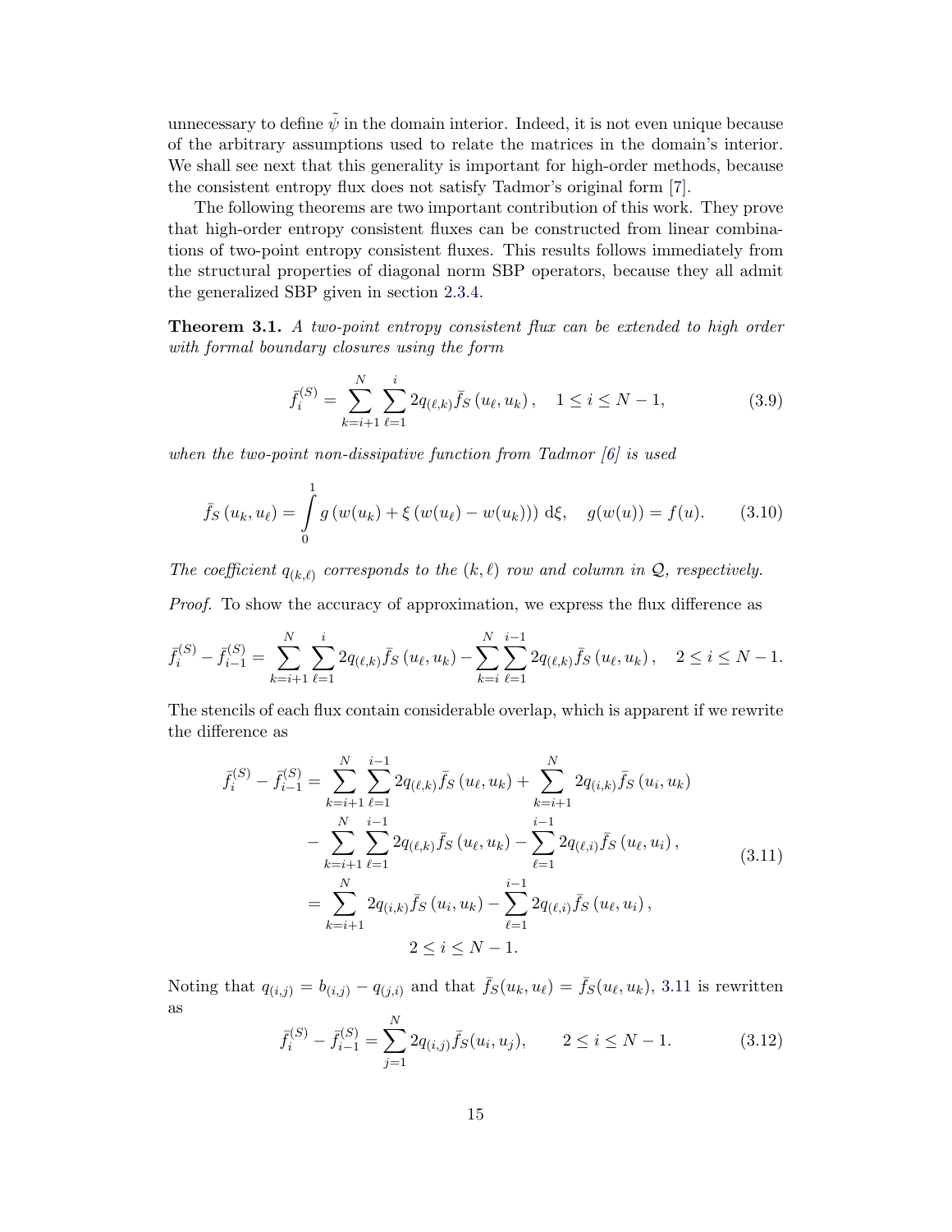unnecessary to define $\tilde{\psi}$ in the domain interior. Indeed, it is not even unique because of the arbitrary assumptions used to relate the matrices in the domain's interior. We shall see next that this generality is important for high-order methods, because the consistent entropy flux does not satisfy Tadmor's original form [7].

The following theorems are two important contribution of this work. They prove that high-order entropy consistent fluxes can be constructed from linear combinations of two-point entropy consistent fluxes. This results follows immediately from the structural properties of diagonal norm SBP operators, because they all admit the generalized SBP given in section 2.3.4.

**Theorem 3.1.** *A two-point entropy consistent flux can be extended to high order with formal boundary closures using the form*

$$\bar{f}_i^{(S)} = \sum_{k=i+1}^{N} \sum_{\ell=1}^{i} 2q_{(\ell,k)} \bar{f}_S\left(u_\ell, u_k\right), \quad 1 \leq i \leq N-1, \tag{3.9}$$

*when the two-point non-dissipative function from Tadmor [6] is used*

$$\bar{f}_S\left(u_k, u_\ell\right) = \int_0^1 g\left(w(u_k) + \xi\left(w(u_\ell) - w(u_k)\right)\right) \, \mathrm{d}\xi, \quad g(w(u)) = f(u). \tag{3.10}$$

*The coefficient $q_{(k,\ell)}$ corresponds to the $(k,\ell)$ row and column in $\mathcal{Q}$, respectively.*

*Proof.* To show the accuracy of approximation, we express the flux difference as

$$\bar{f}_i^{(S)} - \bar{f}_{i-1}^{(S)} = \sum_{k=i+1}^{N} \sum_{\ell=1}^{i} 2q_{(\ell,k)} \bar{f}_S\left(u_\ell, u_k\right) - \sum_{k=i}^{N} \sum_{\ell=1}^{i-1} 2q_{(\ell,k)} \bar{f}_S\left(u_\ell, u_k\right), \quad 2 \leq i \leq N-1.$$

The stencils of each flux contain considerable overlap, which is apparent if we rewrite the difference as

$$\begin{aligned}
\bar{f}_i^{(S)} - \bar{f}_{i-1}^{(S)} &= \sum_{k=i+1}^{N} \sum_{\ell=1}^{i-1} 2q_{(\ell,k)} \bar{f}_S\left(u_\ell, u_k\right) + \sum_{k=i+1}^{N} 2q_{(i,k)} \bar{f}_S\left(u_i, u_k\right) \\
&\quad - \sum_{k=i+1}^{N} \sum_{\ell=1}^{i-1} 2q_{(\ell,k)} \bar{f}_S\left(u_\ell, u_k\right) - \sum_{\ell=1}^{i-1} 2q_{(\ell,i)} \bar{f}_S\left(u_\ell, u_i\right), \\
&= \sum_{k=i+1}^{N} 2q_{(i,k)} \bar{f}_S\left(u_i, u_k\right) - \sum_{\ell=1}^{i-1} 2q_{(\ell,i)} \bar{f}_S\left(u_\ell, u_i\right), \\
&\qquad 2 \leq i \leq N-1.
\end{aligned} \tag{3.11}$$

Noting that $q_{(i,j)} = b_{(i,j)} - q_{(j,i)}$ and that $\bar{f}_S(u_k, u_\ell) = \bar{f}_S(u_\ell, u_k)$, 3.11 is rewritten as

$$\bar{f}_i^{(S)} - \bar{f}_{i-1}^{(S)} = \sum_{j=1}^{N} 2q_{(i,j)} \bar{f}_S(u_i, u_j), \qquad 2 \leq i \leq N-1. \tag{3.12}$$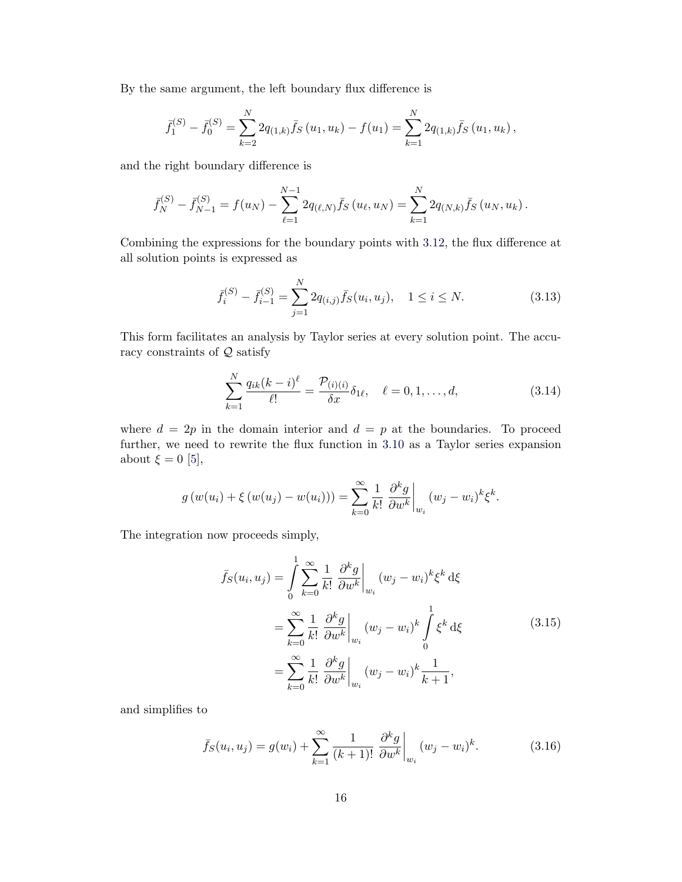By the same argument, the left boundary flux difference is

$$\bar{f}_1^{(S)} - \bar{f}_0^{(S)} = \sum_{k=2}^{N} 2q_{(1,k)} \bar{f}_S(u_1, u_k) - f(u_1) = \sum_{k=1}^{N} 2q_{(1,k)} \bar{f}_S(u_1, u_k),$$

and the right boundary difference is

$$\bar{f}_N^{(S)} - \bar{f}_{N-1}^{(S)} = f(u_N) - \sum_{\ell=1}^{N-1} 2q_{(\ell,N)} \bar{f}_S(u_\ell, u_N) = \sum_{k=1}^{N} 2q_{(N,k)} \bar{f}_S(u_N, u_k).$$

Combining the expressions for the boundary points with 3.12, the flux difference at all solution points is expressed as

$$\bar{f}_i^{(S)} - \bar{f}_{i-1}^{(S)} = \sum_{j=1}^{N} 2q_{(i,j)} \bar{f}_S(u_i, u_j), \quad 1 \leq i \leq N. \tag{3.13}$$

This form facilitates an analysis by Taylor series at every solution point. The accuracy constraints of $\mathcal{Q}$ satisfy

$$\sum_{k=1}^{N} \frac{q_{ik}(k-i)^\ell}{\ell!} = \frac{\mathcal{P}_{(i)(i)}}{\delta x} \delta_{1\ell}, \quad \ell = 0, 1, \ldots, d, \tag{3.14}$$

where $d = 2p$ in the domain interior and $d = p$ at the boundaries. To proceed further, we need to rewrite the flux function in 3.10 as a Taylor series expansion about $\xi = 0$ [5],

$$g\left(w(u_i) + \xi\left(w(u_j) - w(u_i)\right)\right) = \sum_{k=0}^{\infty} \frac{1}{k!} \left.\frac{\partial^k g}{\partial w^k}\right|_{w_i} (w_j - w_i)^k \xi^k.$$

The integration now proceeds simply,

$$\begin{aligned}
\bar{f}_S(u_i, u_j) &= \int_0^1 \sum_{k=0}^{\infty} \frac{1}{k!} \left.\frac{\partial^k g}{\partial w^k}\right|_{w_i} (w_j - w_i)^k \xi^k \,\mathrm{d}\xi \\
&= \sum_{k=0}^{\infty} \frac{1}{k!} \left.\frac{\partial^k g}{\partial w^k}\right|_{w_i} (w_j - w_i)^k \int_0^1 \xi^k \,\mathrm{d}\xi \\
&= \sum_{k=0}^{\infty} \frac{1}{k!} \left.\frac{\partial^k g}{\partial w^k}\right|_{w_i} (w_j - w_i)^k \frac{1}{k+1},
\end{aligned} \tag{3.15}$$

and simplifies to

$$\bar{f}_S(u_i, u_j) = g(w_i) + \sum_{k=1}^{\infty} \frac{1}{(k+1)!} \left.\frac{\partial^k g}{\partial w^k}\right|_{w_i} (w_j - w_i)^k. \tag{3.16}$$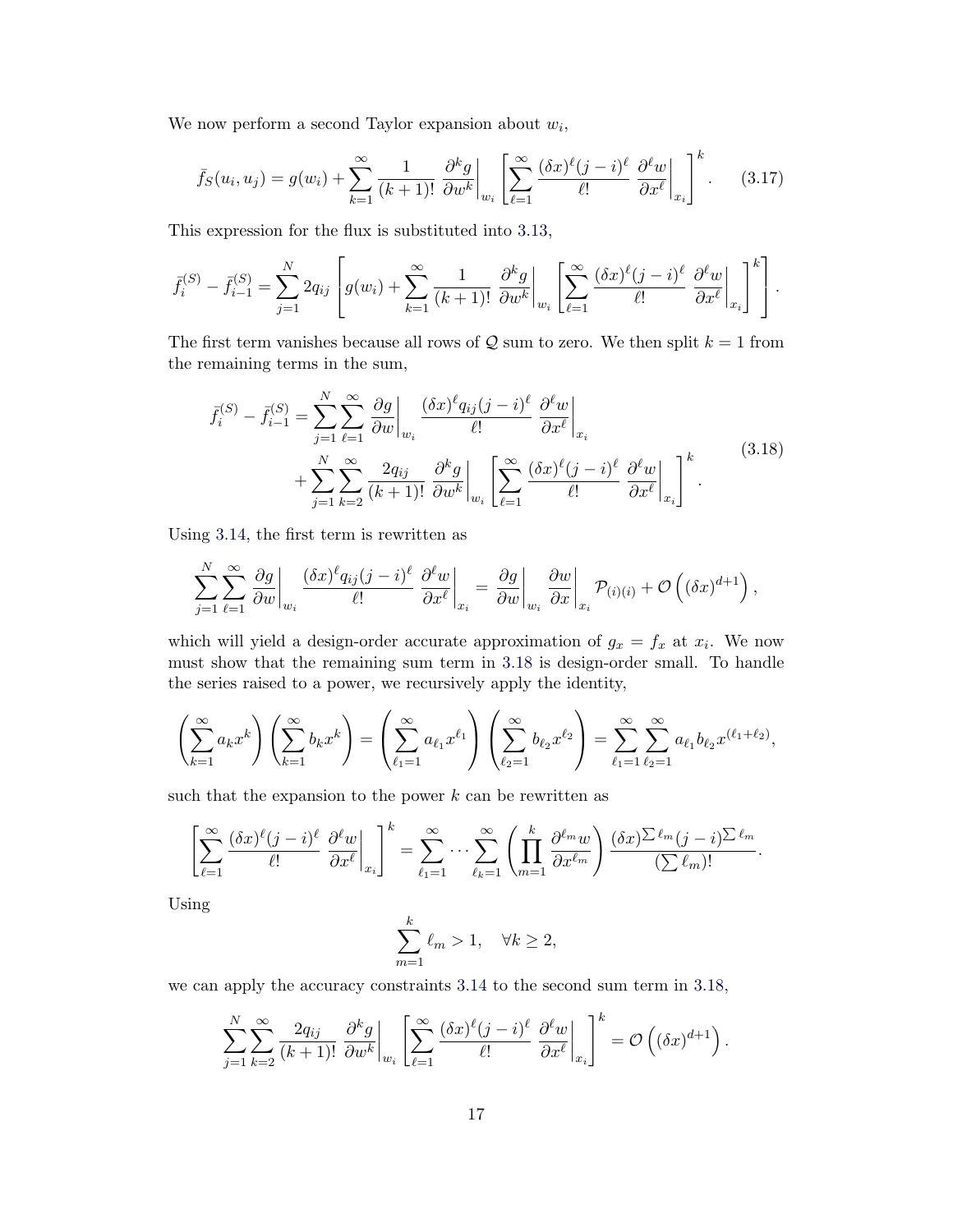We now perform a second Taylor expansion about $w_i$,

$$\bar{f}_S(u_i, u_j) = g(w_i) + \sum_{k=1}^{\infty} \frac{1}{(k+1)!} \left.\frac{\partial^k g}{\partial w^k}\right|_{w_i} \left[ \sum_{\ell=1}^{\infty} \frac{(\delta x)^\ell (j-i)^\ell}{\ell!} \left.\frac{\partial^\ell w}{\partial x^\ell}\right|_{x_i} \right]^k. \tag{3.17}$$

This expression for the flux is substituted into 3.13,

$$\bar{f}_i^{(S)} - \bar{f}_{i-1}^{(S)} = \sum_{j=1}^{N} 2q_{ij} \left[ g(w_i) + \sum_{k=1}^{\infty} \frac{1}{(k+1)!} \left.\frac{\partial^k g}{\partial w^k}\right|_{w_i} \left[ \sum_{\ell=1}^{\infty} \frac{(\delta x)^\ell (j-i)^\ell}{\ell!} \left.\frac{\partial^\ell w}{\partial x^\ell}\right|_{x_i} \right]^k \right].$$

The first term vanishes because all rows of $\mathcal{Q}$ sum to zero. We then split $k=1$ from the remaining terms in the sum,

$$\begin{aligned} \bar{f}_i^{(S)} - \bar{f}_{i-1}^{(S)} = &\sum_{j=1}^{N} \sum_{\ell=1}^{\infty} \left.\frac{\partial g}{\partial w}\right|_{w_i} \frac{(\delta x)^\ell q_{ij} (j-i)^\ell}{\ell!} \left.\frac{\partial^\ell w}{\partial x^\ell}\right|_{x_i} \\ &+ \sum_{j=1}^{N} \sum_{k=2}^{\infty} \frac{2q_{ij}}{(k+1)!} \left.\frac{\partial^k g}{\partial w^k}\right|_{w_i} \left[ \sum_{\ell=1}^{\infty} \frac{(\delta x)^\ell (j-i)^\ell}{\ell!} \left.\frac{\partial^\ell w}{\partial x^\ell}\right|_{x_i} \right]^k. \end{aligned} \tag{3.18}$$

Using 3.14, the first term is rewritten as

$$\sum_{j=1}^{N} \sum_{\ell=1}^{\infty} \left.\frac{\partial g}{\partial w}\right|_{w_i} \frac{(\delta x)^\ell q_{ij} (j-i)^\ell}{\ell!} \left.\frac{\partial^\ell w}{\partial x^\ell}\right|_{x_i} = \left.\frac{\partial g}{\partial w}\right|_{w_i} \left.\frac{\partial w}{\partial x}\right|_{x_i} \mathcal{P}_{(i)(i)} + \mathcal{O}\left((\delta x)^{d+1}\right),$$

which will yield a design-order accurate approximation of $g_x = f_x$ at $x_i$. We now must show that the remaining sum term in 3.18 is design-order small. To handle the series raised to a power, we recursively apply the identity,

$$\left(\sum_{k=1}^{\infty} a_k x^k\right)\left(\sum_{k=1}^{\infty} b_k x^k\right) = \left(\sum_{\ell_1=1}^{\infty} a_{\ell_1} x^{\ell_1}\right)\left(\sum_{\ell_2=1}^{\infty} b_{\ell_2} x^{\ell_2}\right) = \sum_{\ell_1=1}^{\infty} \sum_{\ell_2=1}^{\infty} a_{\ell_1} b_{\ell_2} x^{(\ell_1+\ell_2)},$$

such that the expansion to the power $k$ can be rewritten as

$$\left[ \sum_{\ell=1}^{\infty} \frac{(\delta x)^\ell (j-i)^\ell}{\ell!} \left.\frac{\partial^\ell w}{\partial x^\ell}\right|_{x_i} \right]^k = \sum_{\ell_1=1}^{\infty} \cdots \sum_{\ell_k=1}^{\infty} \left( \prod_{m=1}^{k} \frac{\partial^{\ell_m} w}{\partial x^{\ell_m}} \right) \frac{(\delta x)^{\sum \ell_m} (j-i)^{\sum \ell_m}}{(\sum \ell_m)!}.$$

Using

$$\sum_{m=1}^{k} \ell_m > 1, \quad \forall k \geq 2,$$

we can apply the accuracy constraints 3.14 to the second sum term in 3.18,

$$\sum_{j=1}^{N} \sum_{k=2}^{\infty} \frac{2q_{ij}}{(k+1)!} \left.\frac{\partial^k g}{\partial w^k}\right|_{w_i} \left[ \sum_{\ell=1}^{\infty} \frac{(\delta x)^\ell (j-i)^\ell}{\ell!} \left.\frac{\partial^\ell w}{\partial x^\ell}\right|_{x_i} \right]^k = \mathcal{O}\left((\delta x)^{d+1}\right).$$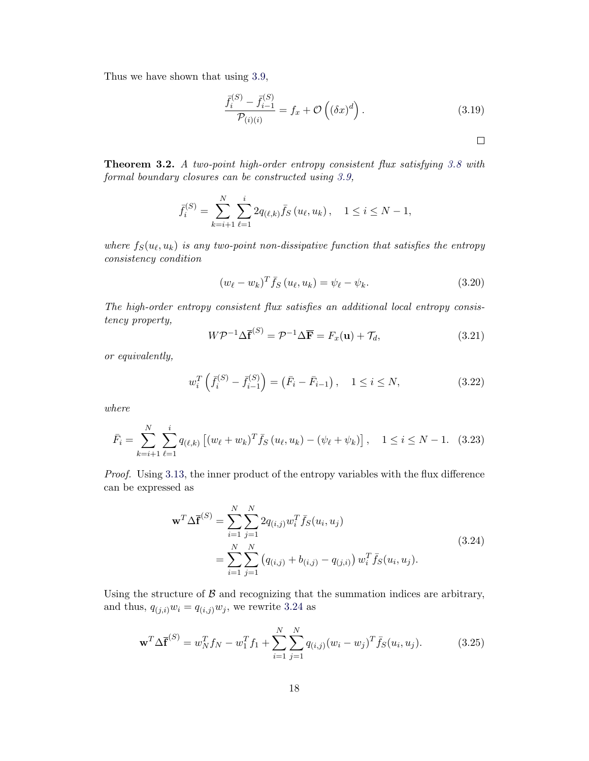Thus we have shown that using 3.9,

$$\frac{\bar{f}_i^{(S)} - \bar{f}_{i-1}^{(S)}}{\mathcal{P}_{(i)(i)}} = f_x + \mathcal{O}\left((\delta x)^d\right). \tag{3.19}$$

□

**Theorem 3.2.** *A two-point high-order entropy consistent flux satisfying 3.8 with formal boundary closures can be constructed using 3.9,*

$$\bar{f}_i^{(S)} = \sum_{k=i+1}^{N} \sum_{\ell=1}^{i} 2q_{(\ell,k)} \bar{f}_S\left(u_\ell, u_k\right), \quad 1 \le i \le N-1,$$

*where $f_S(u_\ell, u_k)$ is any two-point non-dissipative function that satisfies the entropy consistency condition*

$$\left(w_\ell - w_k\right)^T \bar{f}_S\left(u_\ell, u_k\right) = \psi_\ell - \psi_k. \tag{3.20}$$

*The high-order entropy consistent flux satisfies an additional local entropy consistency property,*

$$W\mathcal{P}^{-1}\Delta\bar{\mathbf{f}}^{(S)} = \mathcal{P}^{-1}\Delta\bar{\mathbf{F}} = F_x(\mathbf{u}) + \mathcal{T}_d, \tag{3.21}$$

*or equivalently,*

$$w_i^T\left(\bar{f}_i^{(S)} - \bar{f}_{i-1}^{(S)}\right) = \left(\bar{F}_i - \bar{F}_{i-1}\right), \quad 1 \le i \le N, \tag{3.22}$$

*where*

$$\bar{F}_i = \sum_{k=i+1}^{N} \sum_{\ell=1}^{i} q_{(\ell,k)} \left[\left(w_\ell + w_k\right)^T \bar{f}_S\left(u_\ell, u_k\right) - \left(\psi_\ell + \psi_k\right)\right], \quad 1 \le i \le N-1. \tag{3.23}$$

*Proof.* Using 3.13, the inner product of the entropy variables with the flux difference can be expressed as

$$\begin{aligned}
\mathbf{w}^T\Delta\bar{\mathbf{f}}^{(S)} &= \sum_{i=1}^{N}\sum_{j=1}^{N} 2q_{(i,j)} w_i^T \bar{f}_S(u_i, u_j) \\
&= \sum_{i=1}^{N}\sum_{j=1}^{N} \left(q_{(i,j)} + b_{(i,j)} - q_{(j,i)}\right) w_i^T \bar{f}_S(u_i, u_j).
\end{aligned} \tag{3.24}$$

Using the structure of $\mathcal{B}$ and recognizing that the summation indices are arbitrary, and thus, $q_{(j,i)} w_i = q_{(i,j)} w_j$, we rewrite 3.24 as

$$\mathbf{w}^T\Delta\bar{\mathbf{f}}^{(S)} = w_N^T f_N - w_1^T f_1 + \sum_{i=1}^{N}\sum_{j=1}^{N} q_{(i,j)} (w_i - w_j)^T \bar{f}_S(u_i, u_j). \tag{3.25}$$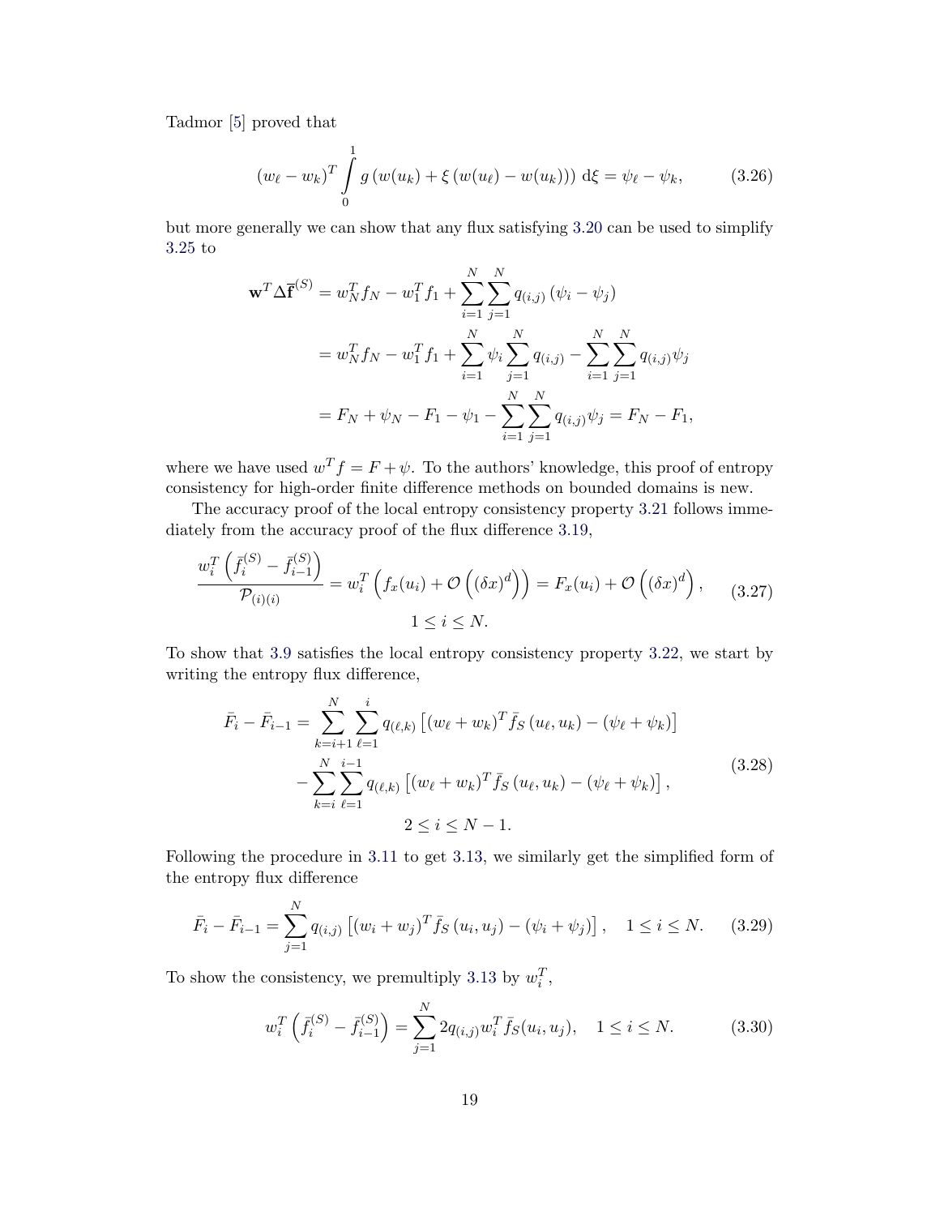Tadmor [5] proved that

$$(w_\ell - w_k)^T \int\limits_0^1 g\left(w(u_k) + \xi\left(w(u_\ell) - w(u_k)\right)\right) \, \mathrm{d}\xi = \psi_\ell - \psi_k, \tag{3.26}$$

but more generally we can show that any flux satisfying 3.20 can be used to simplify 3.25 to

$$\begin{aligned}
\mathbf{w}^T \Delta \overline{\mathbf{f}}^{(S)} &= w_N^T f_N - w_1^T f_1 + \sum_{i=1}^N \sum_{j=1}^N q_{(i,j)} \left(\psi_i - \psi_j\right) \\
&= w_N^T f_N - w_1^T f_1 + \sum_{i=1}^N \psi_i \sum_{j=1}^N q_{(i,j)} - \sum_{i=1}^N \sum_{j=1}^N q_{(i,j)} \psi_j \\
&= F_N + \psi_N - F_1 - \psi_1 - \sum_{i=1}^N \sum_{j=1}^N q_{(i,j)} \psi_j = F_N - F_1,
\end{aligned}$$

where we have used $w^T f = F + \psi$. To the authors' knowledge, this proof of entropy consistency for high-order finite difference methods on bounded domains is new.

The accuracy proof of the local entropy consistency property 3.21 follows immediately from the accuracy proof of the flux difference 3.19,

$$\frac{w_i^T \left(\bar{f}_i^{(S)} - \bar{f}_{i-1}^{(S)}\right)}{\mathcal{P}_{(i)(i)}} = w_i^T \left(f_x(u_i) + \mathcal{O}\left((\delta x)^d\right)\right) = F_x(u_i) + \mathcal{O}\left((\delta x)^d\right), \quad 1 \le i \le N. \tag{3.27}$$

To show that 3.9 satisfies the local entropy consistency property 3.22, we start by writing the entropy flux difference,

$$\begin{aligned}
\bar{F}_i - \bar{F}_{i-1} = &\sum_{k=i+1}^N \sum_{\ell=1}^i q_{(\ell,k)} \left[(w_\ell + w_k)^T \bar{f}_S\left(u_\ell, u_k\right) - \left(\psi_\ell + \psi_k\right)\right] \\
&- \sum_{k=i}^N \sum_{\ell=1}^{i-1} q_{(\ell,k)} \left[(w_\ell + w_k)^T \bar{f}_S\left(u_\ell, u_k\right) - \left(\psi_\ell + \psi_k\right)\right], \\
&2 \le i \le N-1.
\end{aligned} \tag{3.28}$$

Following the procedure in 3.11 to get 3.13, we similarly get the simplified form of the entropy flux difference

$$\bar{F}_i - \bar{F}_{i-1} = \sum_{j=1}^N q_{(i,j)} \left[(w_i + w_j)^T \bar{f}_S\left(u_i, u_j\right) - \left(\psi_i + \psi_j\right)\right], \quad 1 \le i \le N. \tag{3.29}$$

To show the consistency, we premultiply 3.13 by $w_i^T$,

$$w_i^T \left(\bar{f}_i^{(S)} - \bar{f}_{i-1}^{(S)}\right) = \sum_{j=1}^N 2 q_{(i,j)} w_i^T \bar{f}_S(u_i, u_j), \quad 1 \le i \le N. \tag{3.30}$$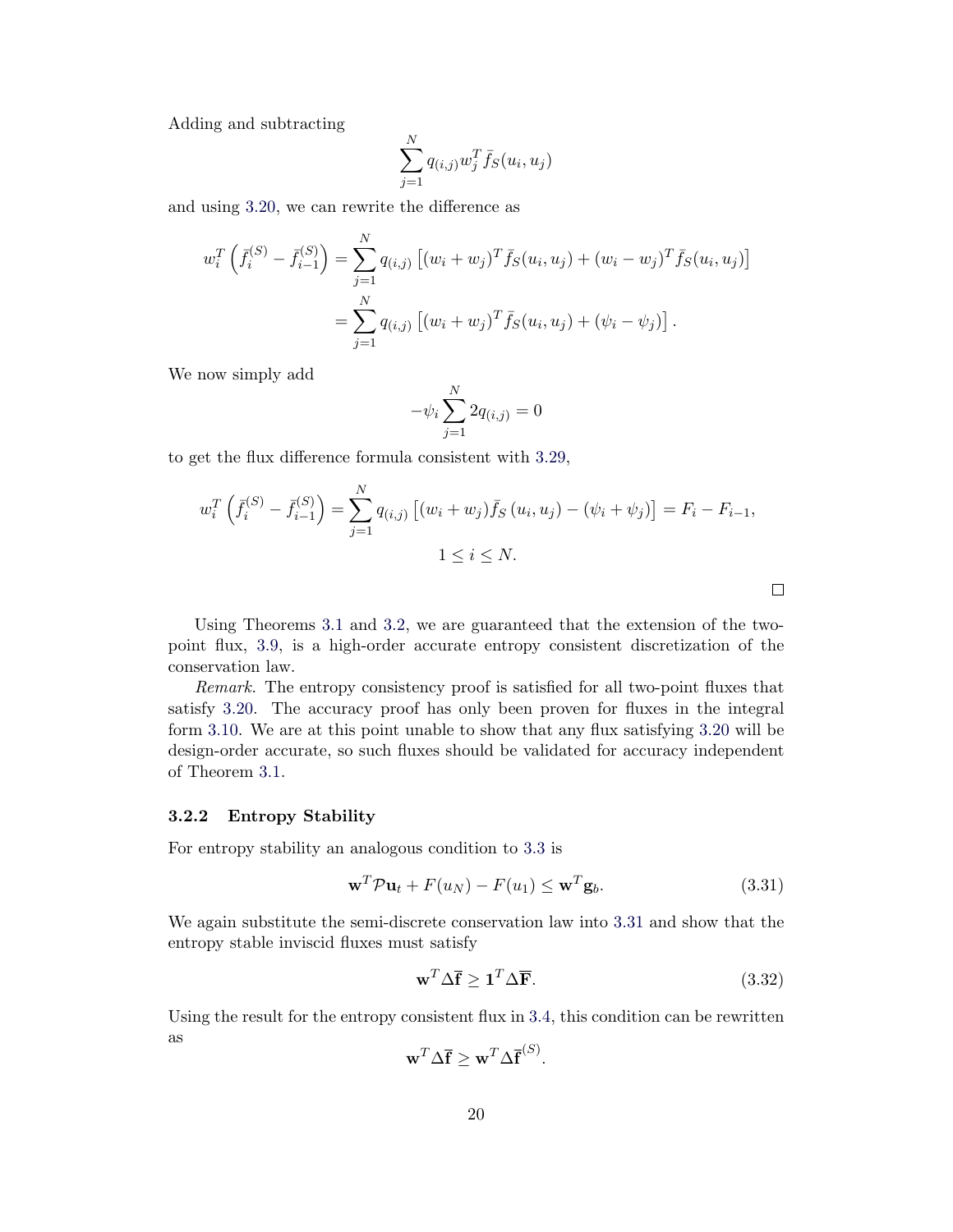Adding and subtracting

$$\sum_{j=1}^{N} q_{(i,j)} w_j^T \bar{f}_S(u_i, u_j)$$

and using 3.20, we can rewrite the difference as

$$\begin{aligned}
w_i^T \left( \bar{f}_i^{(S)} - \bar{f}_{i-1}^{(S)} \right) &= \sum_{j=1}^{N} q_{(i,j)} \left[ (w_i + w_j)^T \bar{f}_S(u_i, u_j) + (w_i - w_j)^T \bar{f}_S(u_i, u_j) \right] \\
&= \sum_{j=1}^{N} q_{(i,j)} \left[ (w_i + w_j)^T \bar{f}_S(u_i, u_j) + (\psi_i - \psi_j) \right].
\end{aligned}$$

We now simply add

$$-\psi_i \sum_{j=1}^{N} 2 q_{(i,j)} = 0$$

to get the flux difference formula consistent with 3.29,

$$w_i^T \left( \bar{f}_i^{(S)} - \bar{f}_{i-1}^{(S)} \right) = \sum_{j=1}^{N} q_{(i,j)} \left[ (w_i + w_j) \bar{f}_S \left( u_i, u_j \right) - (\psi_i + \psi_j) \right] = F_i - F_{i-1},$$

$$1 \leq i \leq N.$$

□

Using Theorems 3.1 and 3.2, we are guaranteed that the extension of the two-point flux, 3.9, is a high-order accurate entropy consistent discretization of the conservation law.

*Remark.* The entropy consistency proof is satisfied for all two-point fluxes that satisfy 3.20. The accuracy proof has only been proven for fluxes in the integral form 3.10. We are at this point unable to show that any flux satisfying 3.20 will be design-order accurate, so such fluxes should be validated for accuracy independent of Theorem 3.1.

### 3.2.2 Entropy Stability

For entropy stability an analogous condition to 3.3 is

$$\mathbf{w}^T \mathcal{P} \mathbf{u}_t + F(u_N) - F(u_1) \leq \mathbf{w}^T \mathbf{g}_b. \tag{3.31}$$

We again substitute the semi-discrete conservation law into 3.31 and show that the entropy stable inviscid fluxes must satisfy

$$\mathbf{w}^T \Delta \overline{\mathbf{f}} \geq \mathbf{1}^T \Delta \overline{\mathbf{F}}. \tag{3.32}$$

Using the result for the entropy consistent flux in 3.4, this condition can be rewritten as

$$\mathbf{w}^T \Delta \overline{\mathbf{f}} \geq \mathbf{w}^T \Delta \overline{\mathbf{f}}^{(S)}.$$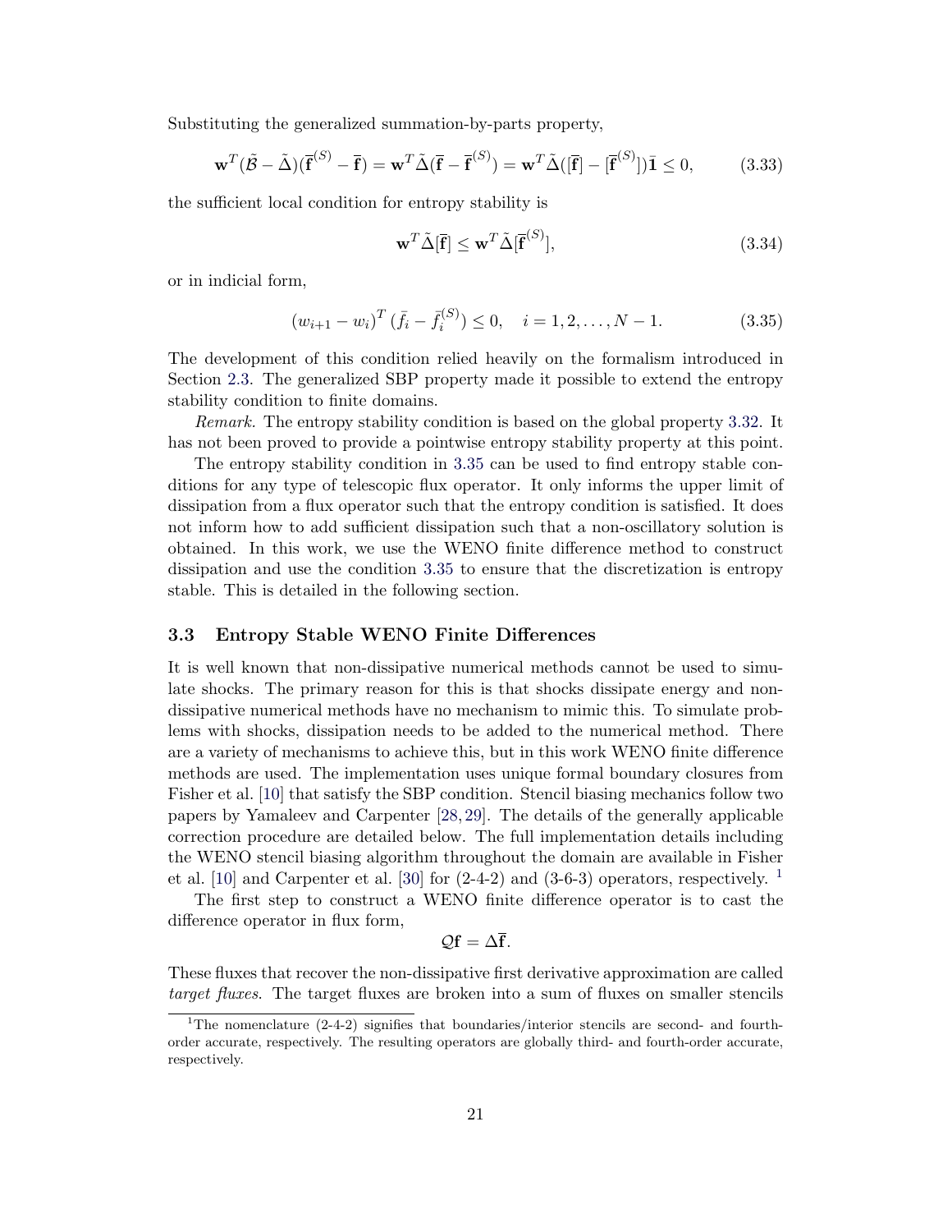Substituting the generalized summation-by-parts property,

$$\mathbf{w}^T(\tilde{\mathcal{B}} - \tilde{\Delta})(\overline{\mathbf{f}}^{(S)} - \overline{\mathbf{f}}) = \mathbf{w}^T\tilde{\Delta}(\overline{\mathbf{f}} - \overline{\mathbf{f}}^{(S)}) = \mathbf{w}^T\tilde{\Delta}([\overline{\mathbf{f}}] - [\overline{\mathbf{f}}^{(S)}])\bar{\mathbf{1}} \leq 0, \tag{3.33}$$

the sufficient local condition for entropy stability is

$$\mathbf{w}^T\tilde{\Delta}[\overline{\mathbf{f}}] \leq \mathbf{w}^T\tilde{\Delta}[\overline{\mathbf{f}}^{(S)}], \tag{3.34}$$

or in indicial form,

$$(w_{i+1} - w_i)^T(\bar{f}_i - \bar{f}_i^{(S)}) \leq 0, \quad i = 1, 2, \ldots, N-1. \tag{3.35}$$

The development of this condition relied heavily on the formalism introduced in Section 2.3. The generalized SBP property made it possible to extend the entropy stability condition to finite domains.

*Remark.* The entropy stability condition is based on the global property 3.32. It has not been proved to provide a pointwise entropy stability property at this point.

The entropy stability condition in 3.35 can be used to find entropy stable conditions for any type of telescopic flux operator. It only informs the upper limit of dissipation from a flux operator such that the entropy condition is satisfied. It does not inform how to add sufficient dissipation such that a non-oscillatory solution is obtained. In this work, we use the WENO finite difference method to construct dissipation and use the condition 3.35 to ensure that the discretization is entropy stable. This is detailed in the following section.

### 3.3 Entropy Stable WENO Finite Differences

It is well known that non-dissipative numerical methods cannot be used to simulate shocks. The primary reason for this is that shocks dissipate energy and non-dissipative numerical methods have no mechanism to mimic this. To simulate problems with shocks, dissipation needs to be added to the numerical method. There are a variety of mechanisms to achieve this, but in this work WENO finite difference methods are used. The implementation uses unique formal boundary closures from Fisher et al. [10] that satisfy the SBP condition. Stencil biasing mechanics follow two papers by Yamaleev and Carpenter [28, 29]. The details of the generally applicable correction procedure are detailed below. The full implementation details including the WENO stencil biasing algorithm throughout the domain are available in Fisher et al. [10] and Carpenter et al. [30] for (2-4-2) and (3-6-3) operators, respectively. [1]

The first step to construct a WENO finite difference operator is to cast the difference operator in flux form,

$$\mathcal{Q}\mathbf{f} = \Delta\overline{\mathbf{f}}.$$

These fluxes that recover the non-dissipative first derivative approximation are called *target fluxes*. The target fluxes are broken into a sum of fluxes on smaller stencils

[1] The nomenclature (2-4-2) signifies that boundaries/interior stencils are second- and fourth-order accurate, respectively. The resulting operators are globally third- and fourth-order accurate, respectively.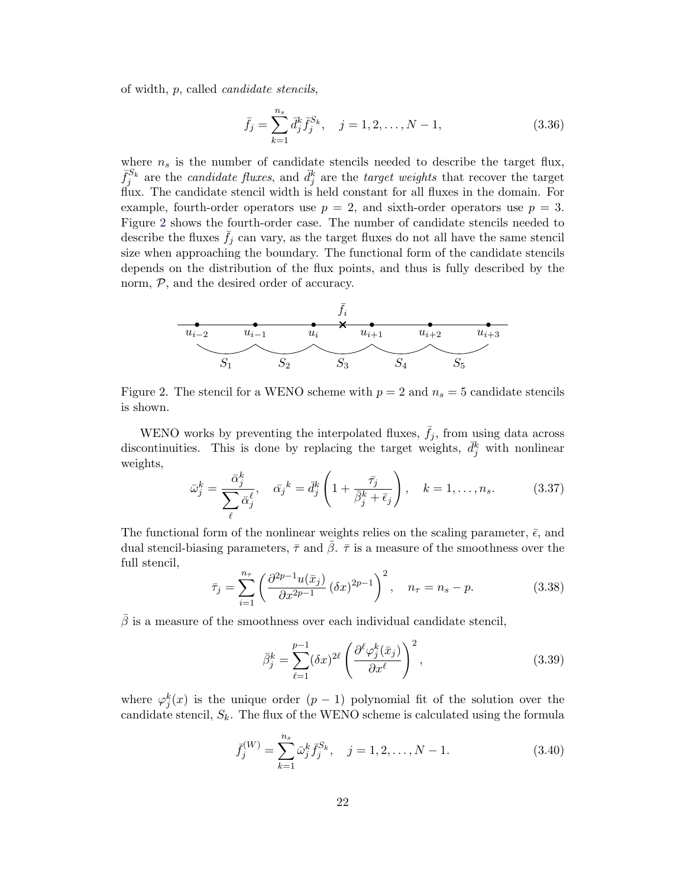of width, $p$, called *candidate stencils*,

$$\bar{f}_j = \sum_{k=1}^{n_s} \bar{d}_j^k \bar{f}_j^{S_k}, \quad j = 1, 2, \ldots, N-1, \tag{3.36}$$

where $n_s$ is the number of candidate stencils needed to describe the target flux, $\bar{f}_j^{S_k}$ are the *candidate fluxes*, and $\bar{d}_j^k$ are the *target weights* that recover the target flux. The candidate stencil width is held constant for all fluxes in the domain. For example, fourth-order operators use $p = 2$, and sixth-order operators use $p = 3$. Figure 2 shows the fourth-order case. The number of candidate stencils needed to describe the fluxes $\bar{f}_j$ can vary, as the target fluxes do not all have the same stencil size when approaching the boundary. The functional form of the candidate stencils depends on the distribution of the flux points, and thus is fully described by the norm, $\mathcal{P}$, and the desired order of accuracy.

$\bar{f}_i$

$u_{i-2}$ $u_{i-1}$ $u_i$ $u_{i+1}$ $u_{i+2}$ $u_{i+3}$

$S_1$ $S_2$ $S_3$ $S_4$ $S_5$

Figure 2. The stencil for a WENO scheme with $p = 2$ and $n_s = 5$ candidate stencils is shown.

WENO works by preventing the interpolated fluxes, $\bar{f}_j$, from using data across discontinuities. This is done by replacing the target weights, $\bar{d}_j^k$ with nonlinear weights,

$$\bar{\omega}_j^k = \frac{\bar{\alpha}_j^k}{\sum_\ell \bar{\alpha}_j^\ell}, \quad \bar{\alpha_j}^k = \bar{d}_j^k \left(1 + \frac{\bar{\tau}_j}{\bar{\beta}_j^k + \bar{\epsilon}_j}\right), \quad k = 1, \ldots, n_s. \tag{3.37}$$

The functional form of the nonlinear weights relies on the scaling parameter, $\bar{\epsilon}$, and dual stencil-biasing parameters, $\bar{\tau}$ and $\bar{\beta}$. $\bar{\tau}$ is a measure of the smoothness over the full stencil,

$$\bar{\tau}_j = \sum_{i=1}^{n_\tau} \left(\frac{\partial^{2p-1} u(\bar{x}_j)}{\partial x^{2p-1}} (\delta x)^{2p-1}\right)^2, \quad n_\tau = n_s - p. \tag{3.38}$$

$\bar{\beta}$ is a measure of the smoothness over each individual candidate stencil,

$$\bar{\beta}_j^k = \sum_{\ell=1}^{p-1} (\delta x)^{2\ell} \left(\frac{\partial^\ell \varphi_j^k(\bar{x}_j)}{\partial x^\ell}\right)^2, \tag{3.39}$$

where $\varphi_j^k(x)$ is the unique order $(p-1)$ polynomial fit of the solution over the candidate stencil, $S_k$. The flux of the WENO scheme is calculated using the formula

$$\bar{f}_j^{(W)} = \sum_{k=1}^{n_s} \bar{\omega}_j^k \bar{f}_j^{S_k}, \quad j = 1, 2, \ldots, N-1. \tag{3.40}$$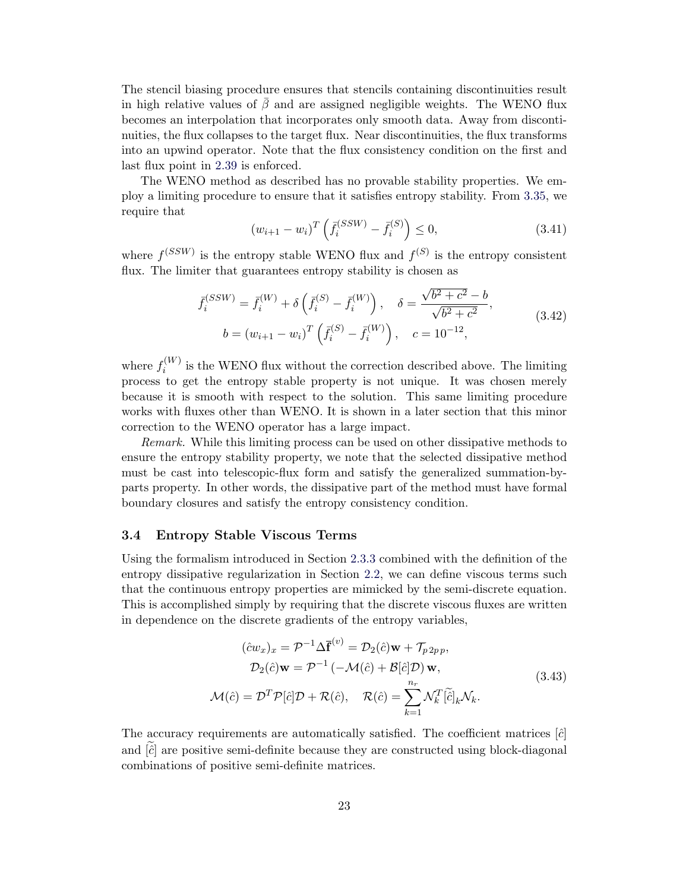The stencil biasing procedure ensures that stencils containing discontinuities result in high relative values of $\bar{\beta}$ and are assigned negligible weights. The WENO flux becomes an interpolation that incorporates only smooth data. Away from discontinuities, the flux collapses to the target flux. Near discontinuities, the flux transforms into an upwind operator. Note that the flux consistency condition on the first and last flux point in 2.39 is enforced.

The WENO method as described has no provable stability properties. We employ a limiting procedure to ensure that it satisfies entropy stability. From 3.35, we require that

$$(w_{i+1} - w_i)^T \left( \bar{f}_i^{(SSW)} - \bar{f}_i^{(S)} \right) \leq 0, \tag{3.41}$$

where $f^{(SSW)}$ is the entropy stable WENO flux and $f^{(S)}$ is the entropy consistent flux. The limiter that guarantees entropy stability is chosen as

$$\begin{aligned} \bar{f}_i^{(SSW)} = \bar{f}_i^{(W)} + \delta \left( \bar{f}_i^{(S)} - \bar{f}_i^{(W)} \right), \quad \delta = \frac{\sqrt{b^2 + c^2} - b}{\sqrt{b^2 + c^2}}, \\ b = (w_{i+1} - w_i)^T \left( \bar{f}_i^{(S)} - \bar{f}_i^{(W)} \right), \quad c = 10^{-12}, \end{aligned} \tag{3.42}$$

where $f_i^{(W)}$ is the WENO flux without the correction described above. The limiting process to get the entropy stable property is not unique. It was chosen merely because it is smooth with respect to the solution. This same limiting procedure works with fluxes other than WENO. It is shown in a later section that this minor correction to the WENO operator has a large impact.

*Remark.* While this limiting process can be used on other dissipative methods to ensure the entropy stability property, we note that the selected dissipative method must be cast into telescopic-flux form and satisfy the generalized summation-by-parts property. In other words, the dissipative part of the method must have formal boundary closures and satisfy the entropy consistency condition.

### 3.4 Entropy Stable Viscous Terms

Using the formalism introduced in Section 2.3.3 combined with the definition of the entropy dissipative regularization in Section 2.2, we can define viscous terms such that the continuous entropy properties are mimicked by the semi-discrete equation. This is accomplished simply by requiring that the discrete viscous fluxes are written in dependence on the discrete gradients of the entropy variables,

$$\begin{aligned} (\hat{c} w_x)_x = \mathcal{P}^{-1} \Delta \overline{\mathbf{f}}^{(v)} = \mathcal{D}_2(\hat{c}) \mathbf{w} + \mathcal{T}_{p\,2p\,p}, \\ \mathcal{D}_2(\hat{c}) \mathbf{w} = \mathcal{P}^{-1} \left( -\mathcal{M}(\hat{c}) + \mathcal{B}[\hat{c}] \mathcal{D} \right) \mathbf{w}, \\ \mathcal{M}(\hat{c}) = \mathcal{D}^T \mathcal{P} [\hat{c}] \mathcal{D} + \mathcal{R}(\hat{c}), \quad \mathcal{R}(\hat{c}) = \sum_{k=1}^{n_r} \mathcal{N}_k^T [\widetilde{\hat{c}}]_k \mathcal{N}_k. \end{aligned} \tag{3.43}$$

The accuracy requirements are automatically satisfied. The coefficient matrices $[\hat{c}]$ and $[\widetilde{\hat{c}}]$ are positive semi-definite because they are constructed using block-diagonal combinations of positive semi-definite matrices.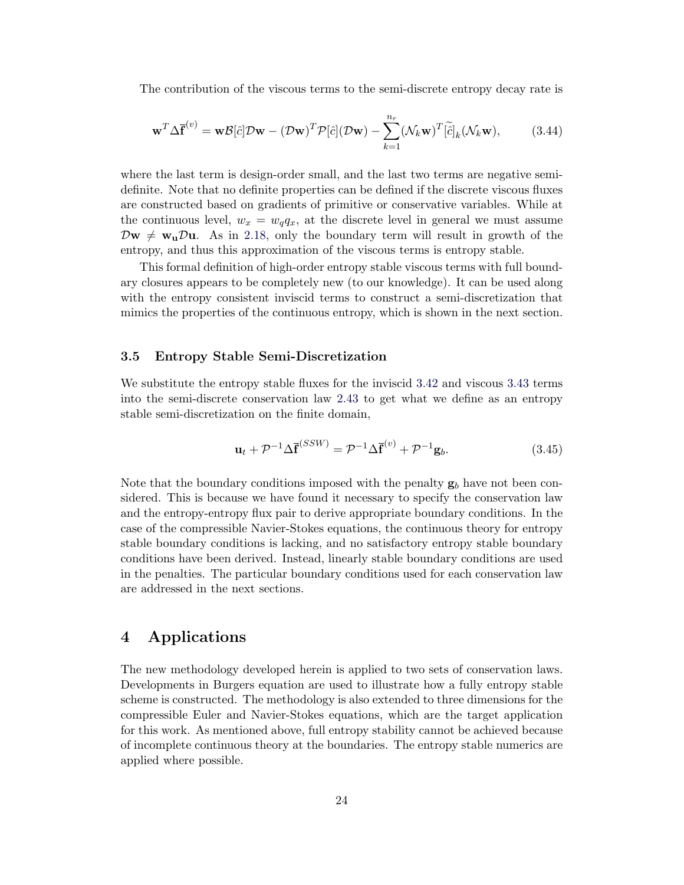The contribution of the viscous terms to the semi-discrete entropy decay rate is

$$\mathbf{w}^T \Delta \overline{\mathbf{f}}^{(v)} = \mathbf{w}\mathcal{B}[\hat{c}]\mathcal{D}\mathbf{w} - (\mathcal{D}\mathbf{w})^T \mathcal{P}[\hat{c}](\mathcal{D}\mathbf{w}) - \sum_{k=1}^{n_r} (\mathcal{N}_k \mathbf{w})^T [\widetilde{\hat{c}}]_k (\mathcal{N}_k \mathbf{w}), \tag{3.44}$$

where the last term is design-order small, and the last two terms are negative semi-definite. Note that no definite properties can be defined if the discrete viscous fluxes are constructed based on gradients of primitive or conservative variables. While at the continuous level, $w_x = w_q q_x$, at the discrete level in general we must assume $\mathcal{D}\mathbf{w} \neq \mathbf{w_u}\mathcal{D}\mathbf{u}$. As in 2.18, only the boundary term will result in growth of the entropy, and thus this approximation of the viscous terms is entropy stable.

This formal definition of high-order entropy stable viscous terms with full boundary closures appears to be completely new (to our knowledge). It can be used along with the entropy consistent inviscid terms to construct a semi-discretization that mimics the properties of the continuous entropy, which is shown in the next section.

### 3.5 Entropy Stable Semi-Discretization

We substitute the entropy stable fluxes for the inviscid 3.42 and viscous 3.43 terms into the semi-discrete conservation law 2.43 to get what we define as an entropy stable semi-discretization on the finite domain,

$$\mathbf{u}_t + \mathcal{P}^{-1}\Delta \overline{\mathbf{f}}^{(SSW)} = \mathcal{P}^{-1}\Delta \overline{\mathbf{f}}^{(v)} + \mathcal{P}^{-1}\mathbf{g}_b. \tag{3.45}$$

Note that the boundary conditions imposed with the penalty $\mathbf{g}_b$ have not been considered. This is because we have found it necessary to specify the conservation law and the entropy-entropy flux pair to derive appropriate boundary conditions. In the case of the compressible Navier-Stokes equations, the continuous theory for entropy stable boundary conditions is lacking, and no satisfactory entropy stable boundary conditions have been derived. Instead, linearly stable boundary conditions are used in the penalties. The particular boundary conditions used for each conservation law are addressed in the next sections.

## 4 Applications

The new methodology developed herein is applied to two sets of conservation laws. Developments in Burgers equation are used to illustrate how a fully entropy stable scheme is constructed. The methodology is also extended to three dimensions for the compressible Euler and Navier-Stokes equations, which are the target application for this work. As mentioned above, full entropy stability cannot be achieved because of incomplete continuous theory at the boundaries. The entropy stable numerics are applied where possible.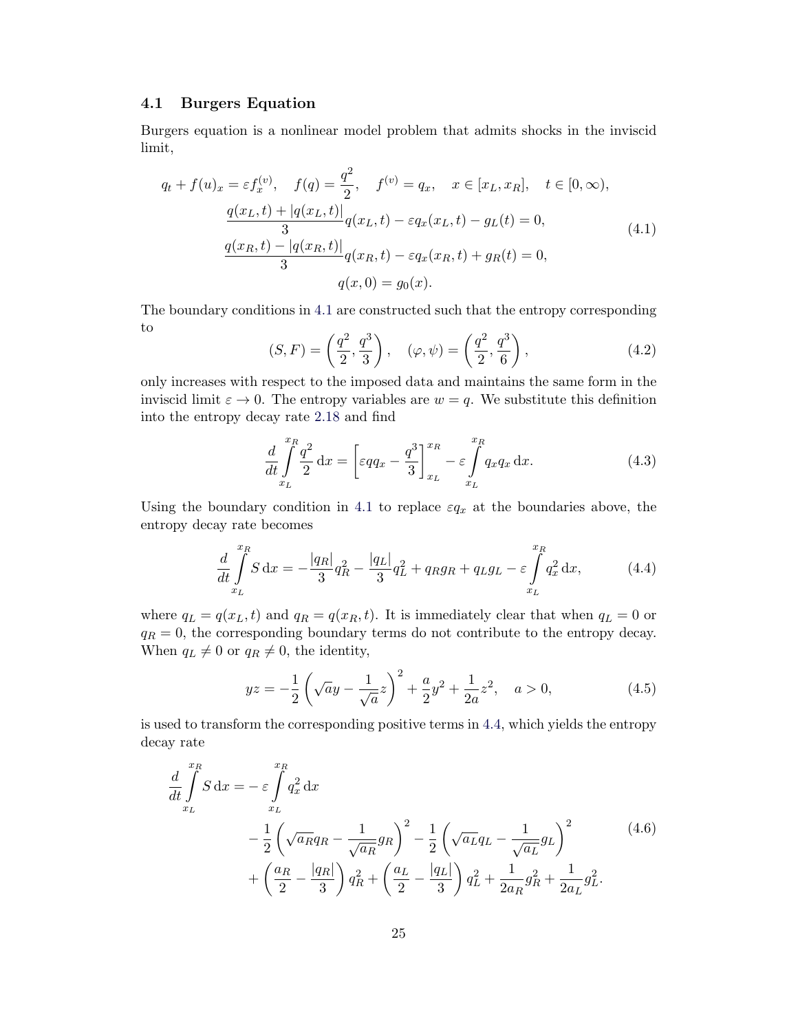### 4.1 Burgers Equation

Burgers equation is a nonlinear model problem that admits shocks in the inviscid limit,

$$
\begin{gathered}
q_t + f(u)_x = \varepsilon f_x^{(v)}, \quad f(q) = \frac{q^2}{2}, \quad f^{(v)} = q_x, \quad x \in [x_L, x_R], \quad t \in [0, \infty), \\
\frac{q(x_L,t) + |q(x_L,t)|}{3} q(x_L,t) - \varepsilon q_x(x_L,t) - g_L(t) = 0, \\
\frac{q(x_R,t) - |q(x_R,t)|}{3} q(x_R,t) - \varepsilon q_x(x_R,t) + g_R(t) = 0, \\
q(x,0) = g_0(x).
\end{gathered}
\tag{4.1}
$$

The boundary conditions in 4.1 are constructed such that the entropy corresponding to

$$
(S, F) = \left(\frac{q^2}{2}, \frac{q^3}{3}\right), \quad (\varphi, \psi) = \left(\frac{q^2}{2}, \frac{q^3}{6}\right), \tag{4.2}
$$

only increases with respect to the imposed data and maintains the same form in the inviscid limit $\varepsilon \to 0$. The entropy variables are $w = q$. We substitute this definition into the entropy decay rate 2.18 and find

$$
\frac{d}{dt} \int_{x_L}^{x_R} \frac{q^2}{2} \, \mathrm{d}x = \left[\varepsilon q q_x - \frac{q^3}{3}\right]_{x_L}^{x_R} - \varepsilon \int_{x_L}^{x_R} q_x q_x \, \mathrm{d}x. \tag{4.3}
$$

Using the boundary condition in 4.1 to replace $\varepsilon q_x$ at the boundaries above, the entropy decay rate becomes

$$
\frac{d}{dt} \int_{x_L}^{x_R} S \, \mathrm{d}x = -\frac{|q_R|}{3} q_R^2 - \frac{|q_L|}{3} q_L^2 + q_R g_R + q_L g_L - \varepsilon \int_{x_L}^{x_R} q_x^2 \, \mathrm{d}x, \tag{4.4}
$$

where $q_L = q(x_L, t)$ and $q_R = q(x_R, t)$. It is immediately clear that when $q_L = 0$ or $q_R = 0$, the corresponding boundary terms do not contribute to the entropy decay. When $q_L \neq 0$ or $q_R \neq 0$, the identity,

$$
yz = -\frac{1}{2}\left(\sqrt{a} y - \frac{1}{\sqrt{a}} z\right)^2 + \frac{a}{2} y^2 + \frac{1}{2a} z^2, \quad a > 0, \tag{4.5}
$$

is used to transform the corresponding positive terms in 4.4, which yields the entropy decay rate

$$
\begin{aligned}
\frac{d}{dt} \int_{x_L}^{x_R} S \, \mathrm{d}x = & -\varepsilon \int_{x_L}^{x_R} q_x^2 \, \mathrm{d}x \\
& - \frac{1}{2}\left(\sqrt{a_R} q_R - \frac{1}{\sqrt{a_R}} g_R\right)^2 - \frac{1}{2}\left(\sqrt{a_L} q_L - \frac{1}{\sqrt{a_L}} g_L\right)^2 \\
& + \left(\frac{a_R}{2} - \frac{|q_R|}{3}\right) q_R^2 + \left(\frac{a_L}{2} - \frac{|q_L|}{3}\right) q_L^2 + \frac{1}{2a_R} g_R^2 + \frac{1}{2a_L} g_L^2.
\end{aligned}
\tag{4.6}
$$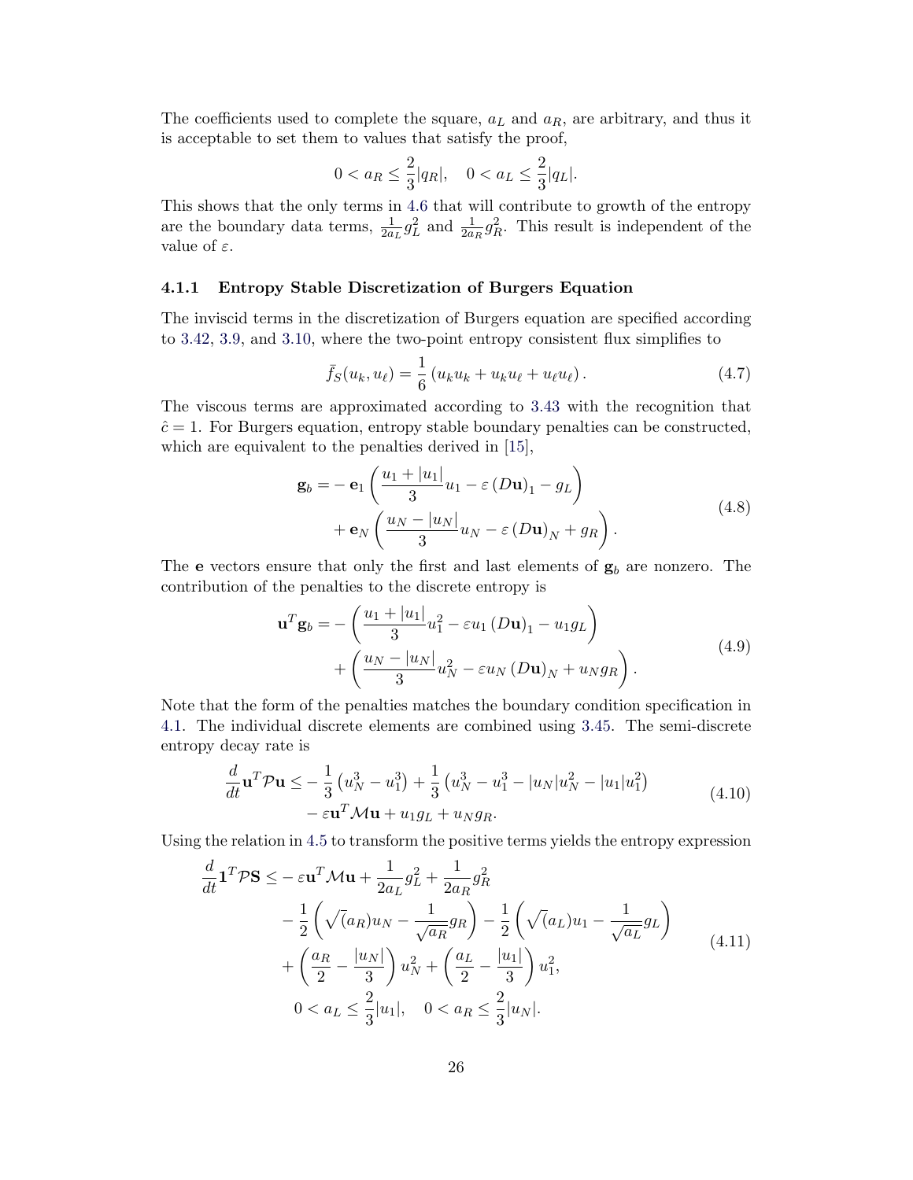The coefficients used to complete the square, $a_L$ and $a_R$, are arbitrary, and thus it is acceptable to set them to values that satisfy the proof,

$$0 < a_R \leq \frac{2}{3}|q_R|, \quad 0 < a_L \leq \frac{2}{3}|q_L|.$$

This shows that the only terms in 4.6 that will contribute to growth of the entropy are the boundary data terms, $\frac{1}{2a_L}g_L^2$ and $\frac{1}{2a_R}g_R^2$. This result is independent of the value of $\varepsilon$.

### 4.1.1 Entropy Stable Discretization of Burgers Equation

The inviscid terms in the discretization of Burgers equation are specified according to 3.42, 3.9, and 3.10, where the two-point entropy consistent flux simplifies to

$$\bar{f}_S(u_k, u_\ell) = \frac{1}{6}\left(u_k u_k + u_k u_\ell + u_\ell u_\ell\right). \tag{4.7}$$

The viscous terms are approximated according to 3.43 with the recognition that $\hat{c} = 1$. For Burgers equation, entropy stable boundary penalties can be constructed, which are equivalent to the penalties derived in [15],

$$\begin{aligned} \mathbf{g}_b = &- \mathbf{e}_1\left(\frac{u_1 + |u_1|}{3}u_1 - \varepsilon\left(D\mathbf{u}\right)_1 - g_L\right) \\ &+ \mathbf{e}_N\left(\frac{u_N - |u_N|}{3}u_N - \varepsilon\left(D\mathbf{u}\right)_N + g_R\right). \end{aligned} \tag{4.8}$$

The $\mathbf{e}$ vectors ensure that only the first and last elements of $\mathbf{g}_b$ are nonzero. The contribution of the penalties to the discrete entropy is

$$\begin{aligned} \mathbf{u}^T\mathbf{g}_b = &- \left(\frac{u_1 + |u_1|}{3}u_1^2 - \varepsilon u_1\left(D\mathbf{u}\right)_1 - u_1 g_L\right) \\ &+ \left(\frac{u_N - |u_N|}{3}u_N^2 - \varepsilon u_N\left(D\mathbf{u}\right)_N + u_N g_R\right). \end{aligned} \tag{4.9}$$

Note that the form of the penalties matches the boundary condition specification in 4.1. The individual discrete elements are combined using 3.45. The semi-discrete entropy decay rate is

$$\begin{aligned} \frac{d}{dt}\mathbf{u}^T\mathcal{P}\mathbf{u} \leq &- \frac{1}{3}\left(u_N^3 - u_1^3\right) + \frac{1}{3}\left(u_N^3 - u_1^3 - |u_N|u_N^2 - |u_1|u_1^2\right) \\ &- \varepsilon\mathbf{u}^T\mathcal{M}\mathbf{u} + u_1 g_L + u_N g_R. \end{aligned} \tag{4.10}$$

Using the relation in 4.5 to transform the positive terms yields the entropy expression

$$\begin{aligned} \frac{d}{dt}\mathbf{1}^T\mathcal{P}\mathbf{S} \leq &- \varepsilon\mathbf{u}^T\mathcal{M}\mathbf{u} + \frac{1}{2a_L}g_L^2 + \frac{1}{2a_R}g_R^2 \\ &- \frac{1}{2}\left(\sqrt{(}a_R)u_N - \frac{1}{\sqrt{a_R}}g_R\right) - \frac{1}{2}\left(\sqrt{(}a_L)u_1 - \frac{1}{\sqrt{a_L}}g_L\right) \\ &+ \left(\frac{a_R}{2} - \frac{|u_N|}{3}\right)u_N^2 + \left(\frac{a_L}{2} - \frac{|u_1|}{3}\right)u_1^2, \\ &0 < a_L \leq \frac{2}{3}|u_1|, \quad 0 < a_R \leq \frac{2}{3}|u_N|. \end{aligned} \tag{4.11}$$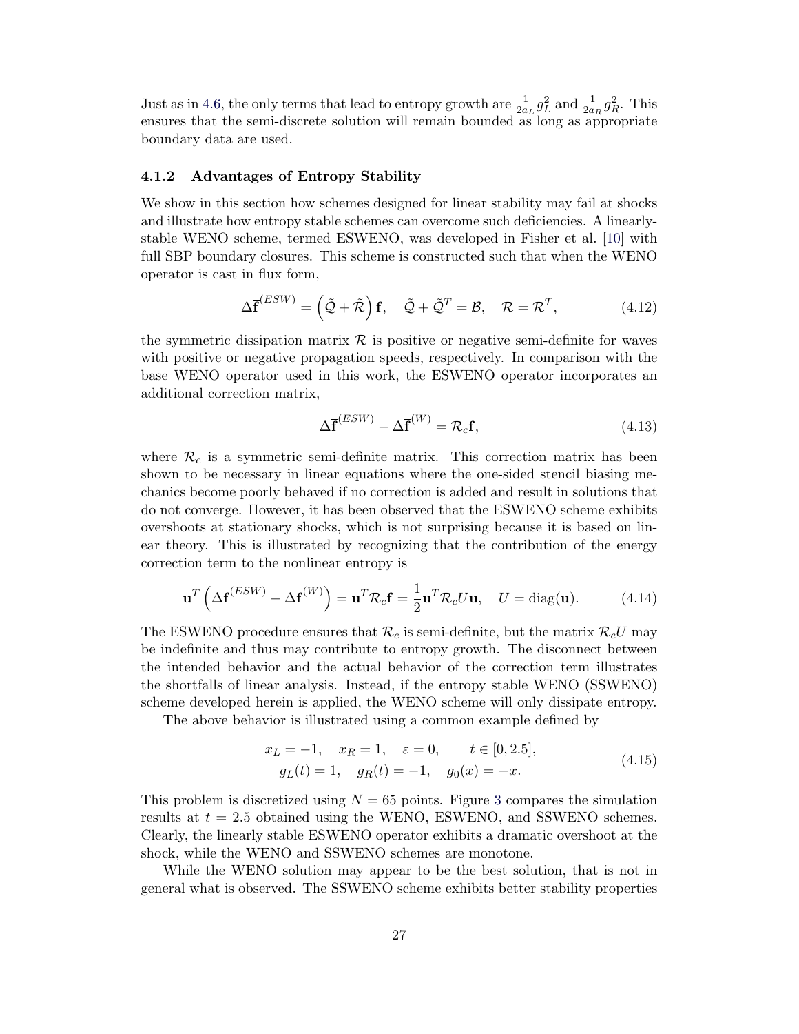Just as in 4.6, the only terms that lead to entropy growth are $\frac{1}{2a_L}g_L^2$ and $\frac{1}{2a_R}g_R^2$. This ensures that the semi-discrete solution will remain bounded as long as appropriate boundary data are used.

### 4.1.2 Advantages of Entropy Stability

We show in this section how schemes designed for linear stability may fail at shocks and illustrate how entropy stable schemes can overcome such deficiencies. A linearly-stable WENO scheme, termed ESWENO, was developed in Fisher et al. [10] with full SBP boundary closures. This scheme is constructed such that when the WENO operator is cast in flux form,

$$\Delta\overline{\mathbf{f}}^{(ESW)} = \left(\tilde{\mathcal{Q}} + \tilde{\mathcal{R}}\right)\mathbf{f}, \quad \tilde{\mathcal{Q}} + \tilde{\mathcal{Q}}^T = \mathcal{B}, \quad \mathcal{R} = \mathcal{R}^T, \tag{4.12}$$

the symmetric dissipation matrix $\mathcal{R}$ is positive or negative semi-definite for waves with positive or negative propagation speeds, respectively. In comparison with the base WENO operator used in this work, the ESWENO operator incorporates an additional correction matrix,

$$\Delta\overline{\mathbf{f}}^{(ESW)} - \Delta\overline{\mathbf{f}}^{(W)} = \mathcal{R}_c\mathbf{f}, \tag{4.13}$$

where $\mathcal{R}_c$ is a symmetric semi-definite matrix. This correction matrix has been shown to be necessary in linear equations where the one-sided stencil biasing mechanics become poorly behaved if no correction is added and result in solutions that do not converge. However, it has been observed that the ESWENO scheme exhibits overshoots at stationary shocks, which is not surprising because it is based on linear theory. This is illustrated by recognizing that the contribution of the energy correction term to the nonlinear entropy is

$$\mathbf{u}^T\left(\Delta\overline{\mathbf{f}}^{(ESW)} - \Delta\overline{\mathbf{f}}^{(W)}\right) = \mathbf{u}^T\mathcal{R}_c\mathbf{f} = \frac{1}{2}\mathbf{u}^T\mathcal{R}_c U\mathbf{u}, \quad U = \mathrm{diag}(\mathbf{u}). \tag{4.14}$$

The ESWENO procedure ensures that $\mathcal{R}_c$ is semi-definite, but the matrix $\mathcal{R}_c U$ may be indefinite and thus may contribute to entropy growth. The disconnect between the intended behavior and the actual behavior of the correction term illustrates the shortfalls of linear analysis. Instead, if the entropy stable WENO (SSWENO) scheme developed herein is applied, the WENO scheme will only dissipate entropy.

The above behavior is illustrated using a common example defined by

$$\begin{gathered} x_L = -1, \quad x_R = 1, \quad \varepsilon = 0, \qquad t \in [0, 2.5], \\ g_L(t) = 1, \quad g_R(t) = -1, \quad g_0(x) = -x. \end{gathered} \tag{4.15}$$

This problem is discretized using $N = 65$ points. Figure 3 compares the simulation results at $t = 2.5$ obtained using the WENO, ESWENO, and SSWENO schemes. Clearly, the linearly stable ESWENO operator exhibits a dramatic overshoot at the shock, while the WENO and SSWENO schemes are monotone.

While the WENO solution may appear to be the best solution, that is not in general what is observed. The SSWENO scheme exhibits better stability properties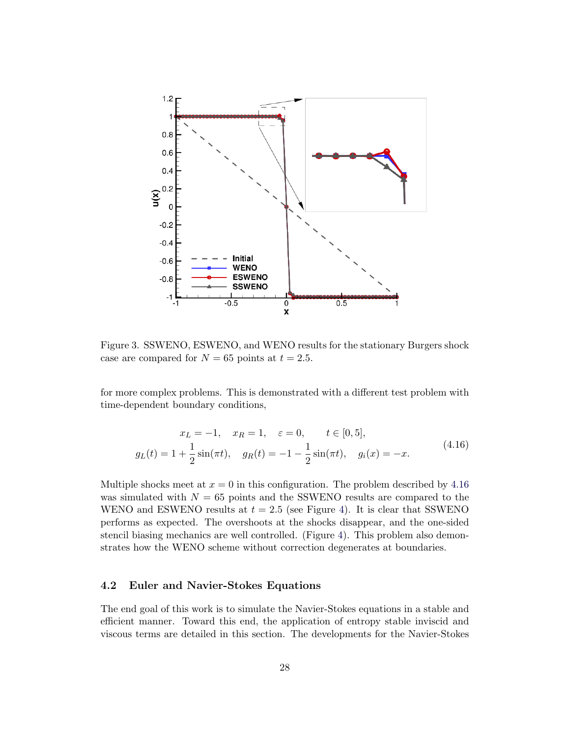1.2

1

0.8

0.6

0.4

0.2

0

-0.2

-0.4

-0.6

-0.8

-1

u(x)

-1

-0.5

0

0.5

1

x

Initial

WENO

ESWENO

SSWENO

Figure 3. SSWENO, ESWENO, and WENO results for the stationary Burgers shock case are compared for $N = 65$ points at $t = 2.5$.

for more complex problems. This is demonstrated with a different test problem with time-dependent boundary conditions,

$$
\begin{aligned}
x_L = -1, \quad x_R = 1, \quad \varepsilon = 0, \qquad t \in [0, 5], \\
g_L(t) = 1 + \frac{1}{2}\sin(\pi t), \quad g_R(t) = -1 - \frac{1}{2}\sin(\pi t), \quad g_i(x) = -x.
\end{aligned}
\tag{4.16}
$$

Multiple shocks meet at $x = 0$ in this configuration. The problem described by 4.16 was simulated with $N = 65$ points and the SSWENO results are compared to the WENO and ESWENO results at $t = 2.5$ (see Figure 4). It is clear that SSWENO performs as expected. The overshoots at the shocks disappear, and the one-sided stencil biasing mechanics are well controlled. (Figure 4). This problem also demonstrates how the WENO scheme without correction degenerates at boundaries.

### 4.2 Euler and Navier-Stokes Equations

The end goal of this work is to simulate the Navier-Stokes equations in a stable and efficient manner. Toward this end, the application of entropy stable inviscid and viscous terms are detailed in this section. The developments for the Navier-Stokes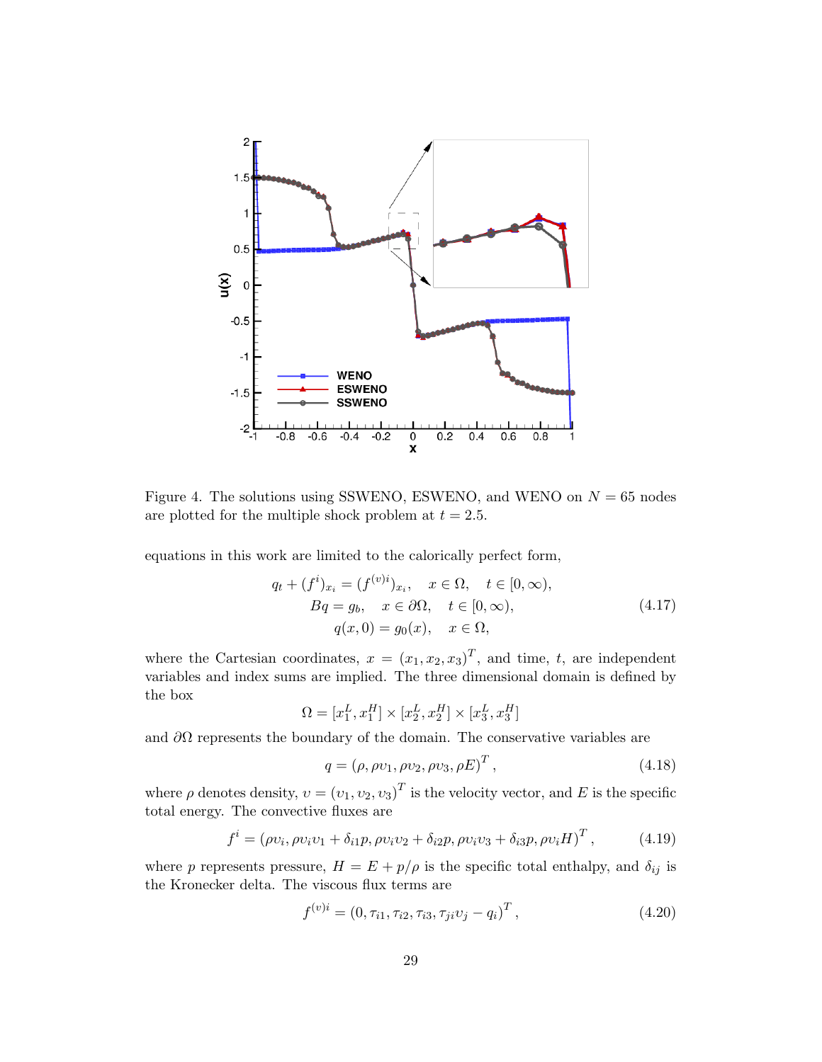Figure 4. The solutions using SSWENO, ESWENO, and WENO on $N = 65$ nodes are plotted for the multiple shock problem at $t = 2.5$.

equations in this work are limited to the calorically perfect form,

$$
\begin{aligned}
q_t + (f^i)_{x_i} &= (f^{(v)i})_{x_i}, \quad x \in \Omega, \quad t \in [0, \infty), \\
Bq &= g_b, \quad x \in \partial\Omega, \quad t \in [0, \infty), \\
q(x, 0) &= g_0(x), \quad x \in \Omega,
\end{aligned}
\tag{4.17}
$$

where the Cartesian coordinates, $x = (x_1, x_2, x_3)^T$, and time, $t$, are independent variables and index sums are implied. The three dimensional domain is defined by the box

$$
\Omega = [x_1^L, x_1^H] \times [x_2^L, x_2^H] \times [x_3^L, x_3^H]
$$

and $\partial\Omega$ represents the boundary of the domain. The conservative variables are

$$
q = (\rho, \rho \upsilon_1, \rho \upsilon_2, \rho \upsilon_3, \rho E)^T, \tag{4.18}
$$

where $\rho$ denotes density, $\upsilon = (\upsilon_1, \upsilon_2, \upsilon_3)^T$ is the velocity vector, and $E$ is the specific total energy. The convective fluxes are

$$
f^i = (\rho \upsilon_i, \rho \upsilon_i \upsilon_1 + \delta_{i1} p, \rho \upsilon_i \upsilon_2 + \delta_{i2} p, \rho \upsilon_i \upsilon_3 + \delta_{i3} p, \rho \upsilon_i H)^T, \tag{4.19}
$$

where $p$ represents pressure, $H = E + p/\rho$ is the specific total enthalpy, and $\delta_{ij}$ is the Kronecker delta. The viscous flux terms are

$$
f^{(v)i} = (0, \tau_{i1}, \tau_{i2}, \tau_{i3}, \tau_{ji} \upsilon_j - q_i)^T, \tag{4.20}
$$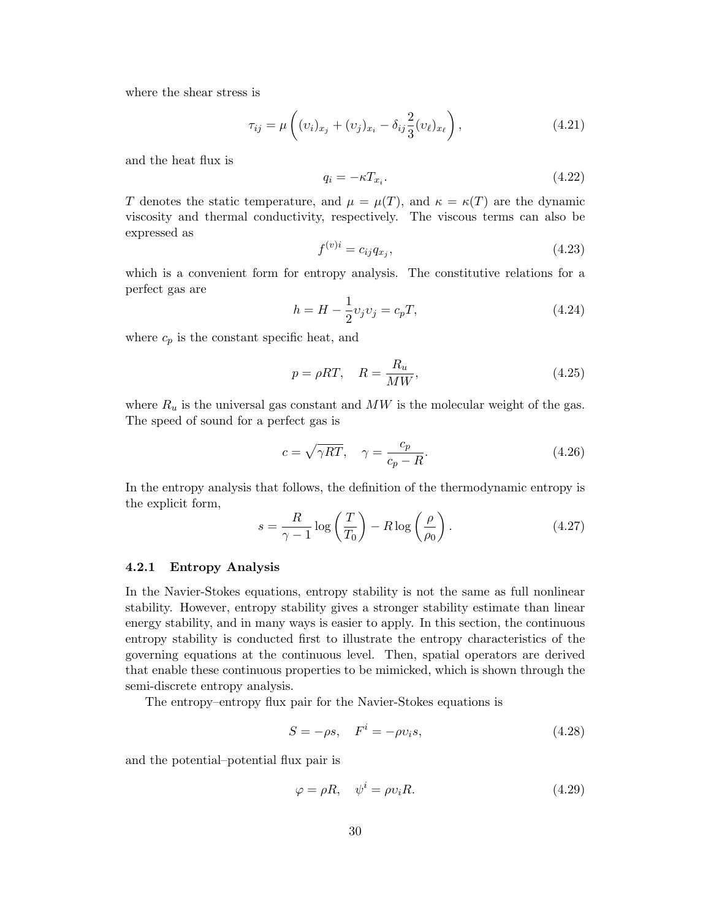where the shear stress is

$$\tau_{ij} = \mu \left( (\upsilon_i)_{x_j} + (\upsilon_j)_{x_i} - \delta_{ij} \frac{2}{3} (\upsilon_\ell)_{x_\ell} \right), \tag{4.21}$$

and the heat flux is

$$q_i = -\kappa T_{x_i}. \tag{4.22}$$

$T$ denotes the static temperature, and $\mu = \mu(T)$, and $\kappa = \kappa(T)$ are the dynamic viscosity and thermal conductivity, respectively. The viscous terms can also be expressed as

$$f^{(v)i} = c_{ij} q_{x_j}, \tag{4.23}$$

which is a convenient form for entropy analysis. The constitutive relations for a perfect gas are

$$h = H - \frac{1}{2} \upsilon_j \upsilon_j = c_p T, \tag{4.24}$$

where $c_p$ is the constant specific heat, and

$$p = \rho R T, \quad R = \frac{R_u}{MW}, \tag{4.25}$$

where $R_u$ is the universal gas constant and $MW$ is the molecular weight of the gas. The speed of sound for a perfect gas is

$$c = \sqrt{\gamma R T}, \quad \gamma = \frac{c_p}{c_p - R}. \tag{4.26}$$

In the entropy analysis that follows, the definition of the thermodynamic entropy is the explicit form,

$$s = \frac{R}{\gamma - 1} \log\left(\frac{T}{T_0}\right) - R \log\left(\frac{\rho}{\rho_0}\right). \tag{4.27}$$

### 4.2.1 Entropy Analysis

In the Navier-Stokes equations, entropy stability is not the same as full nonlinear stability. However, entropy stability gives a stronger stability estimate than linear energy stability, and in many ways is easier to apply. In this section, the continuous entropy stability is conducted first to illustrate the entropy characteristics of the governing equations at the continuous level. Then, spatial operators are derived that enable these continuous properties to be mimicked, which is shown through the semi-discrete entropy analysis.

The entropy–entropy flux pair for the Navier-Stokes equations is

$$S = -\rho s, \quad F^i = -\rho \upsilon_i s, \tag{4.28}$$

and the potential–potential flux pair is

$$\varphi = \rho R, \quad \psi^i = \rho \upsilon_i R. \tag{4.29}$$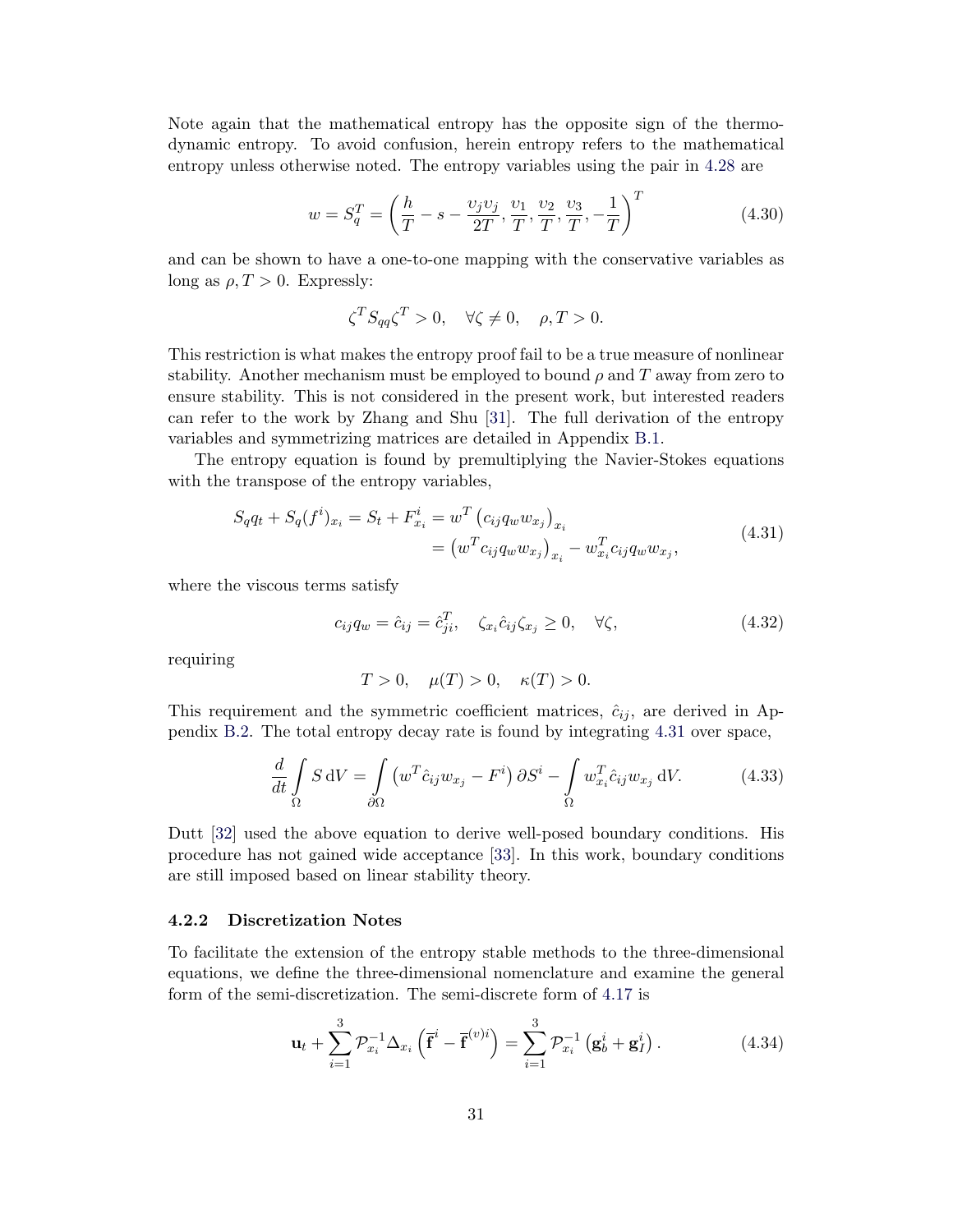Note again that the mathematical entropy has the opposite sign of the thermodynamic entropy. To avoid confusion, herein entropy refers to the mathematical entropy unless otherwise noted. The entropy variables using the pair in 4.28 are

$$w = S_q^T = \left(\frac{h}{T} - s - \frac{\upsilon_j \upsilon_j}{2T}, \frac{\upsilon_1}{T}, \frac{\upsilon_2}{T}, \frac{\upsilon_3}{T}, -\frac{1}{T}\right)^T \tag{4.30}$$

and can be shown to have a one-to-one mapping with the conservative variables as long as $\rho, T > 0$. Expressly:

$$\zeta^T S_{qq} \zeta^T > 0, \quad \forall \zeta \neq 0, \quad \rho, T > 0.$$

This restriction is what makes the entropy proof fail to be a true measure of nonlinear stability. Another mechanism must be employed to bound $\rho$ and $T$ away from zero to ensure stability. This is not considered in the present work, but interested readers can refer to the work by Zhang and Shu [31]. The full derivation of the entropy variables and symmetrizing matrices are detailed in Appendix B.1.

The entropy equation is found by premultiplying the Navier-Stokes equations with the transpose of the entropy variables,

$$\begin{aligned} S_q q_t + S_q (f^i)_{x_i} = S_t + F^i_{x_i} &= w^T \left(c_{ij} q_w w_{x_j}\right)_{x_i} \\ &= \left(w^T c_{ij} q_w w_{x_j}\right)_{x_i} - w^T_{x_i} c_{ij} q_w w_{x_j}, \end{aligned} \tag{4.31}$$

where the viscous terms satisfy

$$c_{ij} q_w = \hat{c}_{ij} = \hat{c}^T_{ji}, \quad \zeta_{x_i} \hat{c}_{ij} \zeta_{x_j} \geq 0, \quad \forall \zeta, \tag{4.32}$$

requiring

$$T > 0, \quad \mu(T) > 0, \quad \kappa(T) > 0.$$

This requirement and the symmetric coefficient matrices, $\hat{c}_{ij}$, are derived in Appendix B.2. The total entropy decay rate is found by integrating 4.31 over space,

$$\frac{d}{dt} \int_{\Omega} S \, \mathrm{d}V = \int_{\partial\Omega} \left(w^T \hat{c}_{ij} w_{x_j} - F^i\right) \partial S^i - \int_{\Omega} w^T_{x_i} \hat{c}_{ij} w_{x_j} \, \mathrm{d}V. \tag{4.33}$$

Dutt [32] used the above equation to derive well-posed boundary conditions. His procedure has not gained wide acceptance [33]. In this work, boundary conditions are still imposed based on linear stability theory.

### 4.2.2 Discretization Notes

To facilitate the extension of the entropy stable methods to the three-dimensional equations, we define the three-dimensional nomenclature and examine the general form of the semi-discretization. The semi-discrete form of 4.17 is

$$\mathbf{u}_t + \sum_{i=1}^{3} \mathcal{P}^{-1}_{x_i} \Delta_{x_i} \left(\overline{\mathbf{f}}^i - \overline{\mathbf{f}}^{(v)i}\right) = \sum_{i=1}^{3} \mathcal{P}^{-1}_{x_i} \left(\mathbf{g}^i_b + \mathbf{g}^i_I\right). \tag{4.34}$$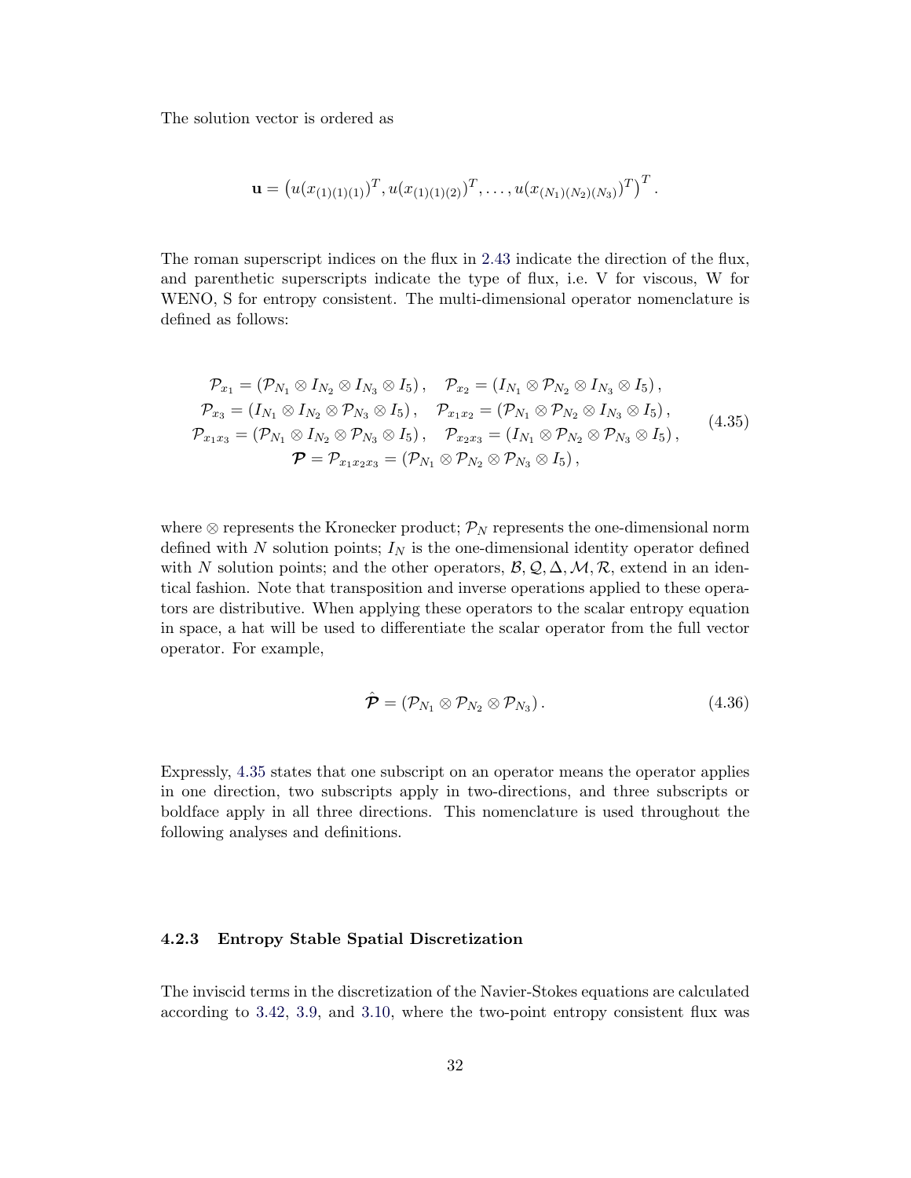The solution vector is ordered as

$$\mathbf{u} = \left( u(x_{(1)(1)(1)})^T, u(x_{(1)(1)(2)})^T, \ldots, u(x_{(N_1)(N_2)(N_3)})^T \right)^T.$$

The roman superscript indices on the flux in 2.43 indicate the direction of the flux, and parenthetic superscripts indicate the type of flux, i.e. V for viscous, W for WENO, S for entropy consistent. The multi-dimensional operator nomenclature is defined as follows:

$$\begin{gathered}
\mathcal{P}_{x_1} = \left( \mathcal{P}_{N_1} \otimes I_{N_2} \otimes I_{N_3} \otimes I_5 \right), \quad \mathcal{P}_{x_2} = \left( I_{N_1} \otimes \mathcal{P}_{N_2} \otimes I_{N_3} \otimes I_5 \right), \\
\mathcal{P}_{x_3} = \left( I_{N_1} \otimes I_{N_2} \otimes \mathcal{P}_{N_3} \otimes I_5 \right), \quad \mathcal{P}_{x_1 x_2} = \left( \mathcal{P}_{N_1} \otimes \mathcal{P}_{N_2} \otimes I_{N_3} \otimes I_5 \right), \\
\mathcal{P}_{x_1 x_3} = \left( \mathcal{P}_{N_1} \otimes I_{N_2} \otimes \mathcal{P}_{N_3} \otimes I_5 \right), \quad \mathcal{P}_{x_2 x_3} = \left( I_{N_1} \otimes \mathcal{P}_{N_2} \otimes \mathcal{P}_{N_3} \otimes I_5 \right), \\
\boldsymbol{\mathcal{P}} = \mathcal{P}_{x_1 x_2 x_3} = \left( \mathcal{P}_{N_1} \otimes \mathcal{P}_{N_2} \otimes \mathcal{P}_{N_3} \otimes I_5 \right),
\end{gathered} \tag{4.35}$$

where $\otimes$ represents the Kronecker product; $\mathcal{P}_N$ represents the one-dimensional norm defined with $N$ solution points; $I_N$ is the one-dimensional identity operator defined with $N$ solution points; and the other operators, $\mathcal{B}, \mathcal{Q}, \Delta, \mathcal{M}, \mathcal{R}$, extend in an identical fashion. Note that transposition and inverse operations applied to these operators are distributive. When applying these operators to the scalar entropy equation in space, a hat will be used to differentiate the scalar operator from the full vector operator. For example,

$$\hat{\boldsymbol{\mathcal{P}}} = \left( \mathcal{P}_{N_1} \otimes \mathcal{P}_{N_2} \otimes \mathcal{P}_{N_3} \right). \tag{4.36}$$

Expressly, 4.35 states that one subscript on an operator means the operator applies in one direction, two subscripts apply in two-directions, and three subscripts or boldface apply in all three directions. This nomenclature is used throughout the following analyses and definitions.

### 4.2.3 Entropy Stable Spatial Discretization

The inviscid terms in the discretization of the Navier-Stokes equations are calculated according to 3.42, 3.9, and 3.10, where the two-point entropy consistent flux was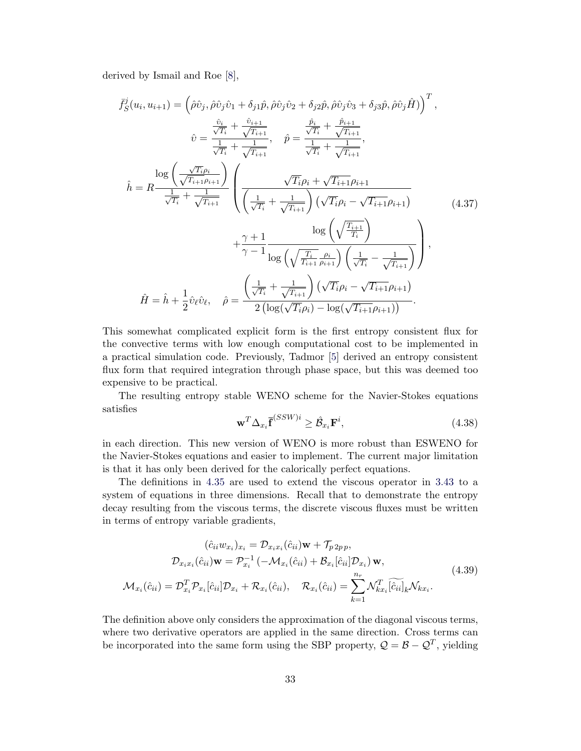derived by Ismail and Roe [8],

$$
\begin{gathered}
\bar{f}_S^j(u_i, u_{i+1}) = \left(\hat{\rho}\hat{v}_j, \hat{\rho}\hat{v}_j\hat{v}_1 + \delta_{j1}\hat{p}, \hat{\rho}\hat{v}_j\hat{v}_2 + \delta_{j2}\hat{p}, \hat{\rho}\hat{v}_j\hat{v}_3 + \delta_{j3}\hat{p}, \hat{\rho}\hat{v}_j\hat{H})\right)^T, \\
\hat{v} = \frac{\frac{\hat{v}_i}{\sqrt{T_i}} + \frac{\hat{v}_{i+1}}{\sqrt{T_{i+1}}}}{\frac{1}{\sqrt{T_i}} + \frac{1}{\sqrt{T_{i+1}}}}, \quad \hat{p} = \frac{\frac{\hat{p}_i}{\sqrt{T_i}} + \frac{\hat{p}_{i+1}}{\sqrt{T_{i+1}}}}{\frac{1}{\sqrt{T_i}} + \frac{1}{\sqrt{T_{i+1}}}}, \\
\hat{h} = R\frac{\log\left(\frac{\sqrt{T_i}\rho_i}{\sqrt{T_{i+1}\rho_{i+1}}}\right)}{\frac{1}{\sqrt{T_i}} + \frac{1}{\sqrt{T_{i+1}}}} \left( \frac{\sqrt{T_i}\rho_i + \sqrt{T_{i+1}}\rho_{i+1}}{\left(\frac{1}{\sqrt{T_i}} + \frac{1}{\sqrt{T_{i+1}}}\right)\left(\sqrt{T_i}\rho_i - \sqrt{T_{i+1}}\rho_{i+1}\right)} \right. \\
\left. + \frac{\gamma+1}{\gamma-1} \frac{\log\left(\sqrt{\frac{T_{i+1}}{T_i}}\right)}{\log\left(\sqrt{\frac{T_i}{T_{i+1}}}\frac{\rho_i}{\rho_{i+1}}\right)\left(\frac{1}{\sqrt{T_i}} - \frac{1}{\sqrt{T_{i+1}}}\right)} \right), \\
\hat{H} = \hat{h} + \frac{1}{2}\hat{v}_\ell\hat{v}_\ell, \quad \hat{\rho} = \frac{\left(\frac{1}{\sqrt{T_i}} + \frac{1}{\sqrt{T_{i+1}}}\right)\left(\sqrt{T_i}\rho_i - \sqrt{T_{i+1}}\rho_{i+1}\right)}{2\left(\log(\sqrt{T_i}\rho_i) - \log(\sqrt{T_{i+1}}\rho_{i+1})\right)}.
\end{gathered}
\tag{4.37}
$$

This somewhat complicated explicit form is the first entropy consistent flux for the convective terms with low enough computational cost to be implemented in a practical simulation code. Previously, Tadmor [5] derived an entropy consistent flux form that required integration through phase space, but this was deemed too expensive to be practical.

The resulting entropy stable WENO scheme for the Navier-Stokes equations satisfies

$$
\mathbf{w}^T \Delta_{x_i} \overline{\mathbf{f}}^{(SSW)i} \geq \hat{\mathcal{B}}_{x_i} \mathbf{F}^i, \tag{4.38}
$$

in each direction. This new version of WENO is more robust than ESWENO for the Navier-Stokes equations and easier to implement. The current major limitation is that it has only been derived for the calorically perfect equations.

The definitions in 4.35 are used to extend the viscous operator in 3.43 to a system of equations in three dimensions. Recall that to demonstrate the entropy decay resulting from the viscous terms, the discrete viscous fluxes must be written in terms of entropy variable gradients,

$$
\begin{gathered}
(\hat{c}_{ii} w_{x_i})_{x_i} = \mathcal{D}_{x_i x_i}(\hat{c}_{ii})\mathbf{w} + \mathcal{T}_{p\,2p\,p}, \\
\mathcal{D}_{x_i x_i}(\hat{c}_{ii})\mathbf{w} = \mathcal{P}_{x_i}^{-1}\left(-\mathcal{M}_{x_i}(\hat{c}_{ii}) + \mathcal{B}_{x_i}[\hat{c}_{ii}]\mathcal{D}_{x_i}\right)\mathbf{w}, \\
\mathcal{M}_{x_i}(\hat{c}_{ii}) = \mathcal{D}_{x_i}^T \mathcal{P}_{x_i}[\hat{c}_{ii}]\mathcal{D}_{x_i} + \mathcal{R}_{x_i}(\hat{c}_{ii}), \quad \mathcal{R}_{x_i}(\hat{c}_{ii}) = \sum_{k=1}^{n_r} \mathcal{N}_{kx_i}^T \widetilde{[\hat{c}_{ii}]}_k \mathcal{N}_{kx_i}.
\end{gathered}
\tag{4.39}
$$

The definition above only considers the approximation of the diagonal viscous terms, where two derivative operators are applied in the same direction. Cross terms can be incorporated into the same form using the SBP property, $\mathcal{Q} = \mathcal{B} - \mathcal{Q}^T$, yielding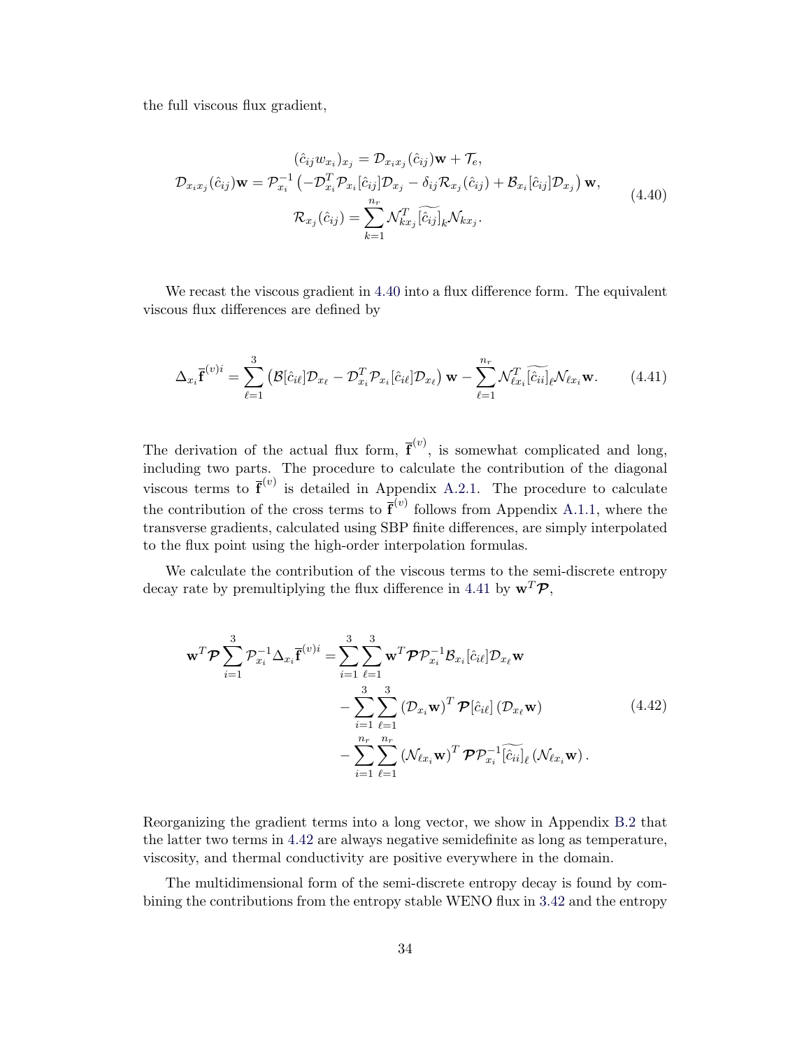the full viscous flux gradient,

$$
\begin{gathered}
(\hat{c}_{ij} w_{x_i})_{x_j} = \mathcal{D}_{x_i x_j}(\hat{c}_{ij})\mathbf{w} + \mathcal{T}_e, \\
\mathcal{D}_{x_i x_j}(\hat{c}_{ij})\mathbf{w} = \mathcal{P}_{x_i}^{-1}\left(-\mathcal{D}_{x_i}^T \mathcal{P}_{x_i}[\hat{c}_{ij}]\mathcal{D}_{x_j} - \delta_{ij}\mathcal{R}_{x_j}(\hat{c}_{ij}) + \mathcal{B}_{x_i}[\hat{c}_{ij}]\mathcal{D}_{x_j}\right)\mathbf{w}, \\
\mathcal{R}_{x_j}(\hat{c}_{ij}) = \sum_{k=1}^{n_r} \mathcal{N}_{kx_j}^T \widetilde{[\hat{c}_{ij}]}_k \mathcal{N}_{kx_j}.
\end{gathered}
\tag{4.40}
$$

We recast the viscous gradient in 4.40 into a flux difference form. The equivalent viscous flux differences are defined by

$$
\Delta_{x_i}\overline{\mathbf{f}}^{(v)i} = \sum_{\ell=1}^{3}\left(\mathcal{B}[\hat{c}_{i\ell}]\mathcal{D}_{x_\ell} - \mathcal{D}_{x_i}^T \mathcal{P}_{x_i}[\hat{c}_{i\ell}]\mathcal{D}_{x_\ell}\right)\mathbf{w} - \sum_{\ell=1}^{n_r} \mathcal{N}_{\ell x_i}^T \widetilde{[\hat{c}_{ii}]}_\ell \mathcal{N}_{\ell x_i}\mathbf{w}.
\tag{4.41}
$$

The derivation of the actual flux form, $\overline{\mathbf{f}}^{(v)}$, is somewhat complicated and long, including two parts. The procedure to calculate the contribution of the diagonal viscous terms to $\overline{\mathbf{f}}^{(v)}$ is detailed in Appendix A.2.1. The procedure to calculate the contribution of the cross terms to $\overline{\mathbf{f}}^{(v)}$ follows from Appendix A.1.1, where the transverse gradients, calculated using SBP finite differences, are simply interpolated to the flux point using the high-order interpolation formulas.

We calculate the contribution of the viscous terms to the semi-discrete entropy decay rate by premultiplying the flux difference in 4.41 by $\mathbf{w}^T\boldsymbol{\mathcal{P}}$,

$$
\begin{aligned}
\mathbf{w}^T\boldsymbol{\mathcal{P}}\sum_{i=1}^{3}\mathcal{P}_{x_i}^{-1}\Delta_{x_i}\overline{\mathbf{f}}^{(v)i} = &\sum_{i=1}^{3}\sum_{\ell=1}^{3}\mathbf{w}^T\boldsymbol{\mathcal{P}}\mathcal{P}_{x_i}^{-1}\mathcal{B}_{x_i}[\hat{c}_{i\ell}]\mathcal{D}_{x_\ell}\mathbf{w} \\
&- \sum_{i=1}^{3}\sum_{\ell=1}^{3}\left(\mathcal{D}_{x_i}\mathbf{w}\right)^T\boldsymbol{\mathcal{P}}[\hat{c}_{i\ell}]\left(\mathcal{D}_{x_\ell}\mathbf{w}\right) \\
&- \sum_{i=1}^{n_r}\sum_{\ell=1}^{n_r}\left(\mathcal{N}_{\ell x_i}\mathbf{w}\right)^T\boldsymbol{\mathcal{P}}\mathcal{P}_{x_i}^{-1}\widetilde{[\hat{c}_{ii}]}_\ell\left(\mathcal{N}_{\ell x_i}\mathbf{w}\right).
\end{aligned}
\tag{4.42}
$$

Reorganizing the gradient terms into a long vector, we show in Appendix B.2 that the latter two terms in 4.42 are always negative semidefinite as long as temperature, viscosity, and thermal conductivity are positive everywhere in the domain.

The multidimensional form of the semi-discrete entropy decay is found by combining the contributions from the entropy stable WENO flux in 3.42 and the entropy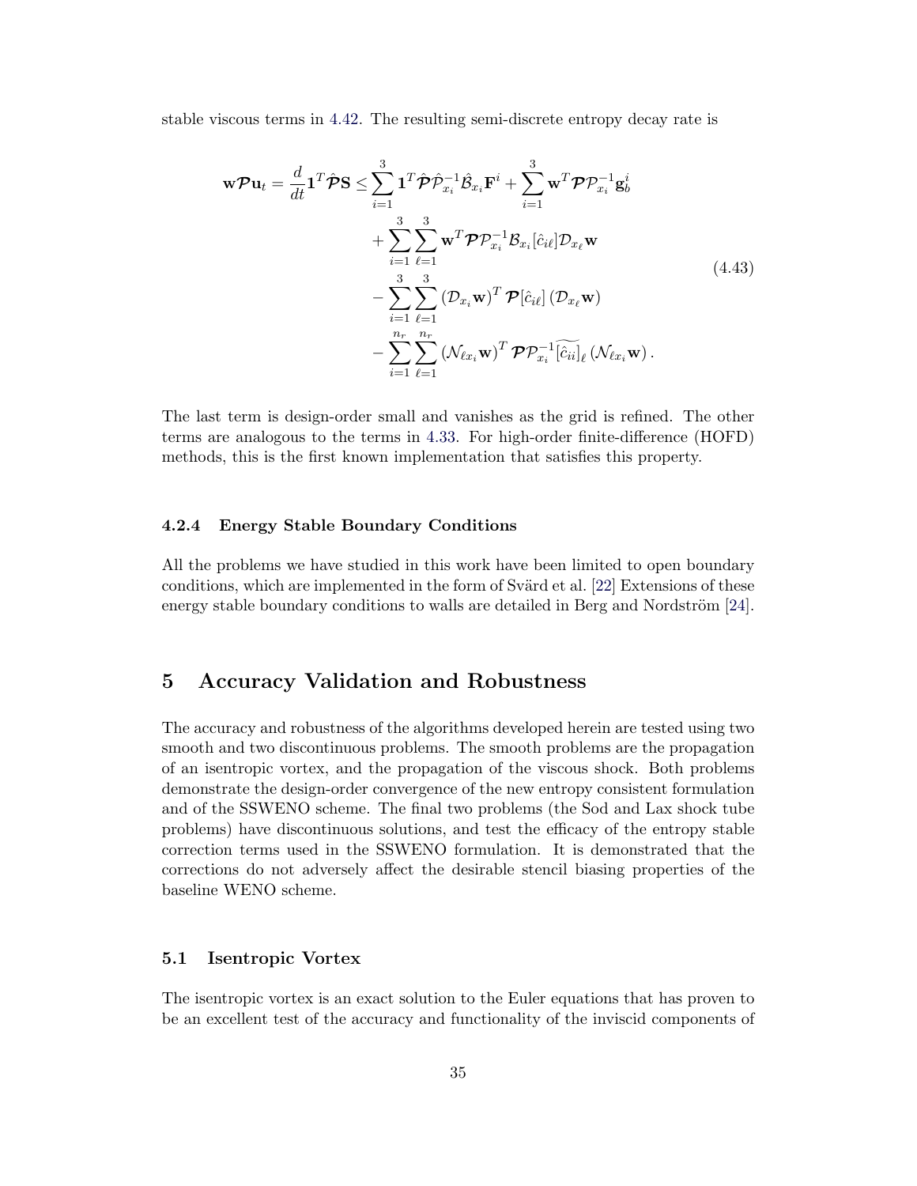stable viscous terms in 4.42. The resulting semi-discrete entropy decay rate is

$$
\begin{aligned}
\mathbf{w}\boldsymbol{\mathcal{P}}\mathbf{u}_t = \frac{d}{dt}\mathbf{1}^T\hat{\boldsymbol{\mathcal{P}}}\mathbf{S} \leq & \sum_{i=1}^{3}\mathbf{1}^T\hat{\boldsymbol{\mathcal{P}}}\hat{\mathcal{P}}_{x_i}^{-1}\hat{\mathcal{B}}_{x_i}\mathbf{F}^i + \sum_{i=1}^{3}\mathbf{w}^T\boldsymbol{\mathcal{P}}\mathcal{P}_{x_i}^{-1}\mathbf{g}_b^i \\
& + \sum_{i=1}^{3}\sum_{\ell=1}^{3}\mathbf{w}^T\boldsymbol{\mathcal{P}}\mathcal{P}_{x_i}^{-1}\mathcal{B}_{x_i}[\hat{c}_{i\ell}]\mathcal{D}_{x_\ell}\mathbf{w} \\
& - \sum_{i=1}^{3}\sum_{\ell=1}^{3}\left(\mathcal{D}_{x_i}\mathbf{w}\right)^T\boldsymbol{\mathcal{P}}[\hat{c}_{i\ell}]\left(\mathcal{D}_{x_\ell}\mathbf{w}\right) \\
& - \sum_{i=1}^{n_r}\sum_{\ell=1}^{n_r}\left(\mathcal{N}_{\ell x_i}\mathbf{w}\right)^T\boldsymbol{\mathcal{P}}\mathcal{P}_{x_i}^{-1}\widetilde{[\hat{c}_{ii}]}_\ell\left(\mathcal{N}_{\ell x_i}\mathbf{w}\right).
\end{aligned}
\tag{4.43}
$$

The last term is design-order small and vanishes as the grid is refined. The other terms are analogous to the terms in 4.33. For high-order finite-difference (HOFD) methods, this is the first known implementation that satisfies this property.

### 4.2.4 Energy Stable Boundary Conditions

All the problems we have studied in this work have been limited to open boundary conditions, which are implemented in the form of Svärd et al. [22] Extensions of these energy stable boundary conditions to walls are detailed in Berg and Nordström [24].

## 5 Accuracy Validation and Robustness

The accuracy and robustness of the algorithms developed herein are tested using two smooth and two discontinuous problems. The smooth problems are the propagation of an isentropic vortex, and the propagation of the viscous shock. Both problems demonstrate the design-order convergence of the new entropy consistent formulation and of the SSWENO scheme. The final two problems (the Sod and Lax shock tube problems) have discontinuous solutions, and test the efficacy of the entropy stable correction terms used in the SSWENO formulation. It is demonstrated that the corrections do not adversely affect the desirable stencil biasing properties of the baseline WENO scheme.

### 5.1 Isentropic Vortex

The isentropic vortex is an exact solution to the Euler equations that has proven to be an excellent test of the accuracy and functionality of the inviscid components of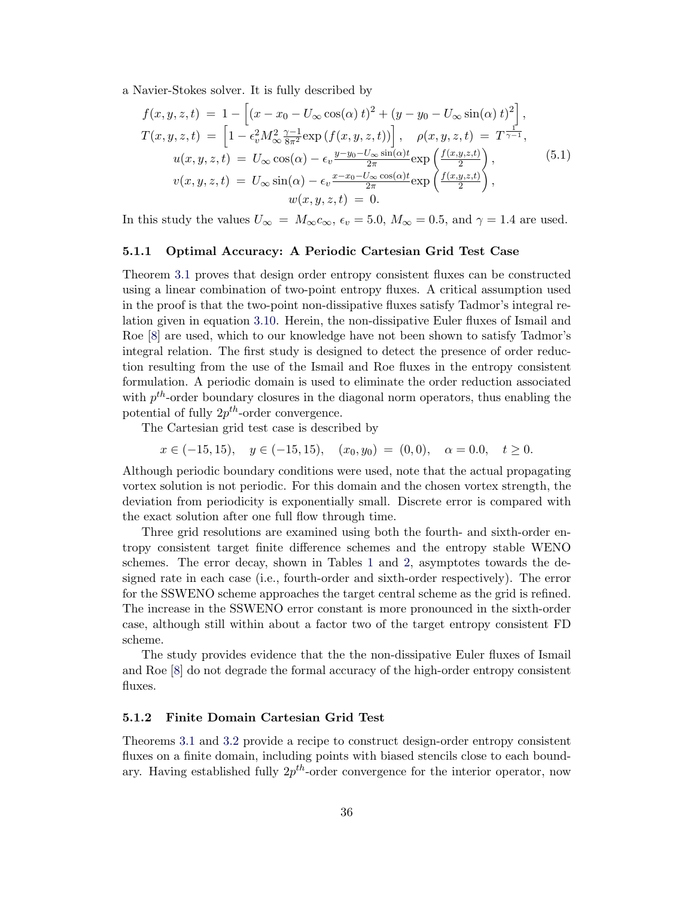a Navier-Stokes solver. It is fully described by

$$
\begin{aligned}
f(x,y,z,t) \;&=\; 1 - \left[ (x - x_0 - U_\infty \cos(\alpha)\, t)^2 + (y - y_0 - U_\infty \sin(\alpha)\, t)^2 \right], \\
T(x,y,z,t) \;&=\; \left[ 1 - \epsilon_v^2 M_\infty^2 \tfrac{\gamma - 1}{8\pi^2} \exp\left(f(x,y,z,t)\right) \right], \quad \rho(x,y,z,t) \;=\; T^{\frac{1}{\gamma-1}}, \\
u(x,y,z,t) \;&=\; U_\infty \cos(\alpha) - \epsilon_v \tfrac{y - y_0 - U_\infty \sin(\alpha) t}{2\pi} \exp\left(\tfrac{f(x,y,z,t)}{2}\right), \\
v(x,y,z,t) \;&=\; U_\infty \sin(\alpha) - \epsilon_v \tfrac{x - x_0 - U_\infty \cos(\alpha) t}{2\pi} \exp\left(\tfrac{f(x,y,z,t)}{2}\right), \\
w(x,y,z,t) \;&=\; 0.
\end{aligned}
\tag{5.1}
$$

In this study the values $U_\infty = M_\infty c_\infty$, $\epsilon_v = 5.0$, $M_\infty = 0.5$, and $\gamma = 1.4$ are used.

### 5.1.1 Optimal Accuracy: A Periodic Cartesian Grid Test Case

Theorem 3.1 proves that design order entropy consistent fluxes can be constructed using a linear combination of two-point entropy fluxes. A critical assumption used in the proof is that the two-point non-dissipative fluxes satisfy Tadmor's integral relation given in equation 3.10. Herein, the non-dissipative Euler fluxes of Ismail and Roe [8] are used, which to our knowledge have not been shown to satisfy Tadmor's integral relation. The first study is designed to detect the presence of order reduction resulting from the use of the Ismail and Roe fluxes in the entropy consistent formulation. A periodic domain is used to eliminate the order reduction associated with $p^{th}$-order boundary closures in the diagonal norm operators, thus enabling the potential of fully $2p^{th}$-order convergence.

The Cartesian grid test case is described by

$$
x \in (-15, 15), \quad y \in (-15, 15), \quad (x_0, y_0) \;=\; (0, 0), \quad \alpha = 0.0, \quad t \geq 0.
$$

Although periodic boundary conditions were used, note that the actual propagating vortex solution is not periodic. For this domain and the chosen vortex strength, the deviation from periodicity is exponentially small. Discrete error is compared with the exact solution after one full flow through time.

Three grid resolutions are examined using both the fourth- and sixth-order entropy consistent target finite difference schemes and the entropy stable WENO schemes. The error decay, shown in Tables 1 and 2, asymptotes towards the designed rate in each case (i.e., fourth-order and sixth-order respectively). The error for the SSWENO scheme approaches the target central scheme as the grid is refined. The increase in the SSWENO error constant is more pronounced in the sixth-order case, although still within about a factor two of the target entropy consistent FD scheme.

The study provides evidence that the the non-dissipative Euler fluxes of Ismail and Roe [8] do not degrade the formal accuracy of the high-order entropy consistent fluxes.

### 5.1.2 Finite Domain Cartesian Grid Test

Theorems 3.1 and 3.2 provide a recipe to construct design-order entropy consistent fluxes on a finite domain, including points with biased stencils close to each boundary. Having established fully $2p^{th}$-order convergence for the interior operator, now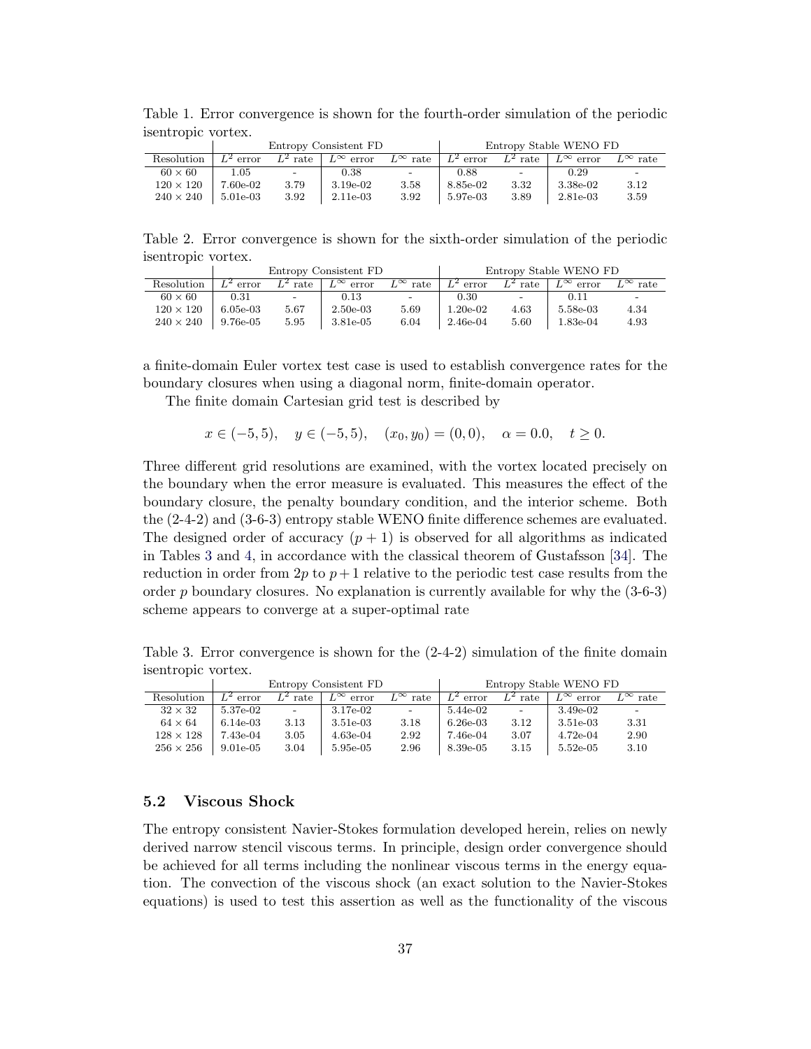Table 1. Error convergence is shown for the fourth-order simulation of the periodic isentropic vortex.

| | Entropy Consistent FD | | | | Entropy Stable WENO FD | | | |
|---|---|---|---|---|---|---|---|---|
| Resolution | $L^2$ error | $L^2$ rate | $L^\infty$ error | $L^\infty$ rate | $L^2$ error | $L^2$ rate | $L^\infty$ error | $L^\infty$ rate |
| $60 \times 60$ | 1.05 | - | 0.38 | - | 0.88 | - | 0.29 | - |
| $120 \times 120$ | 7.60e-02 | 3.79 | 3.19e-02 | 3.58 | 8.85e-02 | 3.32 | 3.38e-02 | 3.12 |
| $240 \times 240$ | 5.01e-03 | 3.92 | 2.11e-03 | 3.92 | 5.97e-03 | 3.89 | 2.81e-03 | 3.59 |

Table 2. Error convergence is shown for the sixth-order simulation of the periodic isentropic vortex.

| | Entropy Consistent FD | | | | Entropy Stable WENO FD | | | |
|---|---|---|---|---|---|---|---|---|
| Resolution | $L^2$ error | $L^2$ rate | $L^\infty$ error | $L^\infty$ rate | $L^2$ error | $L^2$ rate | $L^\infty$ error | $L^\infty$ rate |
| $60 \times 60$ | 0.31 | - | 0.13 | - | 0.30 | - | 0.11 | - |
| $120 \times 120$ | 6.05e-03 | 5.67 | 2.50e-03 | 5.69 | 1.20e-02 | 4.63 | 5.58e-03 | 4.34 |
| $240 \times 240$ | 9.76e-05 | 5.95 | 3.81e-05 | 6.04 | 2.46e-04 | 5.60 | 1.83e-04 | 4.93 |

a finite-domain Euler vortex test case is used to establish convergence rates for the boundary closures when using a diagonal norm, finite-domain operator.

The finite domain Cartesian grid test is described by

$$x \in (-5, 5), \quad y \in (-5, 5), \quad (x_0, y_0) = (0, 0), \quad \alpha = 0.0, \quad t \geq 0.$$

Three different grid resolutions are examined, with the vortex located precisely on the boundary when the error measure is evaluated. This measures the effect of the boundary closure, the penalty boundary condition, and the interior scheme. Both the (2-4-2) and (3-6-3) entropy stable WENO finite difference schemes are evaluated. The designed order of accuracy $(p + 1)$ is observed for all algorithms as indicated in Tables 3 and 4, in accordance with the classical theorem of Gustafsson [34]. The reduction in order from $2p$ to $p+1$ relative to the periodic test case results from the order $p$ boundary closures. No explanation is currently available for why the (3-6-3) scheme appears to converge at a super-optimal rate

Table 3. Error convergence is shown for the (2-4-2) simulation of the finite domain isentropic vortex.

| | Entropy Consistent FD | | | | Entropy Stable WENO FD | | | |
|---|---|---|---|---|---|---|---|---|
| Resolution | $L^2$ error | $L^2$ rate | $L^\infty$ error | $L^\infty$ rate | $L^2$ error | $L^2$ rate | $L^\infty$ error | $L^\infty$ rate |
| $32 \times 32$ | 5.37e-02 | - | 3.17e-02 | - | 5.44e-02 | - | 3.49e-02 | - |
| $64 \times 64$ | 6.14e-03 | 3.13 | 3.51e-03 | 3.18 | 6.26e-03 | 3.12 | 3.51e-03 | 3.31 |
| $128 \times 128$ | 7.43e-04 | 3.05 | 4.63e-04 | 2.92 | 7.46e-04 | 3.07 | 4.72e-04 | 2.90 |
| $256 \times 256$ | 9.01e-05 | 3.04 | 5.95e-05 | 2.96 | 8.39e-05 | 3.15 | 5.52e-05 | 3.10 |

### 5.2 Viscous Shock

The entropy consistent Navier-Stokes formulation developed herein, relies on newly derived narrow stencil viscous terms. In principle, design order convergence should be achieved for all terms including the nonlinear viscous terms in the energy equation. The convection of the viscous shock (an exact solution to the Navier-Stokes equations) is used to test this assertion as well as the functionality of the viscous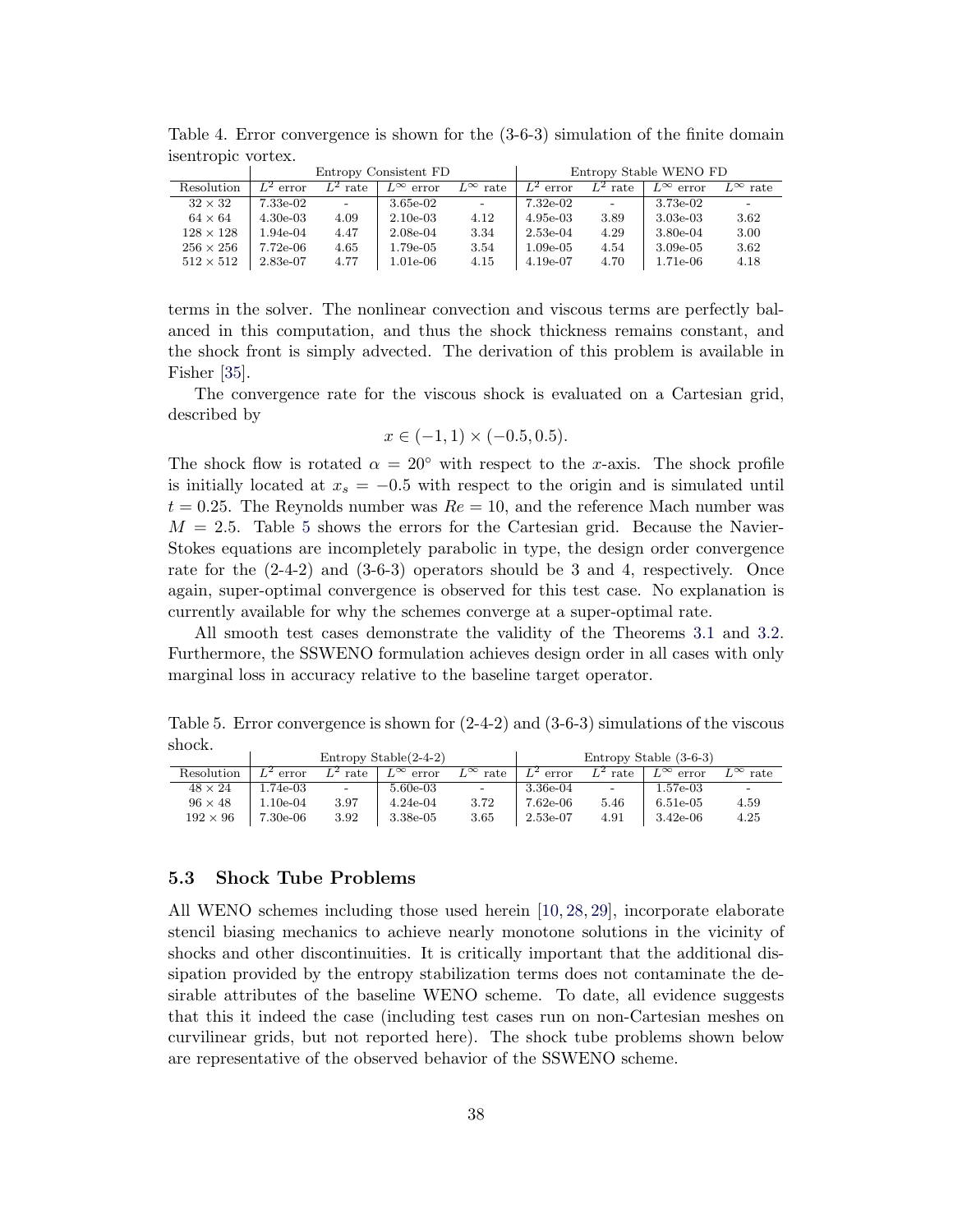Table 4. Error convergence is shown for the (3-6-3) simulation of the finite domain isentropic vortex.

| | Entropy Consistent FD | | | | Entropy Stable WENO FD | | | |
|---|---|---|---|---|---|---|---|---|
| Resolution | $L^2$ error | $L^2$ rate | $L^\infty$ error | $L^\infty$ rate | $L^2$ error | $L^2$ rate | $L^\infty$ error | $L^\infty$ rate |
| $32 \times 32$ | 7.33e-02 | - | 3.65e-02 | - | 7.32e-02 | - | 3.73e-02 | - |
| $64 \times 64$ | 4.30e-03 | 4.09 | 2.10e-03 | 4.12 | 4.95e-03 | 3.89 | 3.03e-03 | 3.62 |
| $128 \times 128$ | 1.94e-04 | 4.47 | 2.08e-04 | 3.34 | 2.53e-04 | 4.29 | 3.80e-04 | 3.00 |
| $256 \times 256$ | 7.72e-06 | 4.65 | 1.79e-05 | 3.54 | 1.09e-05 | 4.54 | 3.09e-05 | 3.62 |
| $512 \times 512$ | 2.83e-07 | 4.77 | 1.01e-06 | 4.15 | 4.19e-07 | 4.70 | 1.71e-06 | 4.18 |

terms in the solver. The nonlinear convection and viscous terms are perfectly balanced in this computation, and thus the shock thickness remains constant, and the shock front is simply advected. The derivation of this problem is available in Fisher [35].

The convergence rate for the viscous shock is evaluated on a Cartesian grid, described by

$$x \in (-1, 1) \times (-0.5, 0.5).$$

The shock flow is rotated $\alpha = 20^\circ$ with respect to the $x$-axis. The shock profile is initially located at $x_s = -0.5$ with respect to the origin and is simulated until $t = 0.25$. The Reynolds number was $Re = 10$, and the reference Mach number was $M = 2.5$. Table 5 shows the errors for the Cartesian grid. Because the Navier-Stokes equations are incompletely parabolic in type, the design order convergence rate for the (2-4-2) and (3-6-3) operators should be 3 and 4, respectively. Once again, super-optimal convergence is observed for this test case. No explanation is currently available for why the schemes converge at a super-optimal rate.

All smooth test cases demonstrate the validity of the Theorems 3.1 and 3.2. Furthermore, the SSWENO formulation achieves design order in all cases with only marginal loss in accuracy relative to the baseline target operator.

Table 5. Error convergence is shown for (2-4-2) and (3-6-3) simulations of the viscous shock.

| | Entropy Stable(2-4-2) | | | | Entropy Stable (3-6-3) | | | |
|---|---|---|---|---|---|---|---|---|
| Resolution | $L^2$ error | $L^2$ rate | $L^\infty$ error | $L^\infty$ rate | $L^2$ error | $L^2$ rate | $L^\infty$ error | $L^\infty$ rate |
| $48 \times 24$ | 1.74e-03 | - | 5.60e-03 | - | 3.36e-04 | - | 1.57e-03 | - |
| $96 \times 48$ | 1.10e-04 | 3.97 | 4.24e-04 | 3.72 | 7.62e-06 | 5.46 | 6.51e-05 | 4.59 |
| $192 \times 96$ | 7.30e-06 | 3.92 | 3.38e-05 | 3.65 | 2.53e-07 | 4.91 | 3.42e-06 | 4.25 |

### 5.3 Shock Tube Problems

All WENO schemes including those used herein [10, 28, 29], incorporate elaborate stencil biasing mechanics to achieve nearly monotone solutions in the vicinity of shocks and other discontinuities. It is critically important that the additional dissipation provided by the entropy stabilization terms does not contaminate the desirable attributes of the baseline WENO scheme. To date, all evidence suggests that this it indeed the case (including test cases run on non-Cartesian meshes on curvilinear grids, but not reported here). The shock tube problems shown below are representative of the observed behavior of the SSWENO scheme.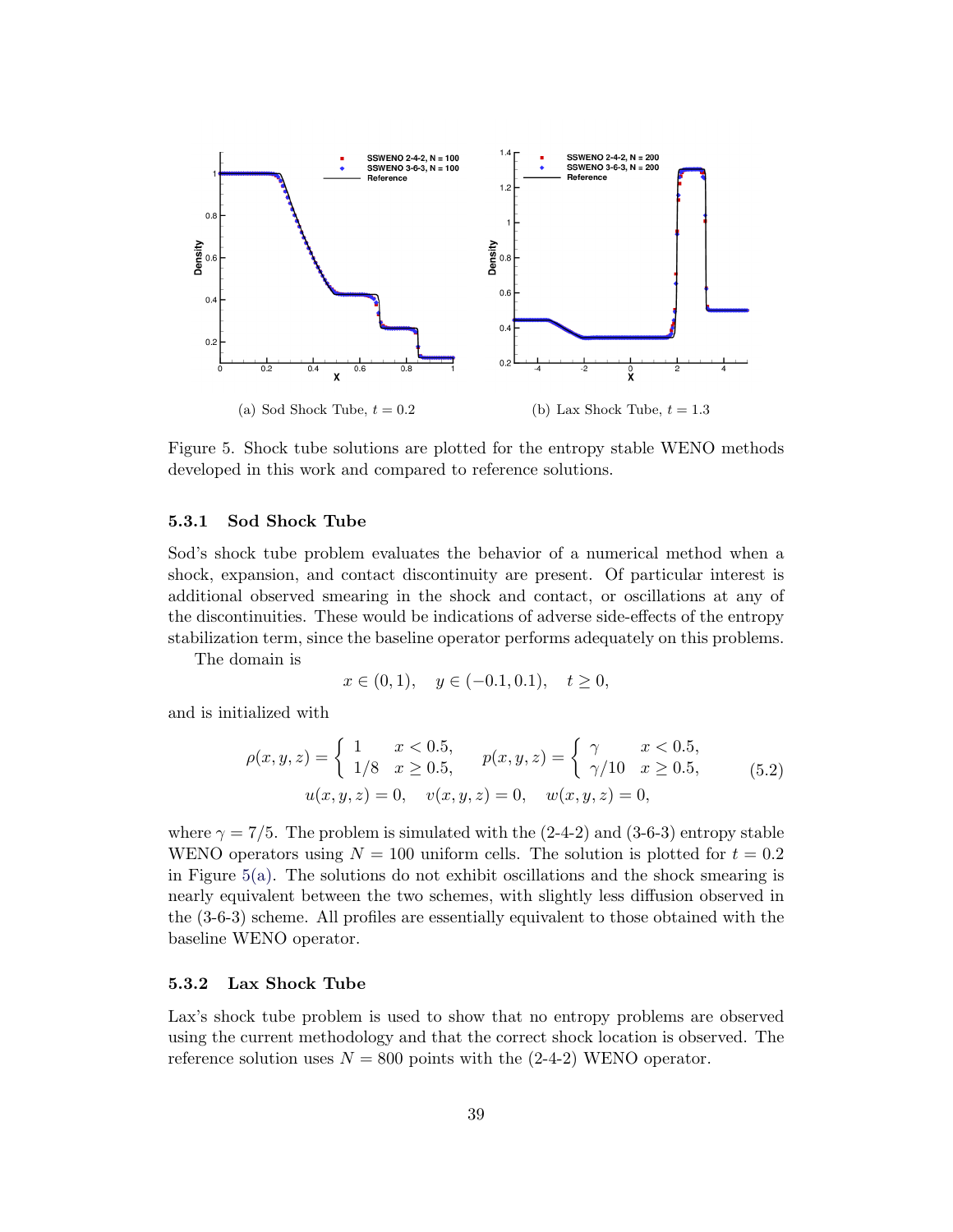SSWENO 2-4-2, N = 100
SSWENO 3-6-3, N = 100
Reference

Density

X

0
0.2
0.4
0.6
0.8
1

0.2
0.4
0.6
0.8
1

(a) Sod Shock Tube, $t = 0.2$

SSWENO 2-4-2, N = 200
SSWENO 3-6-3, N = 200
Reference

Density

X

-4
-2
0
2
4

0.2
0.4
0.6
0.8
1
1.2
1.4

(b) Lax Shock Tube, $t = 1.3$

Figure 5. Shock tube solutions are plotted for the entropy stable WENO methods developed in this work and compared to reference solutions.

### 5.3.1 Sod Shock Tube

Sod's shock tube problem evaluates the behavior of a numerical method when a shock, expansion, and contact discontinuity are present. Of particular interest is additional observed smearing in the shock and contact, or oscillations at any of the discontinuities. These would be indications of adverse side-effects of the entropy stabilization term, since the baseline operator performs adequately on this problems.

The domain is

$$x \in (0, 1), \quad y \in (-0.1, 0.1), \quad t \geq 0,$$

and is initialized with

$$\rho(x, y, z) = \begin{cases} 1 & x < 0.5, \\ 1/8 & x \geq 0.5, \end{cases} \quad p(x, y, z) = \begin{cases} \gamma & x < 0.5, \\ \gamma/10 & x \geq 0.5, \end{cases} \tag{5.2}$$
$$u(x, y, z) = 0, \quad v(x, y, z) = 0, \quad w(x, y, z) = 0,$$

where $\gamma = 7/5$. The problem is simulated with the (2-4-2) and (3-6-3) entropy stable WENO operators using $N = 100$ uniform cells. The solution is plotted for $t = 0.2$ in Figure 5(a). The solutions do not exhibit oscillations and the shock smearing is nearly equivalent between the two schemes, with slightly less diffusion observed in the (3-6-3) scheme. All profiles are essentially equivalent to those obtained with the baseline WENO operator.

### 5.3.2 Lax Shock Tube

Lax's shock tube problem is used to show that no entropy problems are observed using the current methodology and that the correct shock location is observed. The reference solution uses $N = 800$ points with the (2-4-2) WENO operator.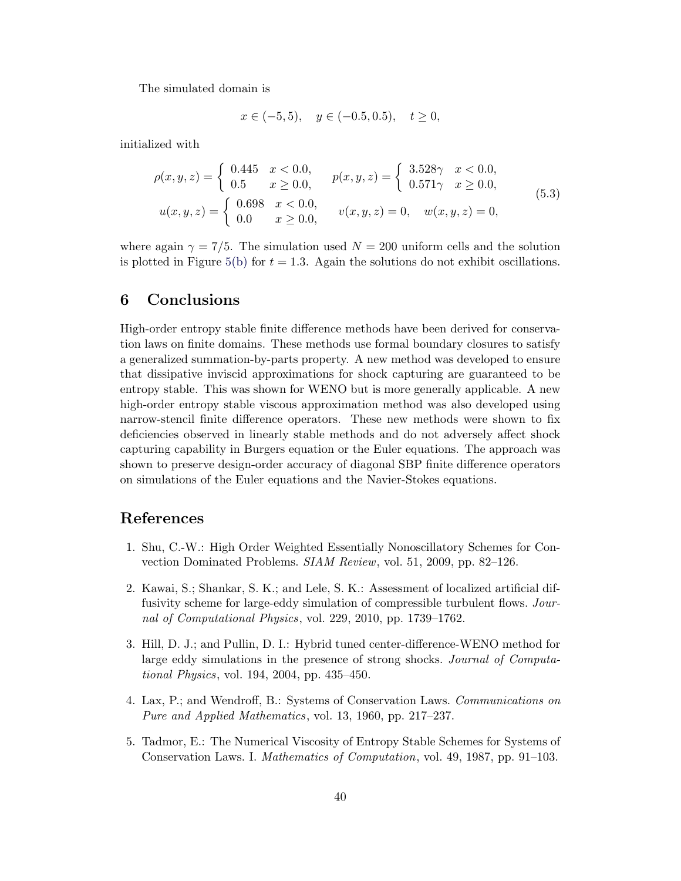The simulated domain is

$$x \in (-5, 5), \quad y \in (-0.5, 0.5), \quad t \geq 0,$$

initialized with

$$\rho(x,y,z) = \begin{cases} 0.445 & x < 0.0, \\ 0.5 & x \geq 0.0, \end{cases} \qquad p(x,y,z) = \begin{cases} 3.528\gamma & x < 0.0, \\ 0.571\gamma & x \geq 0.0, \end{cases}$$
$$u(x,y,z) = \begin{cases} 0.698 & x < 0.0, \\ 0.0 & x \geq 0.0, \end{cases} \qquad v(x,y,z) = 0, \quad w(x,y,z) = 0, \tag{5.3}$$

where again $\gamma = 7/5$. The simulation used $N = 200$ uniform cells and the solution is plotted in Figure 5(b) for $t = 1.3$. Again the solutions do not exhibit oscillations.

# 6 Conclusions

High-order entropy stable finite difference methods have been derived for conservation laws on finite domains. These methods use formal boundary closures to satisfy a generalized summation-by-parts property. A new method was developed to ensure that dissipative inviscid approximations for shock capturing are guaranteed to be entropy stable. This was shown for WENO but is more generally applicable. A new high-order entropy stable viscous approximation method was also developed using narrow-stencil finite difference operators. These new methods were shown to fix deficiencies observed in linearly stable methods and do not adversely affect shock capturing capability in Burgers equation or the Euler equations. The approach was shown to preserve design-order accuracy of diagonal SBP finite difference operators on simulations of the Euler equations and the Navier-Stokes equations.

# References

1. Shu, C.-W.: High Order Weighted Essentially Nonoscillatory Schemes for Convection Dominated Problems. *SIAM Review*, vol. 51, 2009, pp. 82–126.
2. Kawai, S.; Shankar, S. K.; and Lele, S. K.: Assessment of localized artificial diffusivity scheme for large-eddy simulation of compressible turbulent flows. *Journal of Computational Physics*, vol. 229, 2010, pp. 1739–1762.
3. Hill, D. J.; and Pullin, D. I.: Hybrid tuned center-difference-WENO method for large eddy simulations in the presence of strong shocks. *Journal of Computational Physics*, vol. 194, 2004, pp. 435–450.
4. Lax, P.; and Wendroff, B.: Systems of Conservation Laws. *Communications on Pure and Applied Mathematics*, vol. 13, 1960, pp. 217–237.
5. Tadmor, E.: The Numerical Viscosity of Entropy Stable Schemes for Systems of Conservation Laws. I. *Mathematics of Computation*, vol. 49, 1987, pp. 91–103.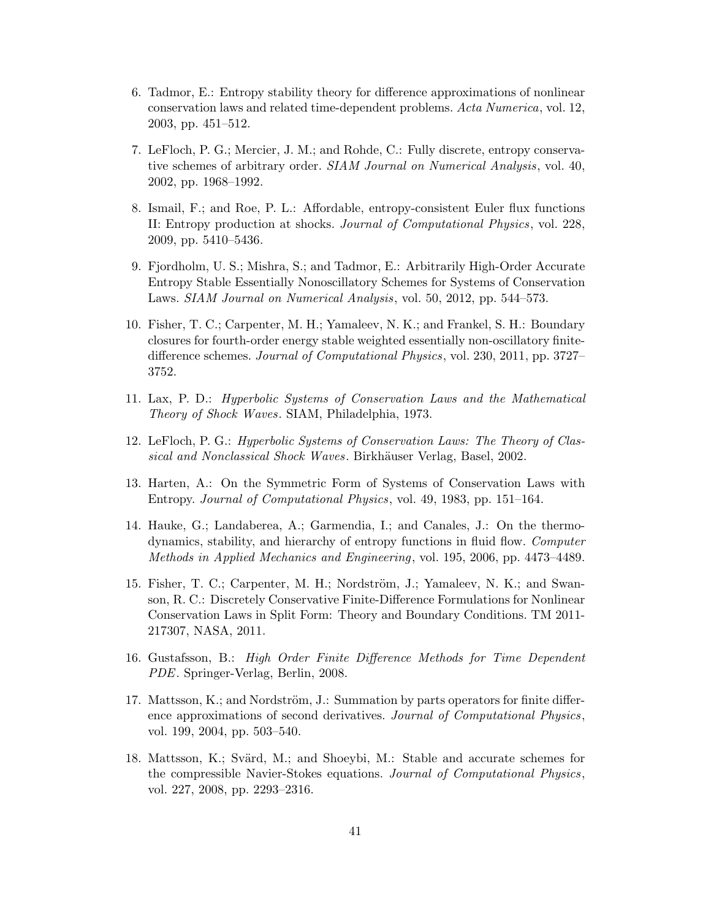6. Tadmor, E.: Entropy stability theory for difference approximations of nonlinear conservation laws and related time-dependent problems. *Acta Numerica*, vol. 12, 2003, pp. 451–512.
7. LeFloch, P. G.; Mercier, J. M.; and Rohde, C.: Fully discrete, entropy conservative schemes of arbitrary order. *SIAM Journal on Numerical Analysis*, vol. 40, 2002, pp. 1968–1992.
8. Ismail, F.; and Roe, P. L.: Affordable, entropy-consistent Euler flux functions II: Entropy production at shocks. *Journal of Computational Physics*, vol. 228, 2009, pp. 5410–5436.
9. Fjordholm, U. S.; Mishra, S.; and Tadmor, E.: Arbitrarily High-Order Accurate Entropy Stable Essentially Nonoscillatory Schemes for Systems of Conservation Laws. *SIAM Journal on Numerical Analysis*, vol. 50, 2012, pp. 544–573.
10. Fisher, T. C.; Carpenter, M. H.; Yamaleev, N. K.; and Frankel, S. H.: Boundary closures for fourth-order energy stable weighted essentially non-oscillatory finite-difference schemes. *Journal of Computational Physics*, vol. 230, 2011, pp. 3727–3752.
11. Lax, P. D.: *Hyperbolic Systems of Conservation Laws and the Mathematical Theory of Shock Waves*. SIAM, Philadelphia, 1973.
12. LeFloch, P. G.: *Hyperbolic Systems of Conservation Laws: The Theory of Classical and Nonclassical Shock Waves*. Birkhäuser Verlag, Basel, 2002.
13. Harten, A.: On the Symmetric Form of Systems of Conservation Laws with Entropy. *Journal of Computational Physics*, vol. 49, 1983, pp. 151–164.
14. Hauke, G.; Landaberea, A.; Garmendia, I.; and Canales, J.: On the thermodynamics, stability, and hierarchy of entropy functions in fluid flow. *Computer Methods in Applied Mechanics and Engineering*, vol. 195, 2006, pp. 4473–4489.
15. Fisher, T. C.; Carpenter, M. H.; Nordström, J.; Yamaleev, N. K.; and Swanson, R. C.: Discretely Conservative Finite-Difference Formulations for Nonlinear Conservation Laws in Split Form: Theory and Boundary Conditions. TM 2011-217307, NASA, 2011.
16. Gustafsson, B.: *High Order Finite Difference Methods for Time Dependent PDE*. Springer-Verlag, Berlin, 2008.
17. Mattsson, K.; and Nordström, J.: Summation by parts operators for finite difference approximations of second derivatives. *Journal of Computational Physics*, vol. 199, 2004, pp. 503–540.
18. Mattsson, K.; Svärd, M.; and Shoeybi, M.: Stable and accurate schemes for the compressible Navier-Stokes equations. *Journal of Computational Physics*, vol. 227, 2008, pp. 2293–2316.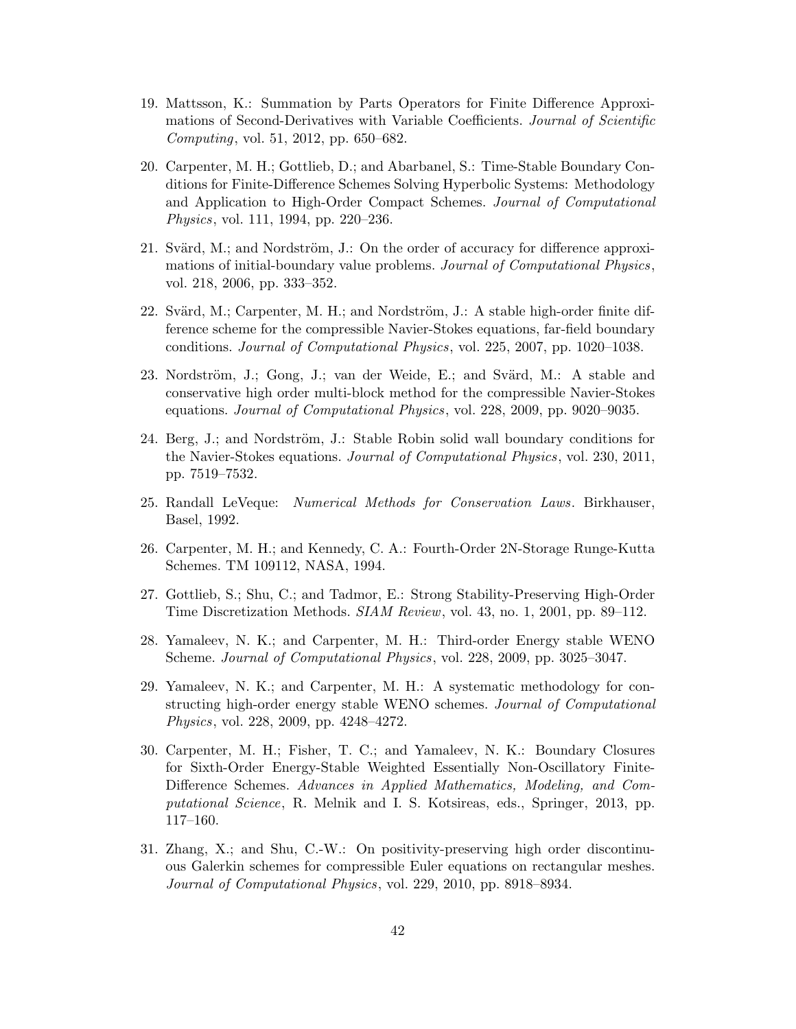19. Mattsson, K.: Summation by Parts Operators for Finite Difference Approximations of Second-Derivatives with Variable Coefficients. *Journal of Scientific Computing*, vol. 51, 2012, pp. 650–682.

20. Carpenter, M. H.; Gottlieb, D.; and Abarbanel, S.: Time-Stable Boundary Conditions for Finite-Difference Schemes Solving Hyperbolic Systems: Methodology and Application to High-Order Compact Schemes. *Journal of Computational Physics*, vol. 111, 1994, pp. 220–236.

21. Svärd, M.; and Nordström, J.: On the order of accuracy for difference approximations of initial-boundary value problems. *Journal of Computational Physics*, vol. 218, 2006, pp. 333–352.

22. Svärd, M.; Carpenter, M. H.; and Nordström, J.: A stable high-order finite difference scheme for the compressible Navier-Stokes equations, far-field boundary conditions. *Journal of Computational Physics*, vol. 225, 2007, pp. 1020–1038.

23. Nordström, J.; Gong, J.; van der Weide, E.; and Svärd, M.: A stable and conservative high order multi-block method for the compressible Navier-Stokes equations. *Journal of Computational Physics*, vol. 228, 2009, pp. 9020–9035.

24. Berg, J.; and Nordström, J.: Stable Robin solid wall boundary conditions for the Navier-Stokes equations. *Journal of Computational Physics*, vol. 230, 2011, pp. 7519–7532.

25. Randall LeVeque: *Numerical Methods for Conservation Laws*. Birkhauser, Basel, 1992.

26. Carpenter, M. H.; and Kennedy, C. A.: Fourth-Order 2N-Storage Runge-Kutta Schemes. TM 109112, NASA, 1994.

27. Gottlieb, S.; Shu, C.; and Tadmor, E.: Strong Stability-Preserving High-Order Time Discretization Methods. *SIAM Review*, vol. 43, no. 1, 2001, pp. 89–112.

28. Yamaleev, N. K.; and Carpenter, M. H.: Third-order Energy stable WENO Scheme. *Journal of Computational Physics*, vol. 228, 2009, pp. 3025–3047.

29. Yamaleev, N. K.; and Carpenter, M. H.: A systematic methodology for constructing high-order energy stable WENO schemes. *Journal of Computational Physics*, vol. 228, 2009, pp. 4248–4272.

30. Carpenter, M. H.; Fisher, T. C.; and Yamaleev, N. K.: Boundary Closures for Sixth-Order Energy-Stable Weighted Essentially Non-Oscillatory Finite-Difference Schemes. *Advances in Applied Mathematics, Modeling, and Computational Science*, R. Melnik and I. S. Kotsireas, eds., Springer, 2013, pp. 117–160.

31. Zhang, X.; and Shu, C.-W.: On positivity-preserving high order discontinuous Galerkin schemes for compressible Euler equations on rectangular meshes. *Journal of Computational Physics*, vol. 229, 2010, pp. 8918–8934.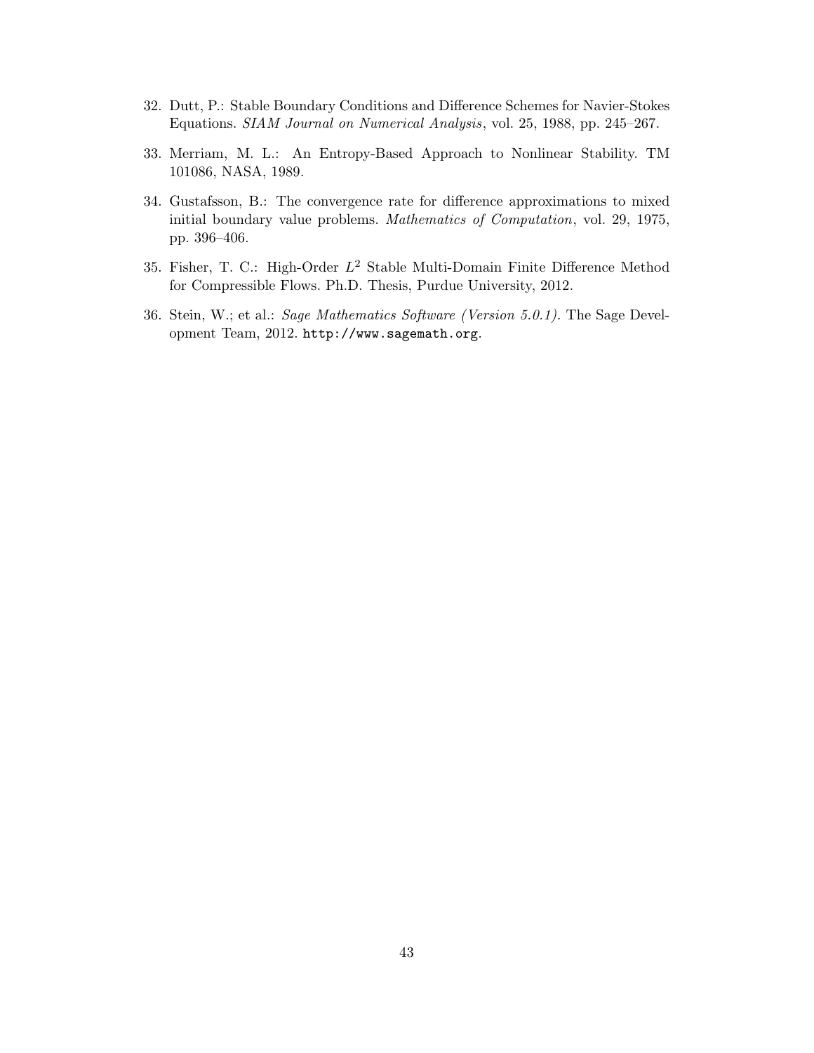32. Dutt, P.: Stable Boundary Conditions and Difference Schemes for Navier-Stokes Equations. *SIAM Journal on Numerical Analysis*, vol. 25, 1988, pp. 245–267.

33. Merriam, M. L.: An Entropy-Based Approach to Nonlinear Stability. TM 101086, NASA, 1989.

34. Gustafsson, B.: The convergence rate for difference approximations to mixed initial boundary value problems. *Mathematics of Computation*, vol. 29, 1975, pp. 396–406.

35. Fisher, T. C.: High-Order $L^2$ Stable Multi-Domain Finite Difference Method for Compressible Flows. Ph.D. Thesis, Purdue University, 2012.

36. Stein, W.; et al.: *Sage Mathematics Software (Version 5.0.1)*. The Sage Development Team, 2012. `http://www.sagemath.org`.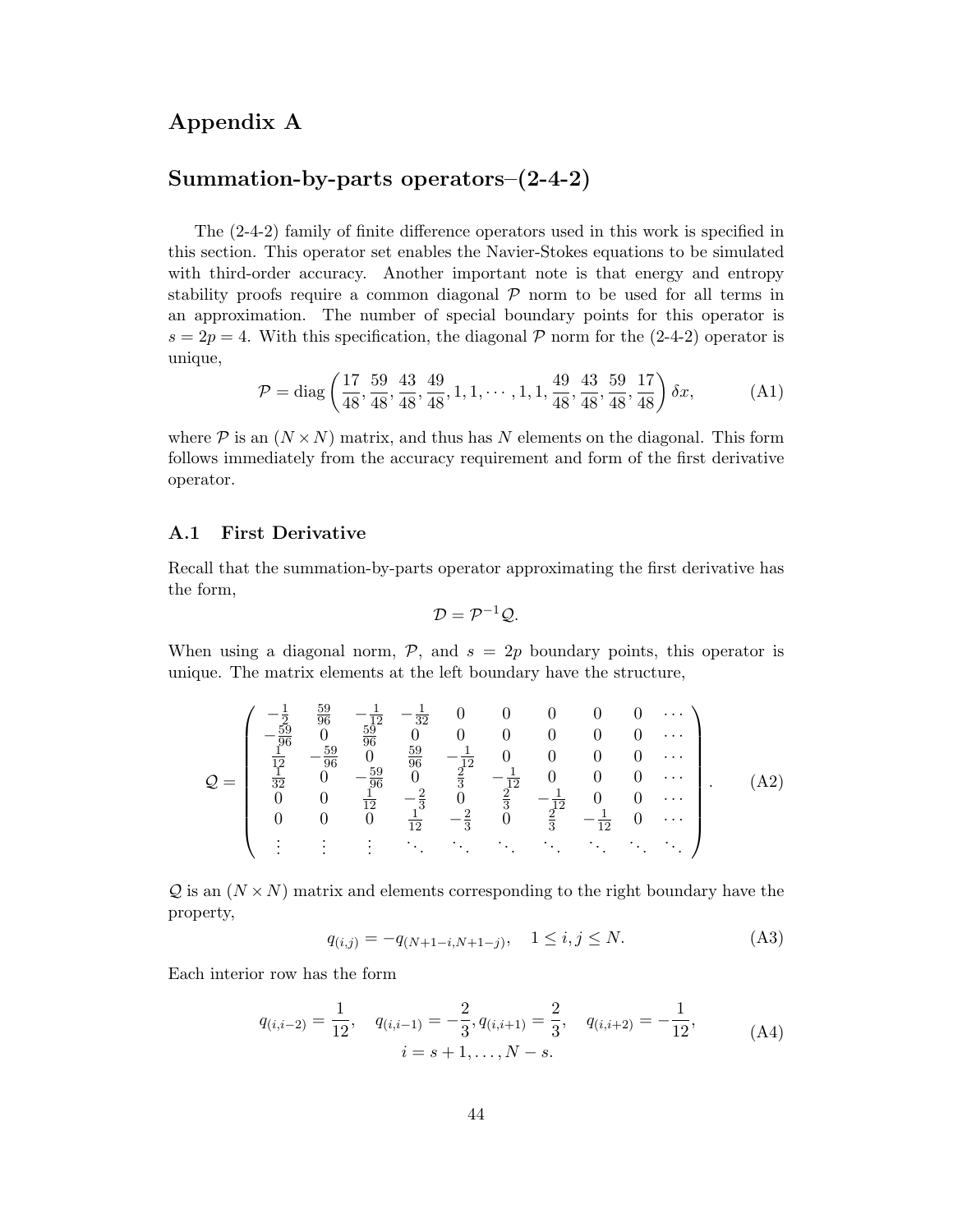# Appendix A

## Summation-by-parts operators–(2-4-2)

The (2-4-2) family of finite difference operators used in this work is specified in this section. This operator set enables the Navier-Stokes equations to be simulated with third-order accuracy. Another important note is that energy and entropy stability proofs require a common diagonal $\mathcal{P}$ norm to be used for all terms in an approximation. The number of special boundary points for this operator is $s = 2p = 4$. With this specification, the diagonal $\mathcal{P}$ norm for the (2-4-2) operator is unique,

$$\mathcal{P} = \text{diag}\left(\frac{17}{48}, \frac{59}{48}, \frac{43}{48}, \frac{49}{48}, 1, 1, \cdots, 1, 1, \frac{49}{48}, \frac{43}{48}, \frac{59}{48}, \frac{17}{48}\right)\delta x, \tag{A1}$$

where $\mathcal{P}$ is an $(N \times N)$ matrix, and thus has $N$ elements on the diagonal. This form follows immediately from the accuracy requirement and form of the first derivative operator.

### A.1 First Derivative

Recall that the summation-by-parts operator approximating the first derivative has the form,

$$\mathcal{D} = \mathcal{P}^{-1}\mathcal{Q}.$$

When using a diagonal norm, $\mathcal{P}$, and $s = 2p$ boundary points, this operator is unique. The matrix elements at the left boundary have the structure,

$$\mathcal{Q} = \begin{pmatrix} -\frac{1}{2} & \frac{59}{96} & -\frac{1}{12} & -\frac{1}{32} & 0 & 0 & 0 & 0 & 0 & \cdots \\ -\frac{59}{96} & 0 & \frac{59}{96} & 0 & 0 & 0 & 0 & 0 & 0 & \cdots \\ \frac{1}{12} & -\frac{59}{96} & 0 & \frac{59}{96} & -\frac{1}{12} & 0 & 0 & 0 & 0 & \cdots \\ \frac{1}{32} & 0 & -\frac{59}{96} & 0 & \frac{2}{3} & -\frac{1}{12} & 0 & 0 & 0 & \cdots \\ 0 & 0 & \frac{1}{12} & -\frac{2}{3} & 0 & \frac{2}{3} & -\frac{1}{12} & 0 & 0 & \cdots \\ 0 & 0 & 0 & \frac{1}{12} & -\frac{2}{3} & 0 & \frac{2}{3} & -\frac{1}{12} & 0 & \cdots \\ \vdots & \vdots & \vdots & \ddots & \ddots & \ddots & \ddots & \ddots & \ddots & \ddots \end{pmatrix}. \tag{A2}$$

$\mathcal{Q}$ is an $(N \times N)$ matrix and elements corresponding to the right boundary have the property,

$$q_{(i,j)} = -q_{(N+1-i,N+1-j)}, \quad 1 \leq i, j \leq N. \tag{A3}$$

Each interior row has the form

$$q_{(i,i-2)} = \frac{1}{12}, \quad q_{(i,i-1)} = -\frac{2}{3}, q_{(i,i+1)} = \frac{2}{3}, \quad q_{(i,i+2)} = -\frac{1}{12}, \quad i = s+1, \ldots, N-s. \tag{A4}$$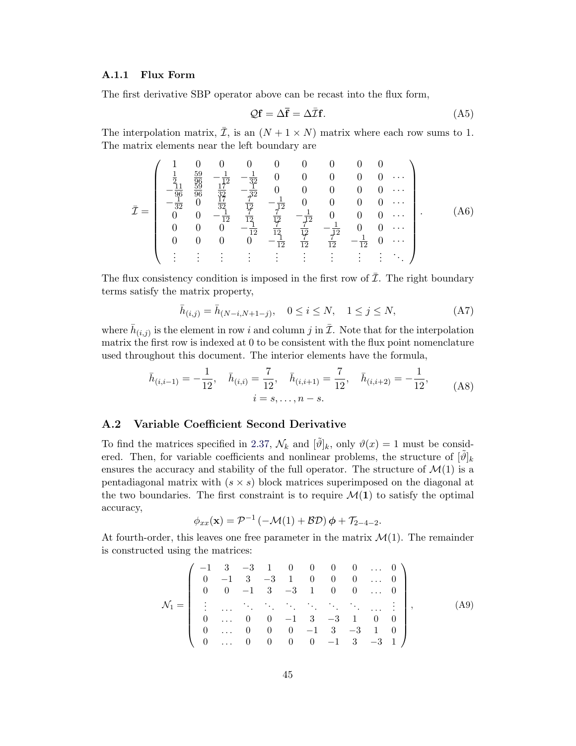### A.1.1 Flux Form

The first derivative SBP operator above can be recast into the flux form,

$$\mathcal{Q}\mathbf{f} = \Delta\bar{\mathbf{f}} = \Delta\bar{\mathcal{I}}\mathbf{f}. \tag{A5}$$

The interpolation matrix, $\bar{\mathcal{I}}$, is an $(N+1 \times N)$ matrix where each row sums to 1. The matrix elements near the left boundary are

$$\bar{\mathcal{I}} = \begin{pmatrix} 1 & 0 & 0 & 0 & 0 & 0 & 0 & 0 & 0 & \\ \frac{1}{2} & \frac{59}{96} & -\frac{1}{12} & -\frac{1}{32} & 0 & 0 & 0 & 0 & 0 & \cdots \\ -\frac{11}{96} & \frac{59}{96} & \frac{17}{32} & -\frac{1}{32} & 0 & 0 & 0 & 0 & 0 & \cdots \\ -\frac{1}{32} & 0 & \frac{17}{32} & \frac{7}{12} & -\frac{1}{12} & 0 & 0 & 0 & 0 & \cdots \\ 0 & 0 & -\frac{1}{12} & \frac{7}{12} & \frac{7}{12} & -\frac{1}{12} & 0 & 0 & 0 & \cdots \\ 0 & 0 & 0 & -\frac{1}{12} & \frac{7}{12} & \frac{7}{12} & -\frac{1}{12} & 0 & 0 & \cdots \\ 0 & 0 & 0 & 0 & -\frac{1}{12} & \frac{7}{12} & \frac{7}{12} & -\frac{1}{12} & 0 & \cdots \\ \vdots & \vdots & \vdots & \vdots & \vdots & \vdots & \vdots & \vdots & \vdots & \ddots \end{pmatrix}. \tag{A6}$$

The flux consistency condition is imposed in the first row of $\bar{\mathcal{I}}$. The right boundary terms satisfy the matrix property,

$$\bar{h}_{(i,j)} = \bar{h}_{(N-i,N+1-j)}, \quad 0 \le i \le N, \quad 1 \le j \le N, \tag{A7}$$

where $\bar{h}_{(i,j)}$ is the element in row $i$ and column $j$ in $\bar{\mathcal{I}}$. Note that for the interpolation matrix the first row is indexed at 0 to be consistent with the flux point nomenclature used throughout this document. The interior elements have the formula,

$$\bar{h}_{(i,i-1)} = -\frac{1}{12}, \quad \bar{h}_{(i,i)} = \frac{7}{12}, \quad \bar{h}_{(i,i+1)} = \frac{7}{12}, \quad \bar{h}_{(i,i+2)} = -\frac{1}{12}, \qquad i = s, \ldots, n-s. \tag{A8}$$

## A.2 Variable Coefficient Second Derivative

To find the matrices specified in 2.37, $\mathcal{N}_k$ and $[\tilde{\vartheta}]_k$, only $\vartheta(x) = 1$ must be considered. Then, for variable coefficients and nonlinear problems, the structure of $[\tilde{\vartheta}]_k$ ensures the accuracy and stability of the full operator. The structure of $\mathcal{M}(1)$ is a pentadiagonal matrix with $(s \times s)$ block matrices superimposed on the diagonal at the two boundaries. The first constraint is to require $\mathcal{M}(\mathbf{1})$ to satisfy the optimal accuracy,

$$\phi_{xx}(\mathbf{x}) = \mathcal{P}^{-1}\left(-\mathcal{M}(1) + \mathcal{B}\mathcal{D}\right)\boldsymbol{\phi} + \mathcal{T}_{2-4-2}.$$

At fourth-order, this leaves one free parameter in the matrix $\mathcal{M}(1)$. The remainder is constructed using the matrices:

$$\mathcal{N}_1 = \begin{pmatrix} -1 & 3 & -3 & 1 & 0 & 0 & 0 & 0 & \ldots & 0 \\ 0 & -1 & 3 & -3 & 1 & 0 & 0 & 0 & \ldots & 0 \\ 0 & 0 & -1 & 3 & -3 & 1 & 0 & 0 & \ldots & 0 \\ \vdots & \ldots & \ddots & \ddots & \ddots & \ddots & \ddots & \ddots & \ldots & \vdots \\ 0 & \ldots & 0 & 0 & -1 & 3 & -3 & 1 & 0 & 0 \\ 0 & \ldots & 0 & 0 & 0 & -1 & 3 & -3 & 1 & 0 \\ 0 & \ldots & 0 & 0 & 0 & 0 & -1 & 3 & -3 & 1 \end{pmatrix}, \tag{A9}$$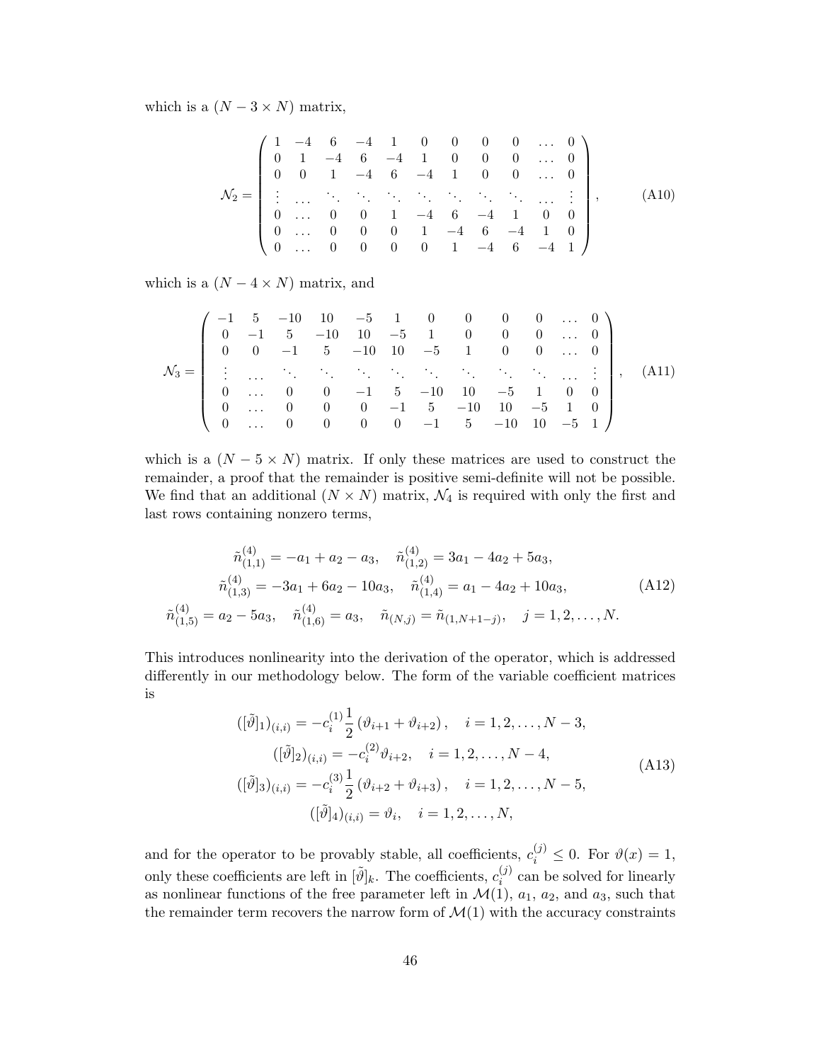which is a $(N-3 \times N)$ matrix,

$$
\mathcal{N}_2 = \begin{pmatrix}
1 & -4 & 6 & -4 & 1 & 0 & 0 & 0 & 0 & \dots & 0 \\
0 & 1 & -4 & 6 & -4 & 1 & 0 & 0 & 0 & \dots & 0 \\
0 & 0 & 1 & -4 & 6 & -4 & 1 & 0 & 0 & \dots & 0 \\
\vdots & \dots & \ddots & \ddots & \ddots & \ddots & \ddots & \ddots & \ddots & \dots & \vdots \\
0 & \dots & 0 & 0 & 1 & -4 & 6 & -4 & 1 & 0 & 0 \\
0 & \dots & 0 & 0 & 0 & 1 & -4 & 6 & -4 & 1 & 0 \\
0 & \dots & 0 & 0 & 0 & 0 & 1 & -4 & 6 & -4 & 1
\end{pmatrix}, \tag{A10}
$$

which is a $(N-4 \times N)$ matrix, and

$$
\mathcal{N}_3 = \begin{pmatrix}
-1 & 5 & -10 & 10 & -5 & 1 & 0 & 0 & 0 & 0 & \dots & 0 \\
0 & -1 & 5 & -10 & 10 & -5 & 1 & 0 & 0 & 0 & \dots & 0 \\
0 & 0 & -1 & 5 & -10 & 10 & -5 & 1 & 0 & 0 & \dots & 0 \\
\vdots & \dots & \ddots & \ddots & \ddots & \ddots & \ddots & \ddots & \ddots & \ddots & \dots & \vdots \\
0 & \dots & 0 & 0 & -1 & 5 & -10 & 10 & -5 & 1 & 0 & 0 \\
0 & \dots & 0 & 0 & 0 & -1 & 5 & -10 & 10 & -5 & 1 & 0 \\
0 & \dots & 0 & 0 & 0 & 0 & -1 & 5 & -10 & 10 & -5 & 1
\end{pmatrix}, \tag{A11}
$$

which is a $(N-5 \times N)$ matrix. If only these matrices are used to construct the remainder, a proof that the remainder is positive semi-definite will not be possible. We find that an additional $(N \times N)$ matrix, $\mathcal{N}_4$ is required with only the first and last rows containing nonzero terms,

$$
\begin{gathered}
\tilde{n}^{(4)}_{(1,1)} = -a_1 + a_2 - a_3, \quad \tilde{n}^{(4)}_{(1,2)} = 3a_1 - 4a_2 + 5a_3, \\
\tilde{n}^{(4)}_{(1,3)} = -3a_1 + 6a_2 - 10a_3, \quad \tilde{n}^{(4)}_{(1,4)} = a_1 - 4a_2 + 10a_3, \\
\tilde{n}^{(4)}_{(1,5)} = a_2 - 5a_3, \quad \tilde{n}^{(4)}_{(1,6)} = a_3, \quad \tilde{n}_{(N,j)} = \tilde{n}_{(1,N+1-j)}, \quad j = 1, 2, \dots, N.
\end{gathered} \tag{A12}
$$

This introduces nonlinearity into the derivation of the operator, which is addressed differently in our methodology below. The form of the variable coefficient matrices is

$$
\begin{gathered}
([\tilde{\vartheta}]_1)_{(i,i)} = -c^{(1)}_i \frac{1}{2}\left(\vartheta_{i+1} + \vartheta_{i+2}\right), \quad i = 1, 2, \dots, N-3, \\
([\tilde{\vartheta}]_2)_{(i,i)} = -c^{(2)}_i \vartheta_{i+2}, \quad i = 1, 2, \dots, N-4, \\
([\tilde{\vartheta}]_3)_{(i,i)} = -c^{(3)}_i \frac{1}{2}\left(\vartheta_{i+2} + \vartheta_{i+3}\right), \quad i = 1, 2, \dots, N-5, \\
([\tilde{\vartheta}]_4)_{(i,i)} = \vartheta_i, \quad i = 1, 2, \dots, N,
\end{gathered} \tag{A13}
$$

and for the operator to be provably stable, all coefficients, $c^{(j)}_i \leq 0$. For $\vartheta(x) = 1$, only these coefficients are left in $[\tilde{\vartheta}]_k$. The coefficients, $c^{(j)}_i$ can be solved for linearly as nonlinear functions of the free parameter left in $\mathcal{M}(1)$, $a_1$, $a_2$, and $a_3$, such that the remainder term recovers the narrow form of $\mathcal{M}(1)$ with the accuracy constraints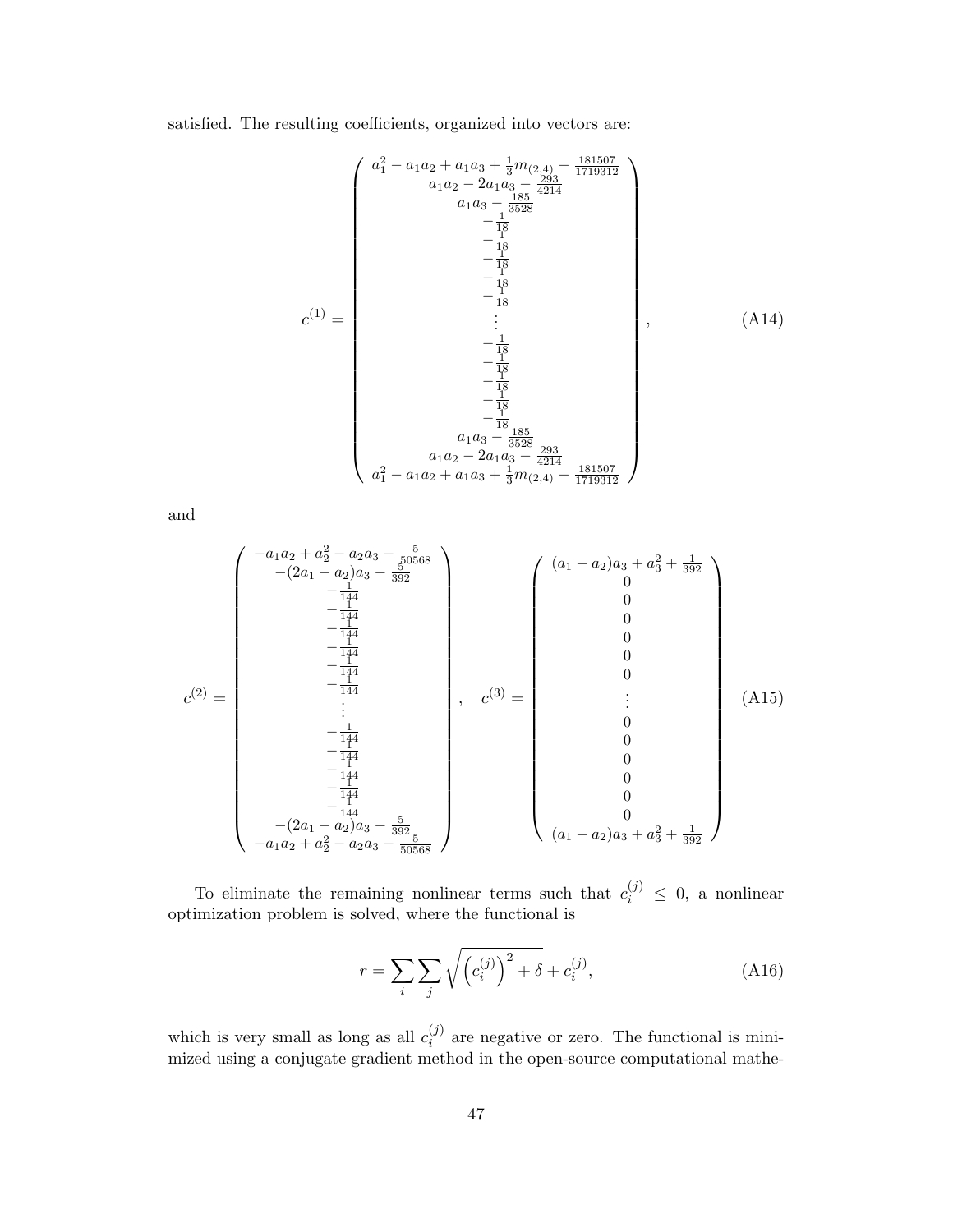satisfied. The resulting coefficients, organized into vectors are:

$$
c^{(1)} = \begin{pmatrix} a_1^2 - a_1 a_2 + a_1 a_3 + \frac{1}{3} m_{(2,4)} - \frac{181507}{1719312} \\ a_1 a_2 - 2 a_1 a_3 - \frac{293}{4214} \\ a_1 a_3 - \frac{185}{3528} \\ -\frac{1}{18} \\ -\frac{1}{18} \\ -\frac{1}{18} \\ -\frac{1}{18} \\ -\frac{1}{18} \\ \vdots \\ -\frac{1}{18} \\ -\frac{1}{18} \\ -\frac{1}{18} \\ -\frac{1}{18} \\ -\frac{1}{18} \\ a_1 a_3 - \frac{185}{3528} \\ a_1 a_2 - 2 a_1 a_3 - \frac{293}{4214} \\ a_1^2 - a_1 a_2 + a_1 a_3 + \frac{1}{3} m_{(2,4)} - \frac{181507}{1719312} \end{pmatrix}, \tag{A14}
$$

and

$$
c^{(2)} = \begin{pmatrix} -a_1 a_2 + a_2^2 - a_2 a_3 - \frac{5}{50568} \\ -(2a_1 - a_2) a_3 - \frac{5}{392} \\ -\frac{1}{144} \\ -\frac{1}{144} \\ -\frac{1}{144} \\ -\frac{1}{144} \\ -\frac{1}{144} \\ -\frac{1}{144} \\ \vdots \\ -\frac{1}{144} \\ -\frac{1}{144} \\ -\frac{1}{144} \\ -\frac{1}{144} \\ -\frac{1}{144} \\ -(2a_1 - a_2) a_3 - \frac{5}{392} \\ -a_1 a_2 + a_2^2 - a_2 a_3 - \frac{5}{50568} \end{pmatrix}, \quad c^{(3)} = \begin{pmatrix} (a_1 - a_2) a_3 + a_3^2 + \frac{1}{392} \\ 0 \\ 0 \\ 0 \\ 0 \\ 0 \\ 0 \\ \vdots \\ 0 \\ 0 \\ 0 \\ 0 \\ 0 \\ 0 \\ (a_1 - a_2) a_3 + a_3^2 + \frac{1}{392} \end{pmatrix} \tag{A15}
$$

To eliminate the remaining nonlinear terms such that $c_i^{(j)} \leq 0$, a nonlinear optimization problem is solved, where the functional is

$$
r = \sum_i \sum_j \sqrt{\left(c_i^{(j)}\right)^2 + \delta} + c_i^{(j)}, \tag{A16}
$$

which is very small as long as all $c_i^{(j)}$ are negative or zero. The functional is minimized using a conjugate gradient method in the open-source computational mathe-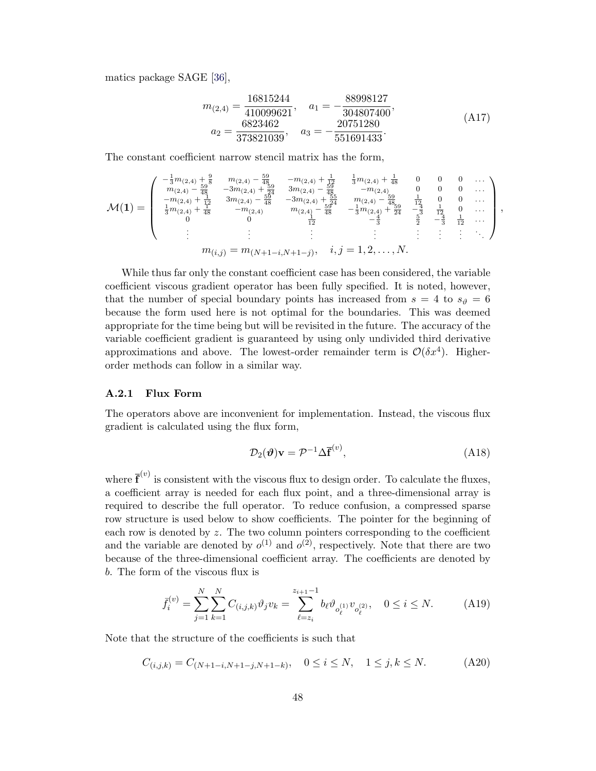matics package SAGE [36],

$$
\begin{aligned}
m_{(2,4)} &= \frac{16815244}{410099621}, \quad a_1 = -\frac{88998127}{304807400}, \\
a_2 &= \frac{6823462}{373821039}, \quad a_3 = -\frac{20751280}{551691433}.
\end{aligned}
\tag{A17}
$$

The constant coefficient narrow stencil matrix has the form,

$$
\mathcal{M}(\mathbf{1}) = \begin{pmatrix}
-\frac{1}{3}m_{(2,4)} + \frac{9}{8} & m_{(2,4)} - \frac{59}{48} & -m_{(2,4)} + \frac{1}{12} & \frac{1}{3}m_{(2,4)} + \frac{1}{48} & 0 & 0 & 0 & \cdots \\
m_{(2,4)} - \frac{59}{48} & -3m_{(2,4)} + \frac{59}{24} & 3m_{(2,4)} - \frac{59}{48} & -m_{(2,4)} & 0 & 0 & 0 & \cdots \\
-m_{(2,4)} + \frac{1}{12} & 3m_{(2,4)} - \frac{59}{48} & -3m_{(2,4)} + \frac{55}{24} & m_{(2,4)} - \frac{59}{48} & \frac{1}{12} & 0 & 0 & \cdots \\
\frac{1}{3}m_{(2,4)} + \frac{1}{48} & -m_{(2,4)} & m_{(2,4)} - \frac{59}{48} & -\frac{1}{3}m_{(2,4)} + \frac{59}{24} & -\frac{4}{3} & \frac{1}{12} & 0 & \cdots \\
0 & 0 & \frac{1}{12} & -\frac{4}{3} & \frac{5}{2} & -\frac{4}{3} & \frac{1}{12} & \cdots \\
\vdots & \vdots & \vdots & \vdots & \vdots & \vdots & \vdots & \ddots
\end{pmatrix},
$$

$$
m_{(i,j)} = m_{(N+1-i,N+1-j)}, \quad i,j = 1,2,\ldots,N.
$$

While thus far only the constant coefficient case has been considered, the variable coefficient viscous gradient operator has been fully specified. It is noted, however, that the number of special boundary points has increased from $s = 4$ to $s_\vartheta = 6$ because the form used here is not optimal for the boundaries. This was deemed appropriate for the time being but will be revisited in the future. The accuracy of the variable coefficient gradient is guaranteed by using only undivided third derivative approximations and above. The lowest-order remainder term is $\mathcal{O}(\delta x^4)$. Higher-order methods can follow in a similar way.

### A.2.1 Flux Form

The operators above are inconvenient for implementation. Instead, the viscous flux gradient is calculated using the flux form,

$$
\mathcal{D}_2(\boldsymbol{\vartheta})\mathbf{v} = \mathcal{P}^{-1}\Delta\overline{\mathbf{f}}^{(v)}, \tag{A18}
$$

where $\overline{\mathbf{f}}^{(v)}$ is consistent with the viscous flux to design order. To calculate the fluxes, a coefficient array is needed for each flux point, and a three-dimensional array is required to describe the full operator. To reduce confusion, a compressed sparse row structure is used below to show coefficients. The pointer for the beginning of each row is denoted by $z$. The two column pointers corresponding to the coefficient and the variable are denoted by $o^{(1)}$ and $o^{(2)}$, respectively. Note that there are two because of the three-dimensional coefficient array. The coefficients are denoted by $b$. The form of the viscous flux is

$$
\bar{f}_i^{(v)} = \sum_{j=1}^{N}\sum_{k=1}^{N} C_{(i,j,k)}\vartheta_j v_k = \sum_{\ell=z_i}^{z_{i+1}-1} b_\ell \vartheta_{o_\ell^{(1)}} v_{o_\ell^{(2)}}, \quad 0 \le i \le N. \tag{A19}
$$

Note that the structure of the coefficients is such that

$$
C_{(i,j,k)} = C_{(N+1-i,N+1-j,N+1-k)}, \quad 0 \le i \le N, \quad 1 \le j,k \le N. \tag{A20}
$$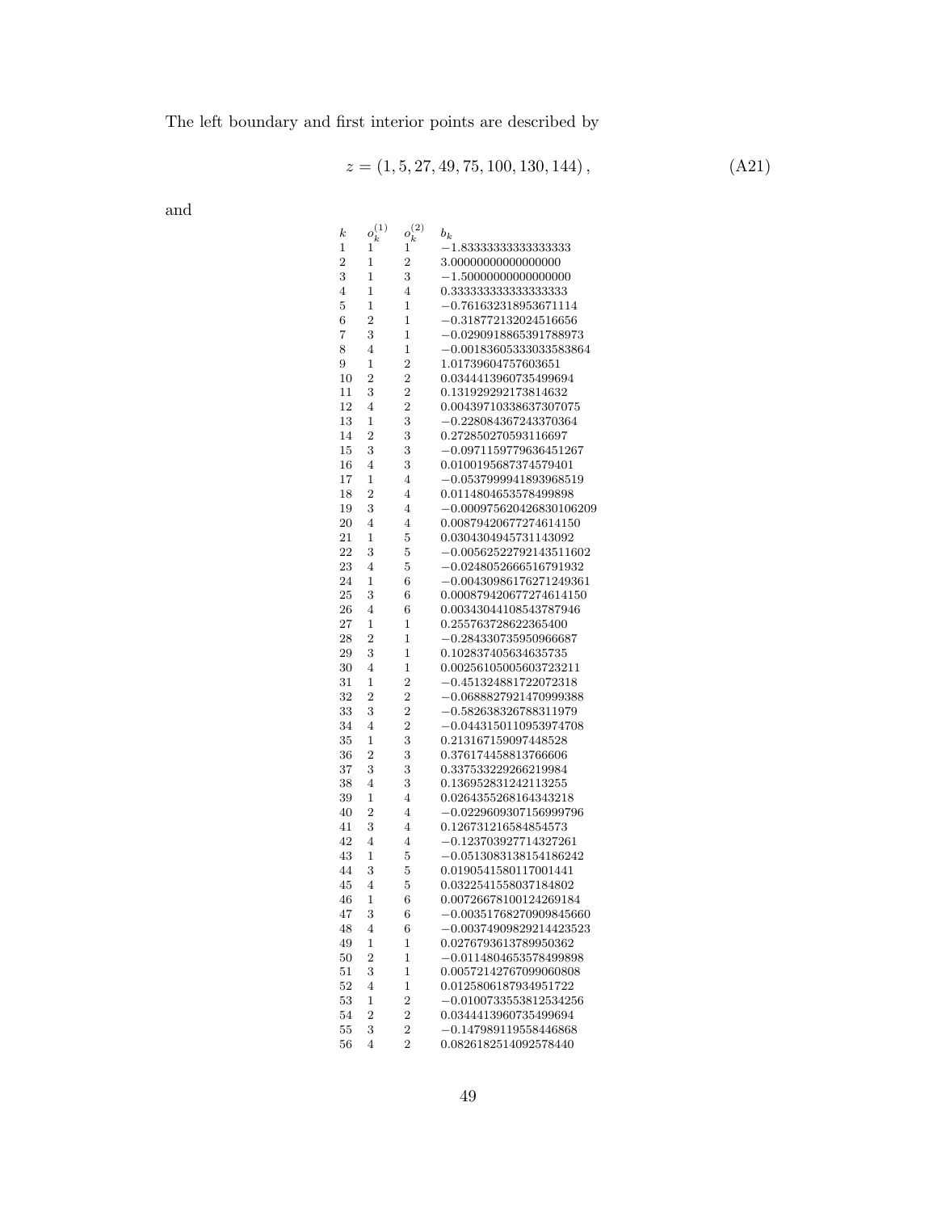The left boundary and first interior points are described by

$$z = (1, 5, 27, 49, 75, 100, 130, 144)\,, \tag{A21}$$

and

| $k$ | $o_k^{(1)}$ | $o_k^{(2)}$ | $b_k$ |
|---|---|---|---|
| 1 | 1 | 1 | −1.83333333333333333 |
| 2 | 1 | 2 | 3.00000000000000000 |
| 3 | 1 | 3 | −1.50000000000000000 |
| 4 | 1 | 4 | 0.333333333333333333 |
| 5 | 1 | 1 | −0.761632318953671114 |
| 6 | 2 | 1 | −0.318772132024516656 |
| 7 | 3 | 1 | −0.0290918865391788973 |
| 8 | 4 | 1 | −0.00183605333033583864 |
| 9 | 1 | 2 | 1.01739604757603651 |
| 10 | 2 | 2 | 0.0344413960735499694 |
| 11 | 3 | 2 | 0.131929292173814632 |
| 12 | 4 | 2 | 0.00439710338637307075 |
| 13 | 1 | 3 | −0.228084367243370364 |
| 14 | 2 | 3 | 0.272850270593116697 |
| 15 | 3 | 3 | −0.0971159779636451267 |
| 16 | 4 | 3 | 0.0100195687374579401 |
| 17 | 1 | 4 | −0.0537999941893968519 |
| 18 | 2 | 4 | 0.0114804653578499898 |
| 19 | 3 | 4 | −0.000975620426830106209 |
| 20 | 4 | 4 | 0.00879420677274614150 |
| 21 | 1 | 5 | 0.0304304945731143092 |
| 22 | 3 | 5 | −0.00562522792143511602 |
| 23 | 4 | 5 | −0.0248052666516791932 |
| 24 | 1 | 6 | −0.00430986176271249361 |
| 25 | 3 | 6 | 0.000879420677274614150 |
| 26 | 4 | 6 | 0.00343044108543787946 |
| 27 | 1 | 1 | 0.255763728622365400 |
| 28 | 2 | 1 | −0.284330735950966687 |
| 29 | 3 | 1 | 0.102837405634635735 |
| 30 | 4 | 1 | 0.00256105005603723211 |
| 31 | 1 | 2 | −0.451324881722072318 |
| 32 | 2 | 2 | −0.0688827921470999388 |
| 33 | 3 | 2 | −0.582638326788311979 |
| 34 | 4 | 2 | −0.0443150110953974708 |
| 35 | 1 | 3 | 0.213167159097448528 |
| 36 | 2 | 3 | 0.376174458813766606 |
| 37 | 3 | 3 | 0.337533229266219984 |
| 38 | 4 | 3 | 0.136952831242113255 |
| 39 | 1 | 4 | 0.0264355268164343218 |
| 40 | 2 | 4 | −0.0229609307156999796 |
| 41 | 3 | 4 | 0.126731216584854573 |
| 42 | 4 | 4 | −0.123703927714327261 |
| 43 | 1 | 5 | −0.0513083138154186242 |
| 44 | 3 | 5 | 0.0190541580117001441 |
| 45 | 4 | 5 | 0.0322541558037184802 |
| 46 | 1 | 6 | 0.00726678100124269184 |
| 47 | 3 | 6 | −0.00351768270909845660 |
| 48 | 4 | 6 | −0.00374909829214423523 |
| 49 | 1 | 1 | 0.0276793613789950362 |
| 50 | 2 | 1 | −0.0114804653578499898 |
| 51 | 3 | 1 | 0.00572142767099060808 |
| 52 | 4 | 1 | 0.0125806187934951722 |
| 53 | 1 | 2 | −0.0100733553812534256 |
| 54 | 2 | 2 | 0.0344413960735499694 |
| 55 | 3 | 2 | −0.147989119558446868 |
| 56 | 4 | 2 | 0.0826182514092578440 |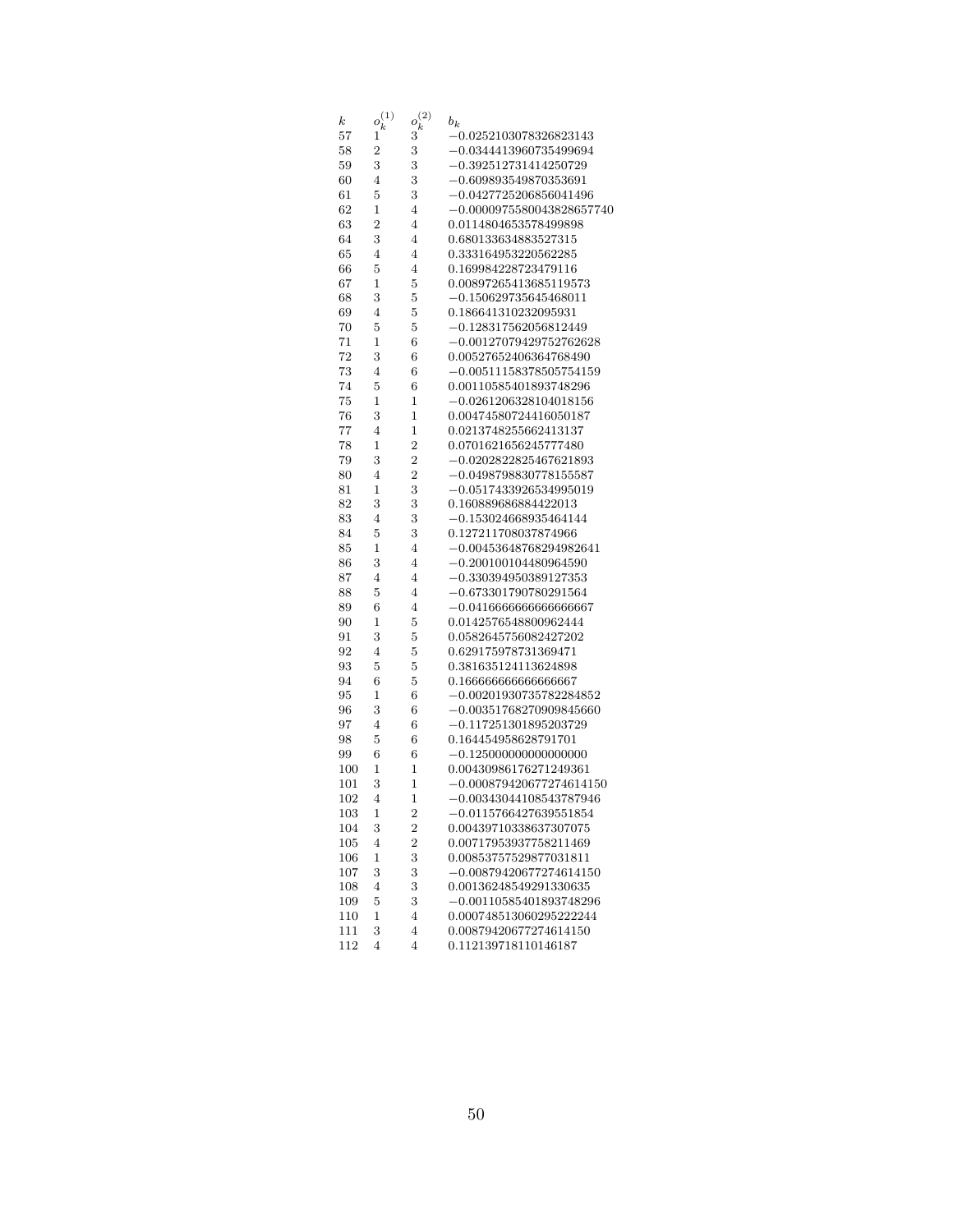| $k$ | $o_k^{(1)}$ | $o_k^{(2)}$ | $b_k$ |
|---|---|---|---|
| 57 | 1 | 3 | −0.0252103078326823143 |
| 58 | 2 | 3 | −0.0344413960735499694 |
| 59 | 3 | 3 | −0.392512731414250729 |
| 60 | 4 | 3 | −0.609893549870353691 |
| 61 | 5 | 3 | −0.0427725206856041496 |
| 62 | 1 | 4 | −0.0000975580043828657740 |
| 63 | 2 | 4 | 0.0114804653578499898 |
| 64 | 3 | 4 | 0.680133634883527315 |
| 65 | 4 | 4 | 0.333164953220562285 |
| 66 | 5 | 4 | 0.169984228723479116 |
| 67 | 1 | 5 | 0.00897265413685119573 |
| 68 | 3 | 5 | −0.150629735645468011 |
| 69 | 4 | 5 | 0.186641310232095931 |
| 70 | 5 | 5 | −0.128317562056812449 |
| 71 | 1 | 6 | −0.00127079429752762628 |
| 72 | 3 | 6 | 0.00527652406364768490 |
| 73 | 4 | 6 | −0.00511158378505754159 |
| 74 | 5 | 6 | 0.00110585401893748296 |
| 75 | 1 | 1 | −0.0261206328104018156 |
| 76 | 3 | 1 | 0.00474580724416050187 |
| 77 | 4 | 1 | 0.0213748255662413137 |
| 78 | 1 | 2 | 0.0701621656245777480 |
| 79 | 3 | 2 | −0.0202822825467621893 |
| 80 | 4 | 2 | −0.0498798830778155587 |
| 81 | 1 | 3 | −0.0517433926534995019 |
| 82 | 3 | 3 | 0.160889686884422013 |
| 83 | 4 | 3 | −0.153024668935464144 |
| 84 | 5 | 3 | 0.127211708037874966 |
| 85 | 1 | 4 | −0.00453648768294982641 |
| 86 | 3 | 4 | −0.200100104480964590 |
| 87 | 4 | 4 | −0.330394950389127353 |
| 88 | 5 | 4 | −0.673301790780291564 |
| 89 | 6 | 4 | −0.0416666666666666667 |
| 90 | 1 | 5 | 0.0142576548800962444 |
| 91 | 3 | 5 | 0.0582645756082427202 |
| 92 | 4 | 5 | 0.629175978731369471 |
| 93 | 5 | 5 | 0.381635124113624898 |
| 94 | 6 | 5 | 0.166666666666666667 |
| 95 | 1 | 6 | −0.00201930735782284852 |
| 96 | 3 | 6 | −0.00351768270909845660 |
| 97 | 4 | 6 | −0.117251301895203729 |
| 98 | 5 | 6 | 0.164454958628791701 |
| 99 | 6 | 6 | −0.125000000000000000 |
| 100 | 1 | 1 | 0.00430986176271249361 |
| 101 | 3 | 1 | −0.000879420677274614150 |
| 102 | 4 | 1 | −0.00343044108543787946 |
| 103 | 1 | 2 | −0.0115766427639551854 |
| 104 | 3 | 2 | 0.00439710338637307075 |
| 105 | 4 | 2 | 0.00717953937758211469 |
| 106 | 1 | 3 | 0.00853757529877031811 |
| 107 | 3 | 3 | −0.00879420677274614150 |
| 108 | 4 | 3 | 0.00136248549291330635 |
| 109 | 5 | 3 | −0.00110585401893748296 |
| 110 | 1 | 4 | 0.000748513060295222244 |
| 111 | 3 | 4 | 0.00879420677274614150 |
| 112 | 4 | 4 | 0.112139718110146187 |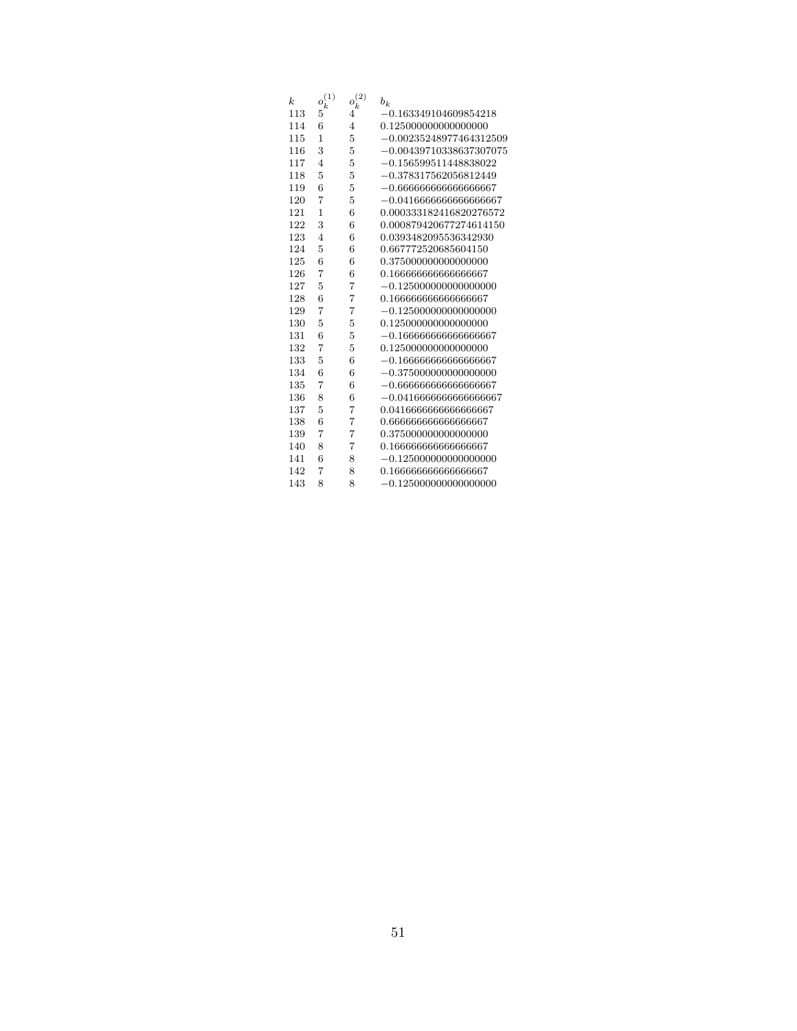| $k$ | $o_k^{(1)}$ | $o_k^{(2)}$ | $b_k$ |
|---|---|---|---|
| 113 | 5 | 4 | −0.163349104609854218 |
| 114 | 6 | 4 | 0.125000000000000000 |
| 115 | 1 | 5 | −0.00235248977464312509 |
| 116 | 3 | 5 | −0.00439710338637307075 |
| 117 | 4 | 5 | −0.156599511448838022 |
| 118 | 5 | 5 | −0.378317562056812449 |
| 119 | 6 | 5 | −0.666666666666666667 |
| 120 | 7 | 5 | −0.0416666666666666667 |
| 121 | 1 | 6 | 0.000333182416820276572 |
| 122 | 3 | 6 | 0.000879420677274614150 |
| 123 | 4 | 6 | 0.0393482095536342930 |
| 124 | 5 | 6 | 0.667772520685604150 |
| 125 | 6 | 6 | 0.375000000000000000 |
| 126 | 7 | 6 | 0.166666666666666667 |
| 127 | 5 | 7 | −0.125000000000000000 |
| 128 | 6 | 7 | 0.166666666666666667 |
| 129 | 7 | 7 | −0.125000000000000000 |
| 130 | 5 | 5 | 0.125000000000000000 |
| 131 | 6 | 5 | −0.166666666666666667 |
| 132 | 7 | 5 | 0.125000000000000000 |
| 133 | 5 | 6 | −0.166666666666666667 |
| 134 | 6 | 6 | −0.375000000000000000 |
| 135 | 7 | 6 | −0.666666666666666667 |
| 136 | 8 | 6 | −0.0416666666666666667 |
| 137 | 5 | 7 | 0.0416666666666666667 |
| 138 | 6 | 7 | 0.666666666666666667 |
| 139 | 7 | 7 | 0.375000000000000000 |
| 140 | 8 | 7 | 0.166666666666666667 |
| 141 | 6 | 8 | −0.125000000000000000 |
| 142 | 7 | 8 | 0.166666666666666667 |
| 143 | 8 | 8 | −0.125000000000000000 |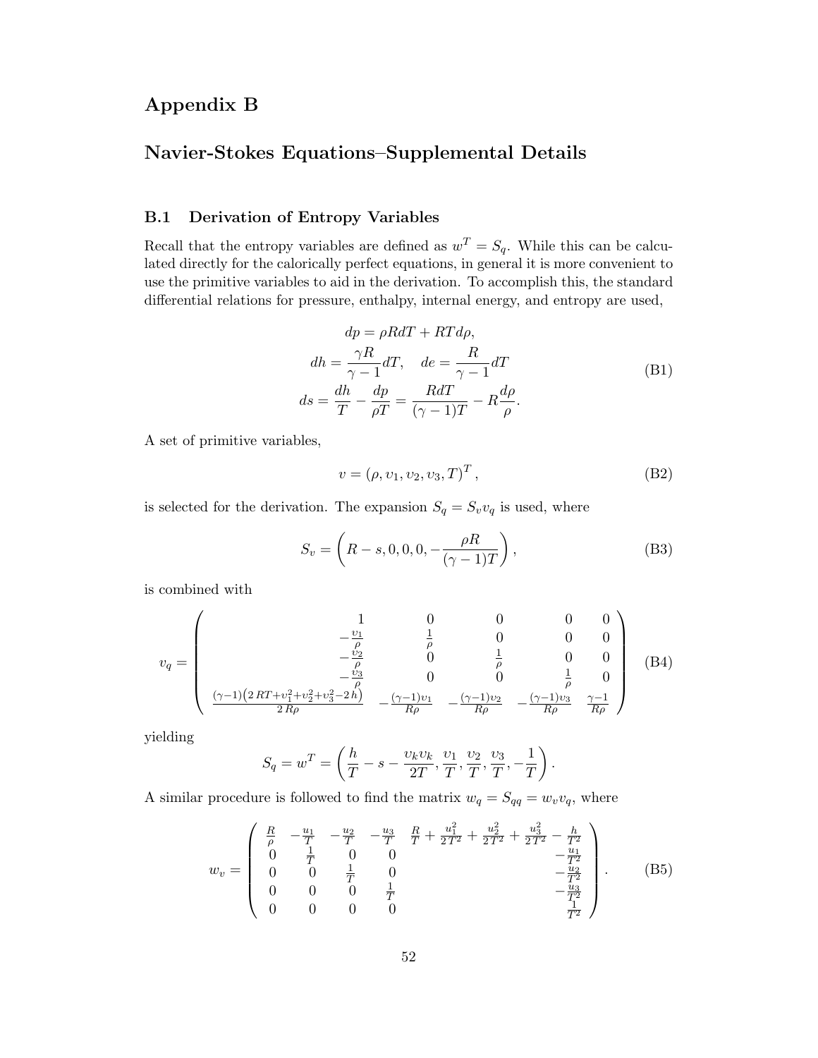# Appendix B

## Navier-Stokes Equations–Supplemental Details

### B.1 Derivation of Entropy Variables

Recall that the entropy variables are defined as $w^T = S_q$. While this can be calculated directly for the calorically perfect equations, in general it is more convenient to use the primitive variables to aid in the derivation. To accomplish this, the standard differential relations for pressure, enthalpy, internal energy, and entropy are used,

$$
\begin{gathered}
dp = \rho R dT + RT d\rho, \\
dh = \frac{\gamma R}{\gamma - 1} dT, \quad de = \frac{R}{\gamma - 1} dT \\
ds = \frac{dh}{T} - \frac{dp}{\rho T} = \frac{R dT}{(\gamma - 1) T} - R \frac{d\rho}{\rho}.
\end{gathered}
\tag{B1}
$$

A set of primitive variables,

$$
v = (\rho, \upsilon_1, \upsilon_2, \upsilon_3, T)^T, \tag{B2}
$$

is selected for the derivation. The expansion $S_q = S_v v_q$ is used, where

$$
S_v = \left( R - s, 0, 0, 0, -\frac{\rho R}{(\gamma - 1) T} \right), \tag{B3}
$$

is combined with

$$
v_q = \begin{pmatrix}
1 & 0 & 0 & 0 & 0 \\
-\frac{\upsilon_1}{\rho} & \frac{1}{\rho} & 0 & 0 & 0 \\
-\frac{\upsilon_2}{\rho} & 0 & \frac{1}{\rho} & 0 & 0 \\
-\frac{\upsilon_3}{\rho} & 0 & 0 & \frac{1}{\rho} & 0 \\
\frac{(\gamma-1)\left(2\,RT + \upsilon_1^2 + \upsilon_2^2 + \upsilon_3^2 - 2\,h\right)}{2\,R\rho} & -\frac{(\gamma-1)\upsilon_1}{R\rho} & -\frac{(\gamma-1)\upsilon_2}{R\rho} & -\frac{(\gamma-1)\upsilon_3}{R\rho} & \frac{\gamma-1}{R\rho}
\end{pmatrix} \tag{B4}
$$

yielding

$$
S_q = w^T = \left( \frac{h}{T} - s - \frac{\upsilon_k \upsilon_k}{2T}, \frac{\upsilon_1}{T}, \frac{\upsilon_2}{T}, \frac{\upsilon_3}{T}, -\frac{1}{T} \right).
$$

A similar procedure is followed to find the matrix $w_q = S_{qq} = w_v v_q$, where

$$
w_v = \begin{pmatrix}
\frac{R}{\rho} & -\frac{u_1}{T} & -\frac{u_2}{T} & -\frac{u_3}{T} & \frac{R}{T} + \frac{u_1^2}{2\,T^2} + \frac{u_2^2}{2\,T^2} + \frac{u_3^2}{2\,T^2} - \frac{h}{T^2} \\
0 & \frac{1}{T} & 0 & 0 & -\frac{u_1}{T^2} \\
0 & 0 & \frac{1}{T} & 0 & -\frac{u_2}{T^2} \\
0 & 0 & 0 & \frac{1}{T} & -\frac{u_3}{T^2} \\
0 & 0 & 0 & 0 & \frac{1}{T^2}
\end{pmatrix}. \tag{B5}
$$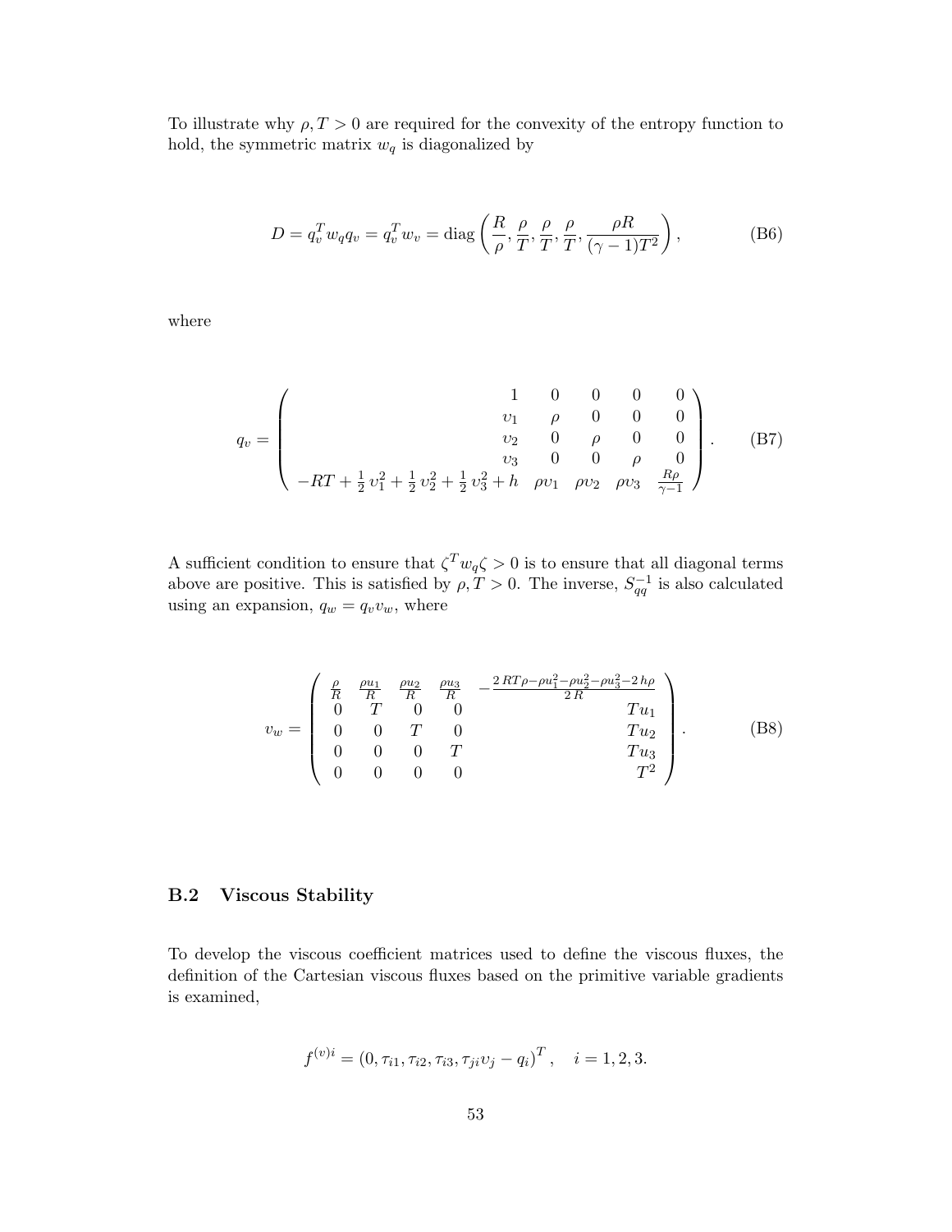To illustrate why $\rho, T > 0$ are required for the convexity of the entropy function to hold, the symmetric matrix $w_q$ is diagonalized by

$$D = q_v^T w_q q_v = q_v^T w_v = \operatorname{diag}\left(\frac{R}{\rho}, \frac{\rho}{T}, \frac{\rho}{T}, \frac{\rho}{T}, \frac{\rho R}{(\gamma - 1)T^2}\right), \tag{B6}$$

where

$$q_v = \begin{pmatrix} 1 & 0 & 0 & 0 & 0 \\ \upsilon_1 & \rho & 0 & 0 & 0 \\ \upsilon_2 & 0 & \rho & 0 & 0 \\ \upsilon_3 & 0 & 0 & \rho & 0 \\ -RT + \frac{1}{2}\,\upsilon_1^2 + \frac{1}{2}\,\upsilon_2^2 + \frac{1}{2}\,\upsilon_3^2 + h & \rho\upsilon_1 & \rho\upsilon_2 & \rho\upsilon_3 & \frac{R\rho}{\gamma - 1} \end{pmatrix}. \tag{B7}$$

A sufficient condition to ensure that $\zeta^T w_q \zeta > 0$ is to ensure that all diagonal terms above are positive. This is satisfied by $\rho, T > 0$. The inverse, $S_{qq}^{-1}$ is also calculated using an expansion, $q_w = q_v v_w$, where

$$v_w = \begin{pmatrix} \frac{\rho}{R} & \frac{\rho u_1}{R} & \frac{\rho u_2}{R} & \frac{\rho u_3}{R} & -\frac{2\,RT\rho - \rho u_1^2 - \rho u_2^2 - \rho u_3^2 - 2\,h\rho}{2\,R} \\ 0 & T & 0 & 0 & Tu_1 \\ 0 & 0 & T & 0 & Tu_2 \\ 0 & 0 & 0 & T & Tu_3 \\ 0 & 0 & 0 & 0 & T^2 \end{pmatrix}. \tag{B8}$$

## B.2 Viscous Stability

To develop the viscous coefficient matrices used to define the viscous fluxes, the definition of the Cartesian viscous fluxes based on the primitive variable gradients is examined,

$$f^{(v)i} = \left(0, \tau_{i1}, \tau_{i2}, \tau_{i3}, \tau_{ji}\upsilon_j - q_i\right)^T, \quad i = 1, 2, 3.$$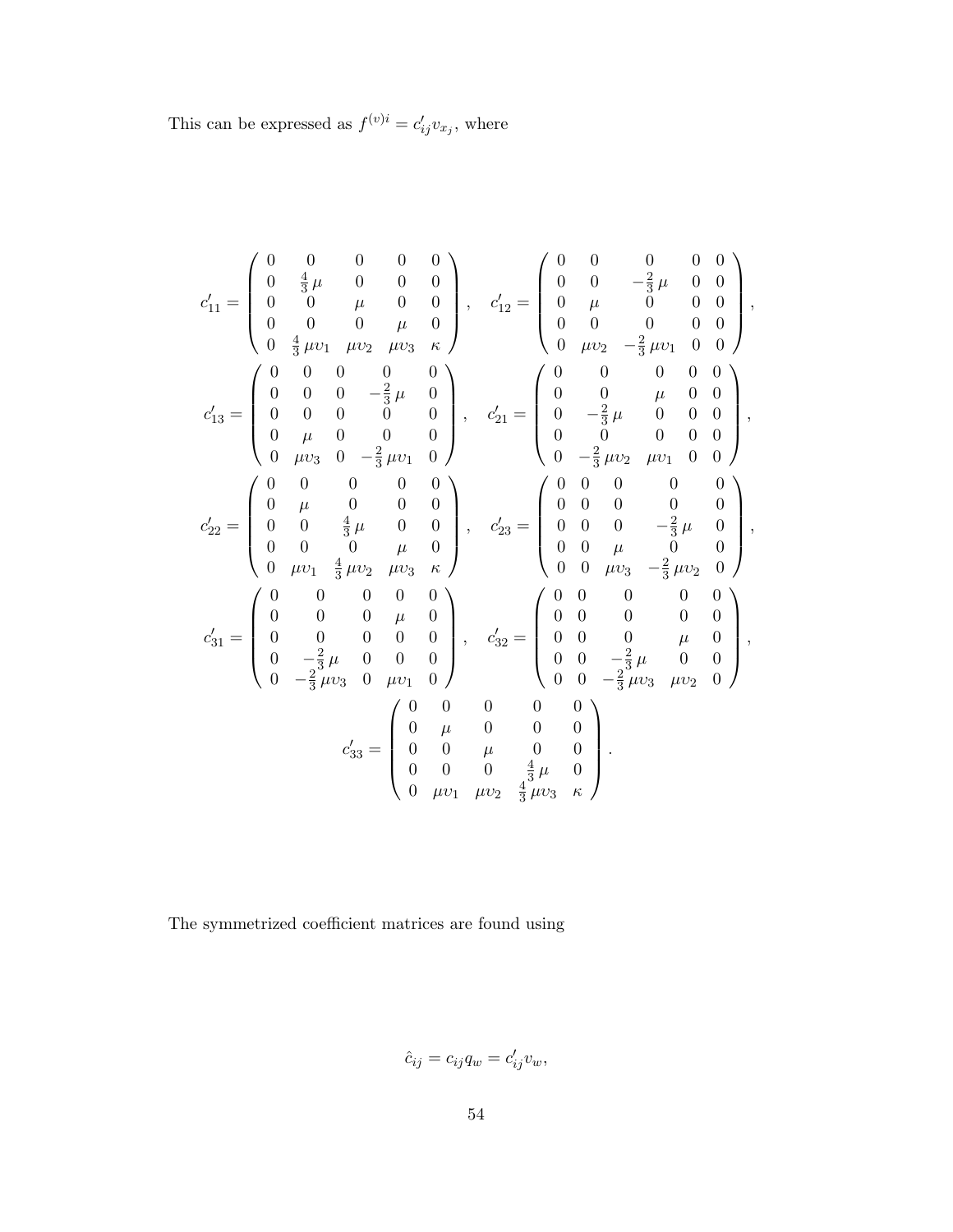This can be expressed as $f^{(v)i} = c'_{ij} v_{x_j}$, where

$$
c'_{11} = \begin{pmatrix} 0 & 0 & 0 & 0 & 0 \\ 0 & \frac{4}{3}\mu & 0 & 0 & 0 \\ 0 & 0 & \mu & 0 & 0 \\ 0 & 0 & 0 & \mu & 0 \\ 0 & \frac{4}{3}\mu\upsilon_1 & \mu\upsilon_2 & \mu\upsilon_3 & \kappa \end{pmatrix}, \quad c'_{12} = \begin{pmatrix} 0 & 0 & 0 & 0 & 0 \\ 0 & 0 & -\frac{2}{3}\mu & 0 & 0 \\ 0 & \mu & 0 & 0 & 0 \\ 0 & 0 & 0 & 0 & 0 \\ 0 & \mu\upsilon_2 & -\frac{2}{3}\mu\upsilon_1 & 0 & 0 \end{pmatrix},
$$

$$
c'_{13} = \begin{pmatrix} 0 & 0 & 0 & 0 & 0 \\ 0 & 0 & 0 & -\frac{2}{3}\mu & 0 \\ 0 & 0 & 0 & 0 & 0 \\ 0 & \mu & 0 & 0 & 0 \\ 0 & \mu\upsilon_3 & 0 & -\frac{2}{3}\mu\upsilon_1 & 0 \end{pmatrix}, \quad c'_{21} = \begin{pmatrix} 0 & 0 & 0 & 0 & 0 \\ 0 & 0 & \mu & 0 & 0 \\ 0 & -\frac{2}{3}\mu & 0 & 0 & 0 \\ 0 & 0 & 0 & 0 & 0 \\ 0 & -\frac{2}{3}\mu\upsilon_2 & \mu\upsilon_1 & 0 & 0 \end{pmatrix},
$$

$$
c'_{22} = \begin{pmatrix} 0 & 0 & 0 & 0 & 0 \\ 0 & \mu & 0 & 0 & 0 \\ 0 & 0 & \frac{4}{3}\mu & 0 & 0 \\ 0 & 0 & 0 & \mu & 0 \\ 0 & \mu\upsilon_1 & \frac{4}{3}\mu\upsilon_2 & \mu\upsilon_3 & \kappa \end{pmatrix}, \quad c'_{23} = \begin{pmatrix} 0 & 0 & 0 & 0 & 0 \\ 0 & 0 & 0 & 0 & 0 \\ 0 & 0 & 0 & -\frac{2}{3}\mu & 0 \\ 0 & 0 & \mu & 0 & 0 \\ 0 & 0 & \mu\upsilon_3 & -\frac{2}{3}\mu\upsilon_2 & 0 \end{pmatrix},
$$

$$
c'_{31} = \begin{pmatrix} 0 & 0 & 0 & 0 & 0 \\ 0 & 0 & 0 & \mu & 0 \\ 0 & 0 & 0 & 0 & 0 \\ 0 & -\frac{2}{3}\mu & 0 & 0 & 0 \\ 0 & -\frac{2}{3}\mu\upsilon_3 & 0 & \mu\upsilon_1 & 0 \end{pmatrix}, \quad c'_{32} = \begin{pmatrix} 0 & 0 & 0 & 0 & 0 \\ 0 & 0 & 0 & 0 & 0 \\ 0 & 0 & 0 & \mu & 0 \\ 0 & 0 & -\frac{2}{3}\mu & 0 & 0 \\ 0 & 0 & -\frac{2}{3}\mu\upsilon_3 & \mu\upsilon_2 & 0 \end{pmatrix},
$$

$$
c'_{33} = \begin{pmatrix} 0 & 0 & 0 & 0 & 0 \\ 0 & \mu & 0 & 0 & 0 \\ 0 & 0 & \mu & 0 & 0 \\ 0 & 0 & 0 & \frac{4}{3}\mu & 0 \\ 0 & \mu\upsilon_1 & \mu\upsilon_2 & \frac{4}{3}\mu\upsilon_3 & \kappa \end{pmatrix}.
$$

The symmetrized coefficient matrices are found using

$$
\hat{c}_{ij} = c_{ij} q_w = c'_{ij} v_w,
$$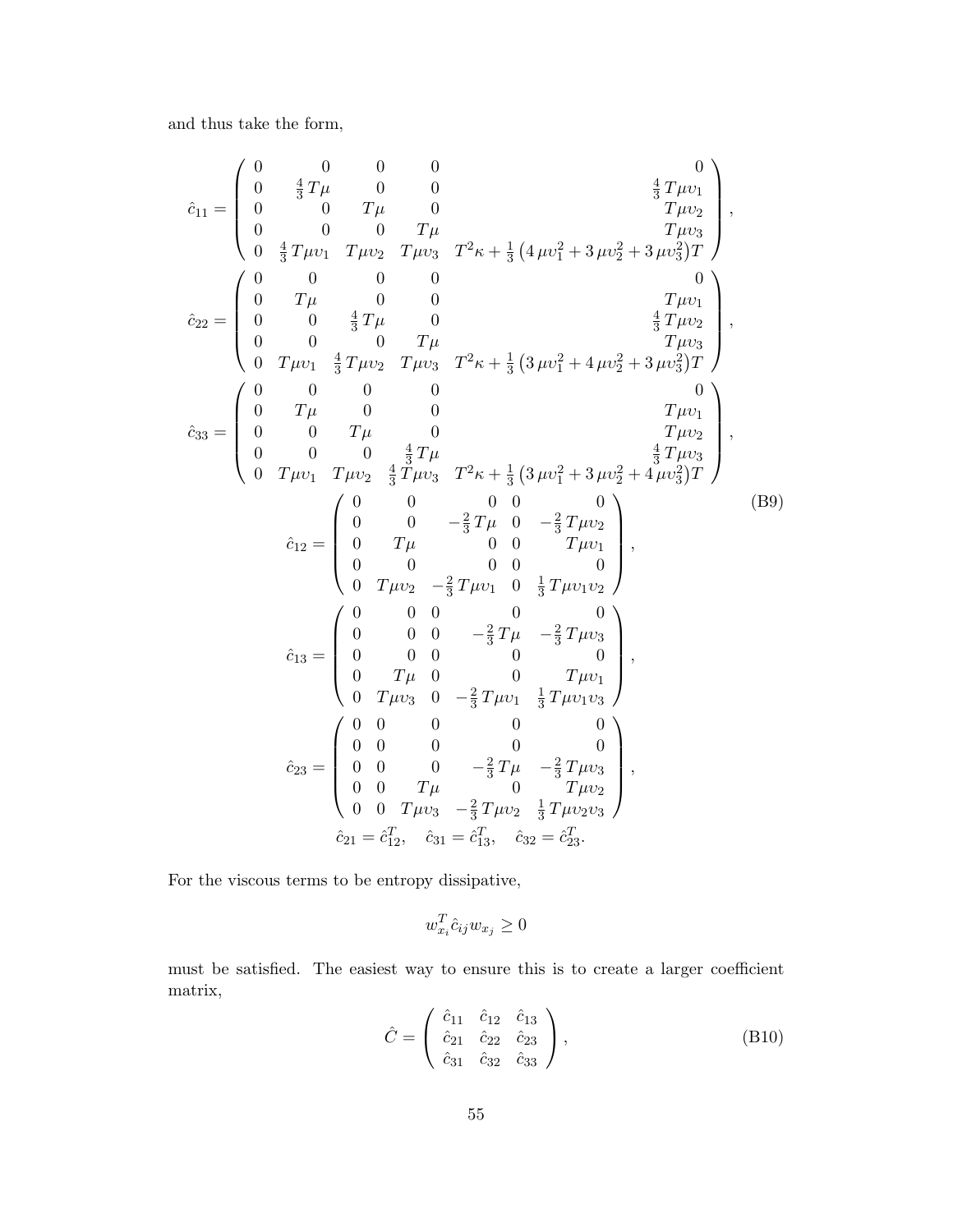and thus take the form,

$$
\hat{c}_{11} = \begin{pmatrix} 0 & 0 & 0 & 0 & 0 \\ 0 & \frac{4}{3}T\mu & 0 & 0 & \frac{4}{3}T\mu\upsilon_1 \\ 0 & 0 & T\mu & 0 & T\mu\upsilon_2 \\ 0 & 0 & 0 & T\mu & T\mu\upsilon_3 \\ 0 & \frac{4}{3}T\mu\upsilon_1 & T\mu\upsilon_2 & T\mu\upsilon_3 & T^2\kappa + \frac{1}{3}\left(4\,\mu\upsilon_1^2 + 3\,\mu\upsilon_2^2 + 3\,\mu\upsilon_3^2\right)T \end{pmatrix},
$$

$$
\hat{c}_{22} = \begin{pmatrix} 0 & 0 & 0 & 0 & 0 \\ 0 & T\mu & 0 & 0 & T\mu\upsilon_1 \\ 0 & 0 & \frac{4}{3}T\mu & 0 & \frac{4}{3}T\mu\upsilon_2 \\ 0 & 0 & 0 & T\mu & T\mu\upsilon_3 \\ 0 & T\mu\upsilon_1 & \frac{4}{3}T\mu\upsilon_2 & T\mu\upsilon_3 & T^2\kappa + \frac{1}{3}\left(3\,\mu\upsilon_1^2 + 4\,\mu\upsilon_2^2 + 3\,\mu\upsilon_3^2\right)T \end{pmatrix},
$$

$$
\hat{c}_{33} = \begin{pmatrix} 0 & 0 & 0 & 0 & 0 \\ 0 & T\mu & 0 & 0 & T\mu\upsilon_1 \\ 0 & 0 & T\mu & 0 & T\mu\upsilon_2 \\ 0 & 0 & 0 & \frac{4}{3}T\mu & \frac{4}{3}T\mu\upsilon_3 \\ 0 & T\mu\upsilon_1 & T\mu\upsilon_2 & \frac{4}{3}T\mu\upsilon_3 & T^2\kappa + \frac{1}{3}\left(3\,\mu\upsilon_1^2 + 3\,\mu\upsilon_2^2 + 4\,\mu\upsilon_3^2\right)T \end{pmatrix},
$$

$$
\hat{c}_{12} = \begin{pmatrix} 0 & 0 & 0 & 0 & 0 \\ 0 & 0 & -\frac{2}{3}T\mu & 0 & -\frac{2}{3}T\mu\upsilon_2 \\ 0 & T\mu & 0 & 0 & T\mu\upsilon_1 \\ 0 & 0 & 0 & 0 & 0 \\ 0 & T\mu\upsilon_2 & -\frac{2}{3}T\mu\upsilon_1 & 0 & \frac{1}{3}T\mu\upsilon_1\upsilon_2 \end{pmatrix}, \tag{B9}
$$

$$
\hat{c}_{13} = \begin{pmatrix} 0 & 0 & 0 & 0 & 0 \\ 0 & 0 & 0 & -\frac{2}{3}T\mu & -\frac{2}{3}T\mu\upsilon_3 \\ 0 & 0 & 0 & 0 & 0 \\ 0 & T\mu & 0 & 0 & T\mu\upsilon_1 \\ 0 & T\mu\upsilon_3 & 0 & -\frac{2}{3}T\mu\upsilon_1 & \frac{1}{3}T\mu\upsilon_1\upsilon_3 \end{pmatrix},
$$

$$
\hat{c}_{23} = \begin{pmatrix} 0 & 0 & 0 & 0 & 0 \\ 0 & 0 & 0 & 0 & 0 \\ 0 & 0 & 0 & -\frac{2}{3}T\mu & -\frac{2}{3}T\mu\upsilon_3 \\ 0 & 0 & T\mu & 0 & T\mu\upsilon_2 \\ 0 & 0 & T\mu\upsilon_3 & -\frac{2}{3}T\mu\upsilon_2 & \frac{1}{3}T\mu\upsilon_2\upsilon_3 \end{pmatrix},
$$

$$
\hat{c}_{21} = \hat{c}_{12}^T, \quad \hat{c}_{31} = \hat{c}_{13}^T, \quad \hat{c}_{32} = \hat{c}_{23}^T.
$$

For the viscous terms to be entropy dissipative,

$$
w_{x_i}^T \hat{c}_{ij} w_{x_j} \geq 0
$$

must be satisfied. The easiest way to ensure this is to create a larger coefficient matrix,

$$
\hat{C} = \begin{pmatrix} \hat{c}_{11} & \hat{c}_{12} & \hat{c}_{13} \\ \hat{c}_{21} & \hat{c}_{22} & \hat{c}_{23} \\ \hat{c}_{31} & \hat{c}_{32} & \hat{c}_{33} \end{pmatrix}, \tag{B10}
$$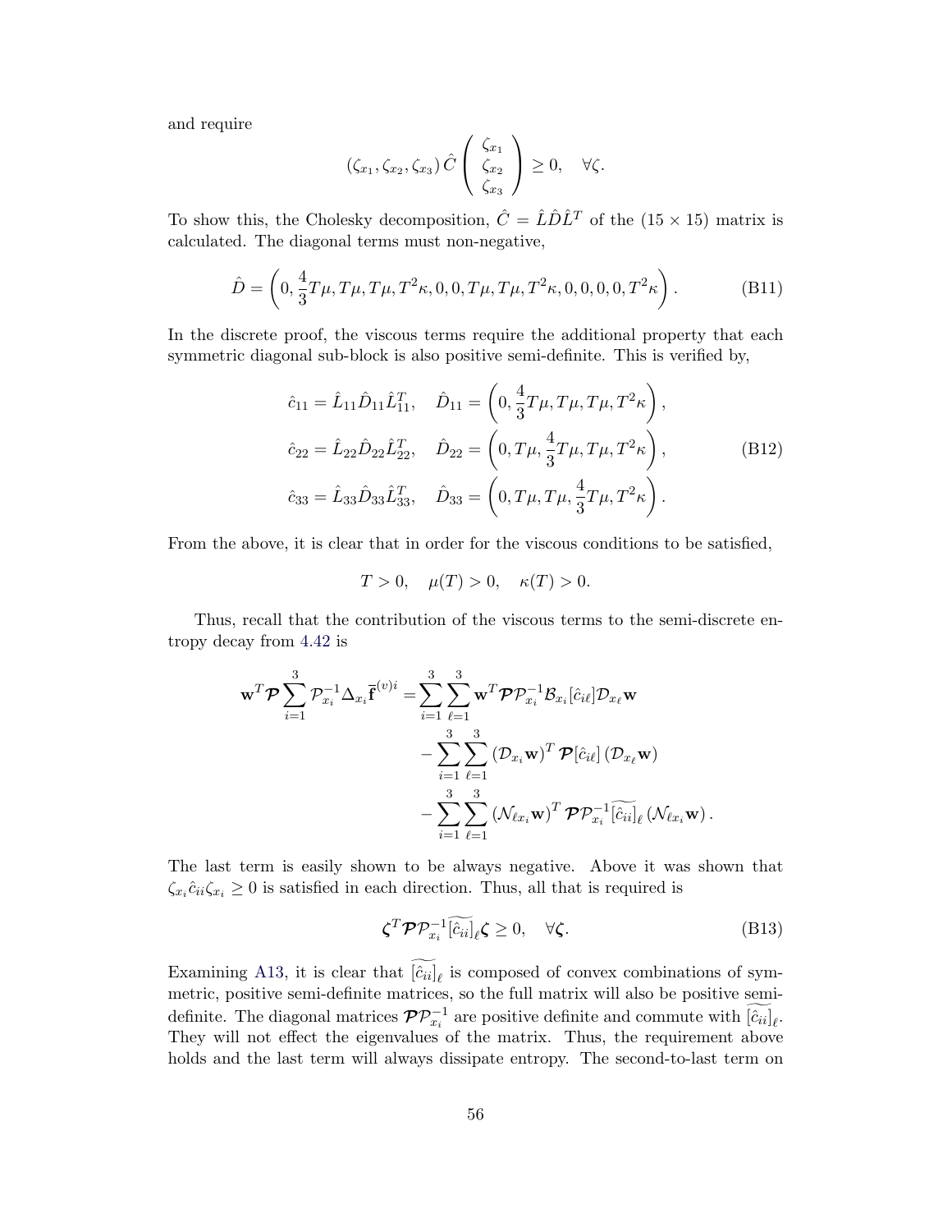and require

$$(\zeta_{x_1}, \zeta_{x_2}, \zeta_{x_3})\, \hat{C} \begin{pmatrix} \zeta_{x_1} \\ \zeta_{x_2} \\ \zeta_{x_3} \end{pmatrix} \geq 0, \quad \forall \zeta.$$

To show this, the Cholesky decomposition, $\hat{C} = \hat{L}\hat{D}\hat{L}^T$ of the $(15 \times 15)$ matrix is calculated. The diagonal terms must non-negative,

$$\hat{D} = \left(0, \frac{4}{3}T\mu, T\mu, T\mu, T^2\kappa, 0, 0, T\mu, T\mu, T^2\kappa, 0, 0, 0, 0, T^2\kappa\right). \tag{B11}$$

In the discrete proof, the viscous terms require the additional property that each symmetric diagonal sub-block is also positive semi-definite. This is verified by,

$$\begin{aligned}
\hat{c}_{11} &= \hat{L}_{11}\hat{D}_{11}\hat{L}_{11}^T, \quad \hat{D}_{11} = \left(0, \frac{4}{3}T\mu, T\mu, T\mu, T^2\kappa\right), \\
\hat{c}_{22} &= \hat{L}_{22}\hat{D}_{22}\hat{L}_{22}^T, \quad \hat{D}_{22} = \left(0, T\mu, \frac{4}{3}T\mu, T\mu, T^2\kappa\right), \\
\hat{c}_{33} &= \hat{L}_{33}\hat{D}_{33}\hat{L}_{33}^T, \quad \hat{D}_{33} = \left(0, T\mu, T\mu, \frac{4}{3}T\mu, T^2\kappa\right).
\end{aligned} \tag{B12}$$

From the above, it is clear that in order for the viscous conditions to be satisfied,

$$T > 0, \quad \mu(T) > 0, \quad \kappa(T) > 0.$$

Thus, recall that the contribution of the viscous terms to the semi-discrete entropy decay from 4.42 is

$$\begin{aligned}
\mathbf{w}^T \boldsymbol{\mathcal{P}} \sum_{i=1}^{3} \mathcal{P}_{x_i}^{-1} \Delta_{x_i} \overline{\mathbf{f}}^{(v)i} =& \sum_{i=1}^{3}\sum_{\ell=1}^{3} \mathbf{w}^T \boldsymbol{\mathcal{P}} \mathcal{P}_{x_i}^{-1} \mathcal{B}_{x_i} [\hat{c}_{i\ell}] \mathcal{D}_{x_\ell} \mathbf{w} \\
& - \sum_{i=1}^{3}\sum_{\ell=1}^{3} \left(\mathcal{D}_{x_i}\mathbf{w}\right)^T \boldsymbol{\mathcal{P}} [\hat{c}_{i\ell}] \left(\mathcal{D}_{x_\ell}\mathbf{w}\right) \\
& - \sum_{i=1}^{3}\sum_{\ell=1}^{3} \left(\mathcal{N}_{\ell x_i}\mathbf{w}\right)^T \boldsymbol{\mathcal{P}} \mathcal{P}_{x_i}^{-1} \widetilde{[\hat{c}_{ii}]}_\ell \left(\mathcal{N}_{\ell x_i}\mathbf{w}\right).
\end{aligned}$$

The last term is easily shown to be always negative. Above it was shown that $\zeta_{x_i}\hat{c}_{ii}\zeta_{x_i} \geq 0$ is satisfied in each direction. Thus, all that is required is

$$\boldsymbol{\zeta}^T \boldsymbol{\mathcal{P}} \mathcal{P}_{x_i}^{-1} \widetilde{[\hat{c}_{ii}]}_\ell \boldsymbol{\zeta} \geq 0, \quad \forall \boldsymbol{\zeta}. \tag{B13}$$

Examining A13, it is clear that $\widetilde{[\hat{c}_{ii}]}_\ell$ is composed of convex combinations of symmetric, positive semi-definite matrices, so the full matrix will also be positive semi-definite. The diagonal matrices $\boldsymbol{\mathcal{P}}\mathcal{P}_{x_i}^{-1}$ are positive definite and commute with $\widetilde{[\hat{c}_{ii}]}_\ell$. They will not effect the eigenvalues of the matrix. Thus, the requirement above holds and the last term will always dissipate entropy. The second-to-last term on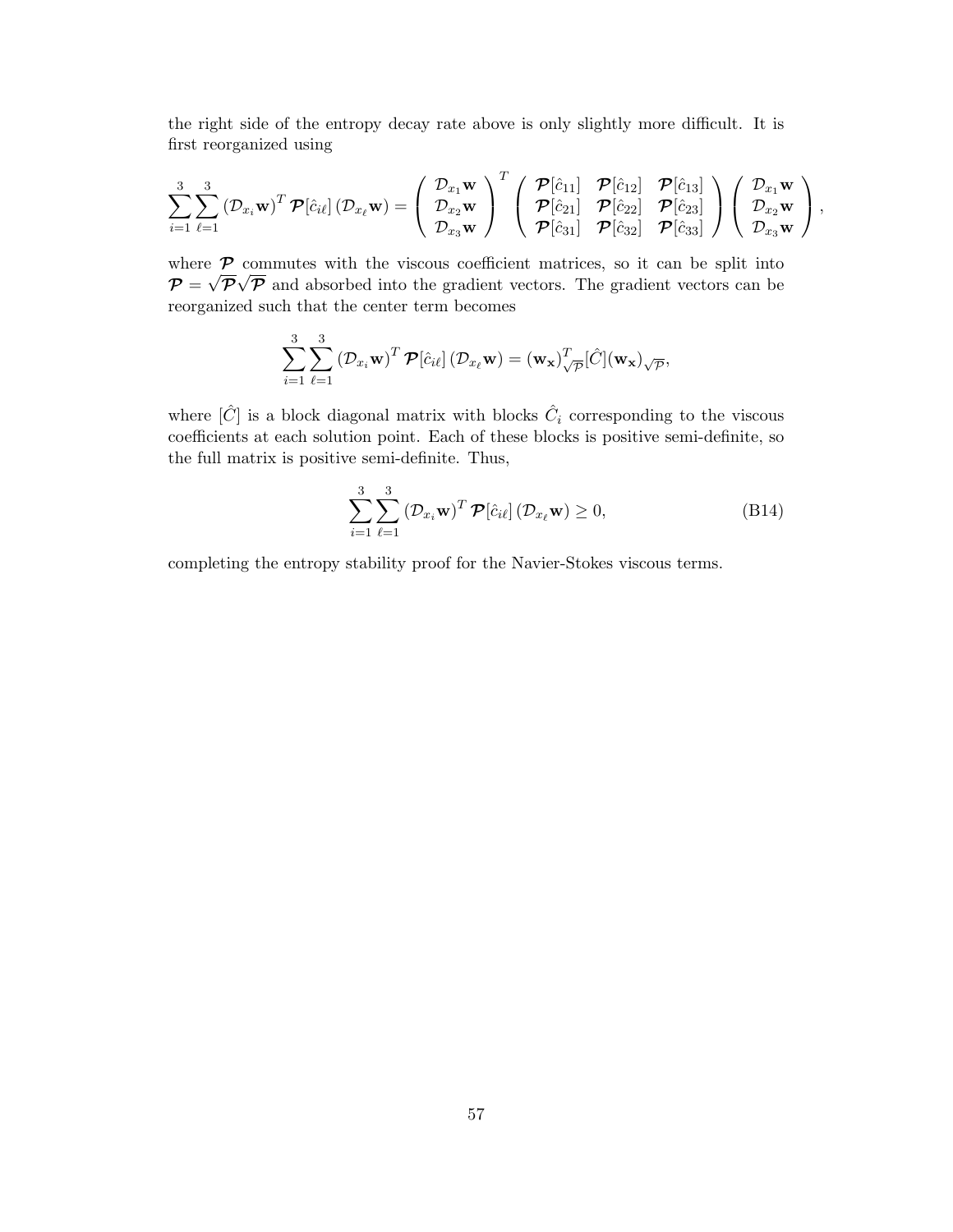the right side of the entropy decay rate above is only slightly more difficult. It is first reorganized using

$$\sum_{i=1}^{3}\sum_{\ell=1}^{3}\left(\mathcal{D}_{x_i}\mathbf{w}\right)^T \boldsymbol{\mathcal{P}}[\hat{c}_{i\ell}]\left(\mathcal{D}_{x_\ell}\mathbf{w}\right) = \left(\begin{array}{c} \mathcal{D}_{x_1}\mathbf{w} \\ \mathcal{D}_{x_2}\mathbf{w} \\ \mathcal{D}_{x_3}\mathbf{w} \end{array}\right)^T \left(\begin{array}{ccc} \boldsymbol{\mathcal{P}}[\hat{c}_{11}] & \boldsymbol{\mathcal{P}}[\hat{c}_{12}] & \boldsymbol{\mathcal{P}}[\hat{c}_{13}] \\ \boldsymbol{\mathcal{P}}[\hat{c}_{21}] & \boldsymbol{\mathcal{P}}[\hat{c}_{22}] & \boldsymbol{\mathcal{P}}[\hat{c}_{23}] \\ \boldsymbol{\mathcal{P}}[\hat{c}_{31}] & \boldsymbol{\mathcal{P}}[\hat{c}_{32}] & \boldsymbol{\mathcal{P}}[\hat{c}_{33}] \end{array}\right) \left(\begin{array}{c} \mathcal{D}_{x_1}\mathbf{w} \\ \mathcal{D}_{x_2}\mathbf{w} \\ \mathcal{D}_{x_3}\mathbf{w} \end{array}\right),$$

where $\boldsymbol{\mathcal{P}}$ commutes with the viscous coefficient matrices, so it can be split into $\boldsymbol{\mathcal{P}} = \sqrt{\boldsymbol{\mathcal{P}}}\sqrt{\boldsymbol{\mathcal{P}}}$ and absorbed into the gradient vectors. The gradient vectors can be reorganized such that the center term becomes

$$\sum_{i=1}^{3}\sum_{\ell=1}^{3}\left(\mathcal{D}_{x_i}\mathbf{w}\right)^T \boldsymbol{\mathcal{P}}[\hat{c}_{i\ell}]\left(\mathcal{D}_{x_\ell}\mathbf{w}\right) = (\mathbf{w}_{\mathbf{x}})^T_{\sqrt{\mathcal{P}}}[\hat{C}](\mathbf{w}_{\mathbf{x}})_{\sqrt{\mathcal{P}}},$$

where $[\hat{C}]$ is a block diagonal matrix with blocks $\hat{C}_i$ corresponding to the viscous coefficients at each solution point. Each of these blocks is positive semi-definite, so the full matrix is positive semi-definite. Thus,

$$\sum_{i=1}^{3}\sum_{\ell=1}^{3}\left(\mathcal{D}_{x_i}\mathbf{w}\right)^T \boldsymbol{\mathcal{P}}[\hat{c}_{i\ell}]\left(\mathcal{D}_{x_\ell}\mathbf{w}\right) \geq 0, \tag{B14}$$

completing the entropy stability proof for the Navier-Stokes viscous terms.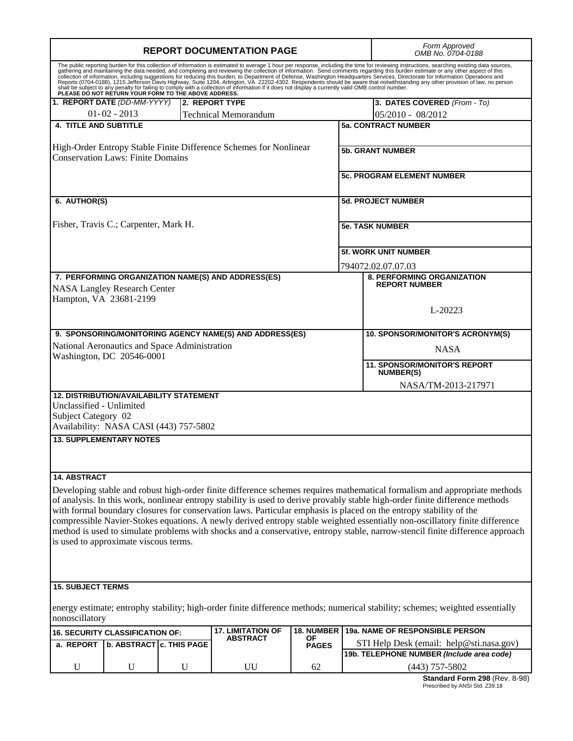# REPORT DOCUMENTATION PAGE

*Form Approved*
*OMB No. 0704-0188*

The public reporting burden for this collection of information is estimated to average 1 hour per response, including the time for reviewing instructions, searching existing data sources, gathering and maintaining the data needed, and completing and reviewing the collection of information. Send comments regarding this burden estimate or any other aspect of this collection of information, including suggestions for reducing this burden, to Department of Defense, Washington Headquarters Services, Directorate for Information Operations and Reports (0704-0188), 1215 Jefferson Davis Highway, Suite 1204, Arlington, VA 22202-4302. Respondents should be aware that notwithstanding any other provision of law, no person shall be subject to any penalty for failing to comply with a collection of information if it does not display a currently valid OMB control number.
**PLEASE DO NOT RETURN YOUR FORM TO THE ABOVE ADDRESS.**

| 1. REPORT DATE *(DD-MM-YYYY)* | 2. REPORT TYPE | 3. DATES COVERED *(From - To)* |
|---|---|---|
| 01- 02 - 2013 | Technical Memorandum | 05/2010 - 08/2012 |

**4. TITLE AND SUBTITLE**

High-Order Entropy Stable Finite Difference Schemes for Nonlinear Conservation Laws: Finite Domains

**5a. CONTRACT NUMBER**

**5b. GRANT NUMBER**

**5c. PROGRAM ELEMENT NUMBER**

**6. AUTHOR(S)**

Fisher, Travis C.; Carpenter, Mark H.

**5d. PROJECT NUMBER**

**5e. TASK NUMBER**

**5f. WORK UNIT NUMBER**

794072.02.07.07.03

**7. PERFORMING ORGANIZATION NAME(S) AND ADDRESS(ES)**

NASA Langley Research Center
Hampton, VA 23681-2199

**8. PERFORMING ORGANIZATION REPORT NUMBER**

L-20223

**9. SPONSORING/MONITORING AGENCY NAME(S) AND ADDRESS(ES)**

National Aeronautics and Space Administration
Washington, DC 20546-0001

**10. SPONSOR/MONITOR'S ACRONYM(S)**

NASA

**11. SPONSOR/MONITOR'S REPORT NUMBER(S)**

NASA/TM-2013-217971

**12. DISTRIBUTION/AVAILABILITY STATEMENT**

Unclassified - Unlimited
Subject Category 02
Availability: NASA CASI (443) 757-5802

**13. SUPPLEMENTARY NOTES**

**14. ABSTRACT**

Developing stable and robust high-order finite difference schemes requires mathematical formalism and appropriate methods of analysis. In this work, nonlinear entropy stability is used to derive provably stable high-order finite difference methods with formal boundary closures for conservation laws. Particular emphasis is placed on the entropy stability of the compressible Navier-Stokes equations. A newly derived entropy stable weighted essentially non-oscillatory finite difference method is used to simulate problems with shocks and a conservative, entropy stable, narrow-stencil finite difference approach is used to approximate viscous terms.

**15. SUBJECT TERMS**

energy estimate; entrophy stability; high-order finite difference methods; numerical stability; schemes; weighted essentially nonoscillatory

| 16. SECURITY CLASSIFICATION OF: | | | 17. LIMITATION OF ABSTRACT | 18. NUMBER OF PAGES | 19a. NAME OF RESPONSIBLE PERSON |
|---|---|---|---|---|---|
| a. REPORT | b. ABSTRACT | c. THIS PAGE | | | STI Help Desk (email: help@sti.nasa.gov) |
| | | | | | 19b. TELEPHONE NUMBER *(Include area code)* |
| U | U | U | UU | 62 | (443) 757-5802 |

**Standard Form 298** (Rev. 8-98)
Prescribed by ANSI Std. Z39.18